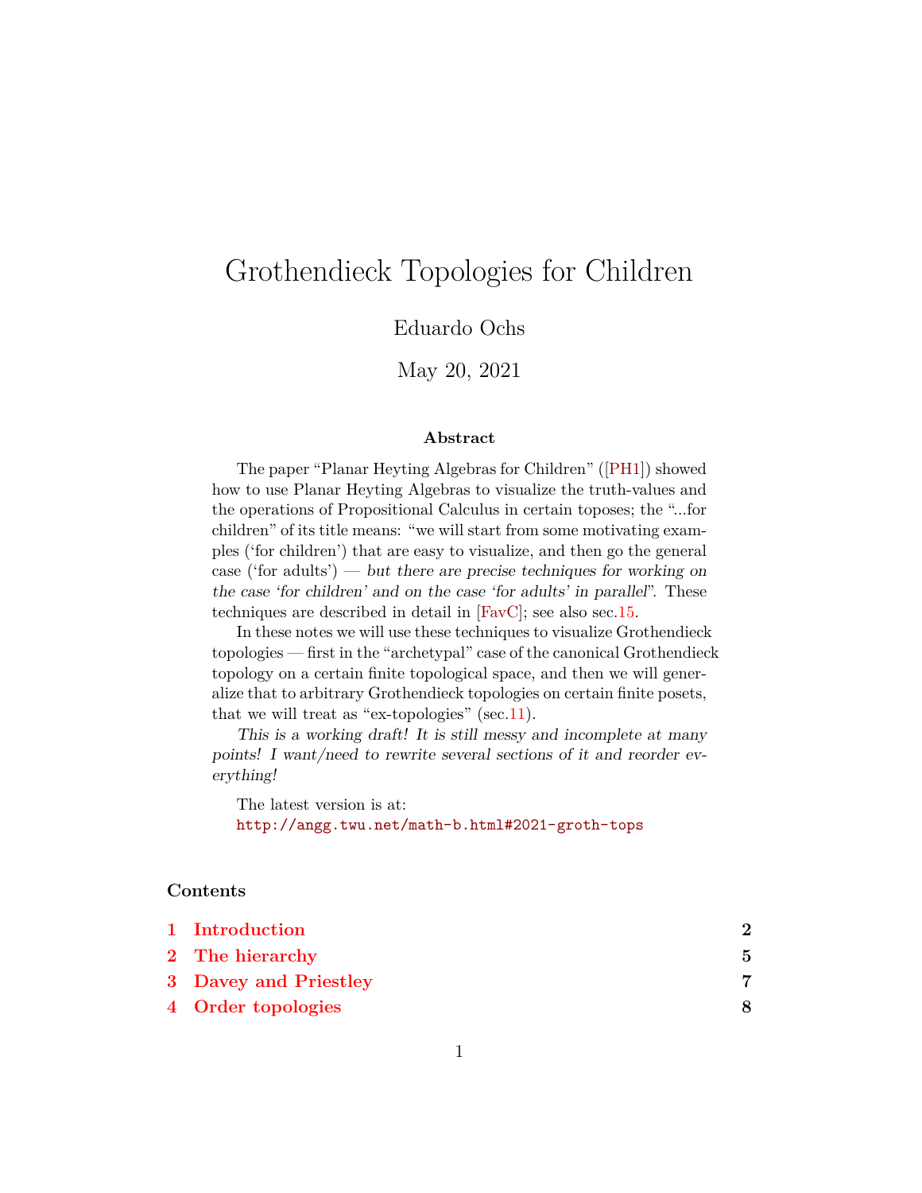# Grothendieck Topologies for Children

Eduardo Ochs

May 20, 2021

### Abstract

The paper "Planar Heyting Algebras for Children" ([PH1]) showed how to use Planar Heyting Algebras to visualize the truth-values and the operations of Propositional Calculus in certain toposes; the "...for children" of its title means: "we will start from some motivating examples ('for children') that are easy to visualize, and then go the general case ('for adults') — *but there are precise techniques for working on the case 'for children' and on the case 'for adults' in parallel*". These techniques are described in detail in [FavC]; see also sec.15.

In these notes we will use these techniques to visualize Grothendieck topologies — first in the "archetypal" case of the canonical Grothendieck topology on a certain finite topological space, and then we will generalize that to arbitrary Grothendieck topologies on certain finite posets, that we will treat as "ex-topologies" (sec.11).

*This is a working draft! It is still messy and incomplete at many points! I want/need to rewrite several sections of it and reorder everything!*

The latest version is at:
http://angg.twu.net/math-b.html#2021-groth-tops

## Contents

| | | |
|---|---|---|
| 1 | Introduction | 2 |
| 2 | The hierarchy | 5 |
| 3 | Davey and Priestley | 7 |
| 4 | Order topologies | 8 |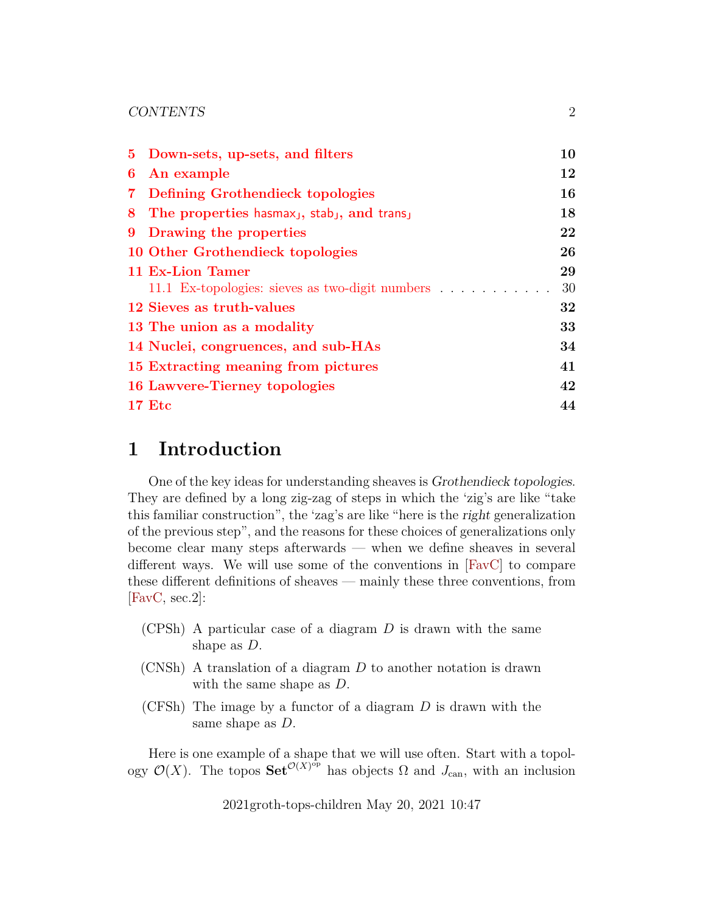| | |
|---|---|
| 5 Down-sets, up-sets, and filters | 10 |
| 6 An example | 12 |
| 7 Defining Grothendieck topologies | 16 |
| 8 The properties $\mathsf{hasmax}_\mathsf{J}$, $\mathsf{stab}_\mathsf{J}$, and $\mathsf{trans}_\mathsf{J}$ | 18 |
| 9 Drawing the properties | 22 |
| 10 Other Grothendieck topologies | 26 |
| 11 Ex-Lion Tamer | 29 |
| 11.1 Ex-topologies: sieves as two-digit numbers | 30 |
| 12 Sieves as truth-values | 32 |
| 13 The union as a modality | 33 |
| 14 Nuclei, congruences, and sub-HAs | 34 |
| 15 Extracting meaning from pictures | 41 |
| 16 Lawvere-Tierney topologies | 42 |
| 17 Etc | 44 |

# 1 Introduction

One of the key ideas for understanding sheaves is *Grothendieck topologies*. They are defined by a long zig-zag of steps in which the 'zig's are like "take this familiar construction", the 'zag's are like "here is the *right* generalization of the previous step", and the reasons for these choices of generalizations only become clear many steps afterwards — when we define sheaves in several different ways. We will use some of the conventions in [FavC] to compare these different definitions of sheaves — mainly these three conventions, from [FavC, sec.2]:

- (CPSh) A particular case of a diagram $D$ is drawn with the same shape as $D$.
- (CNSh) A translation of a diagram $D$ to another notation is drawn with the same shape as $D$.
- (CFSh) The image by a functor of a diagram $D$ is drawn with the same shape as $D$.

Here is one example of a shape that we will use often. Start with a topology $\mathcal{O}(X)$. The topos $\mathbf{Set}^{\mathcal{O}(X)^{\text{op}}}$ has objects $\Omega$ and $J_{\text{can}}$, with an inclusion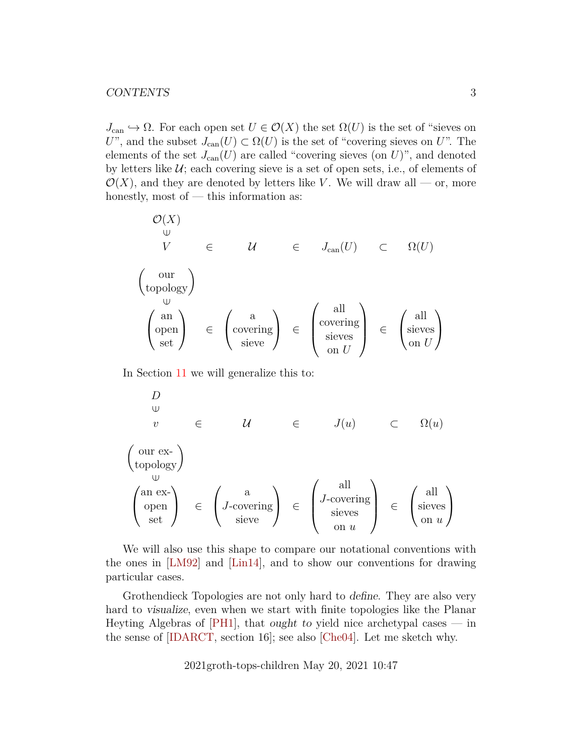$J_{\text{can}} \hookrightarrow \Omega$. For each open set $U \in \mathcal{O}(X)$ the set $\Omega(U)$ is the set of "sieves on $U$", and the subset $J_{\text{can}}(U) \subset \Omega(U)$ is the set of "covering sieves on $U$". The elements of the set $J_{\text{can}}(U)$ are called "covering sieves (on $U$)", and denoted by letters like $\mathcal{U}$; each covering sieve is a set of open sets, i.e., of elements of $\mathcal{O}(X)$, and they are denoted by letters like $V$. We will draw all — or, more honestly, most of — this information as:

$$
\begin{array}{ccccccc}
\mathcal{O}(X) \\
\cup\!\!\!\!\!\!\;\; \\
V & \in & \mathcal{U} & \in & J_{\text{can}}(U) & \subset & \Omega(U) \\
\\
\begin{pmatrix}\text{our} \\ \text{topology}\end{pmatrix} \\
\cup \\
\begin{pmatrix}\text{an} \\ \text{open} \\ \text{set}\end{pmatrix} & \in & \begin{pmatrix}\text{a} \\ \text{covering} \\ \text{sieve}\end{pmatrix} & \in & \begin{pmatrix}\text{all} \\ \text{covering} \\ \text{sieves} \\ \text{on } U\end{pmatrix} & \in & \begin{pmatrix}\text{all} \\ \text{sieves} \\ \text{on } U\end{pmatrix}
\end{array}
$$

In Section 11 we will generalize this to:

$$
\begin{array}{ccccccc}
D \\
\cup \\
v & \in & \mathcal{U} & \in & J(u) & \subset & \Omega(u) \\
\\
\begin{pmatrix}\text{our ex-} \\ \text{topology}\end{pmatrix} \\
\cup \\
\begin{pmatrix}\text{an ex-} \\ \text{open} \\ \text{set}\end{pmatrix} & \in & \begin{pmatrix}\text{a} \\ J\text{-covering} \\ \text{sieve}\end{pmatrix} & \in & \begin{pmatrix}\text{all} \\ J\text{-covering} \\ \text{sieves} \\ \text{on } u\end{pmatrix} & \in & \begin{pmatrix}\text{all} \\ \text{sieves} \\ \text{on } u\end{pmatrix}
\end{array}
$$

We will also use this shape to compare our notational conventions with the ones in [LM92] and [Lin14], and to show our conventions for drawing particular cases.

Grothendieck Topologies are not only hard to *define*. They are also very hard to *visualize*, even when we start with finite topologies like the Planar Heyting Algebras of [PH1], that *ought to* yield nice archetypal cases — in the sense of [IDARCT, section 16]; see also [Che04]. Let me sketch why.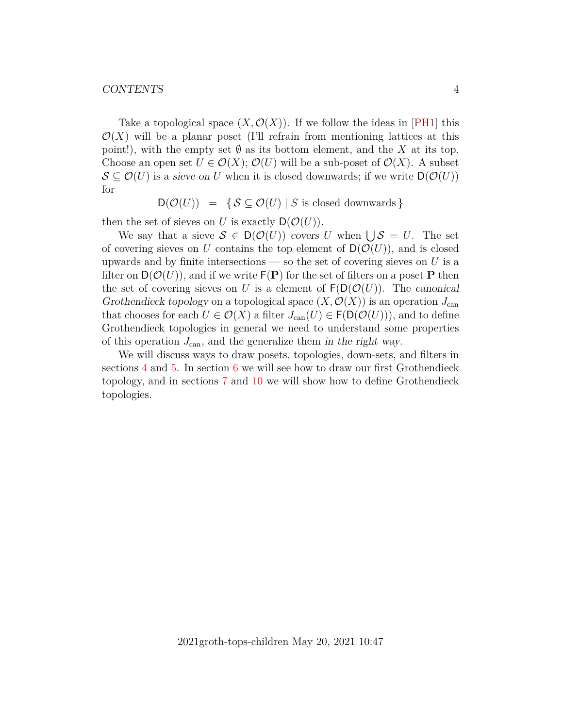Take a topological space $(X, \mathcal{O}(X))$. If we follow the ideas in [PH1] this $\mathcal{O}(X)$ will be a planar poset (I'll refrain from mentioning lattices at this point!), with the empty set $\emptyset$ as its bottom element, and the $X$ at its top. Choose an open set $U \in \mathcal{O}(X)$; $\mathcal{O}(U)$ will be a sub-poset of $\mathcal{O}(X)$. A subset $\mathcal{S} \subseteq \mathcal{O}(U)$ is a *sieve on U* when it is closed downwards; if we write $\mathsf{D}(\mathcal{O}(U))$ for

$$\mathsf{D}(\mathcal{O}(U)) \quad = \quad \{\, \mathcal{S} \subseteq \mathcal{O}(U) \mid S \text{ is closed downwards}\,\}$$

then the set of sieves on $U$ is exactly $\mathsf{D}(\mathcal{O}(U))$.

We say that a sieve $\mathcal{S} \in \mathsf{D}(\mathcal{O}(U))$ *covers U* when $\bigcup \mathcal{S} = U$. The set of covering sieves on $U$ contains the top element of $\mathsf{D}(\mathcal{O}(U))$, and is closed upwards and by finite intersections — so the set of covering sieves on $U$ is a filter on $\mathsf{D}(\mathcal{O}(U))$, and if we write $\mathsf{F}(\mathbf{P})$ for the set of filters on a poset $\mathbf{P}$ then the set of covering sieves on $U$ is a element of $\mathsf{F}(\mathsf{D}(\mathcal{O}(U))$. The *canonical Grothendieck topology* on a topological space $(X, \mathcal{O}(X))$ is an operation $J_{\text{can}}$ that chooses for each $U \in \mathcal{O}(X)$ a filter $J_{\text{can}}(U) \in \mathsf{F}(\mathsf{D}(\mathcal{O}(U)))$, and to define Grothendieck topologies in general we need to understand some properties of this operation $J_{\text{can}}$, and the generalize them *in the right way*.

We will discuss ways to draw posets, topologies, down-sets, and filters in sections 4 and 5. In section 6 we will see how to draw our first Grothendieck topology, and in sections 7 and 10 we will show how to define Grothendieck topologies.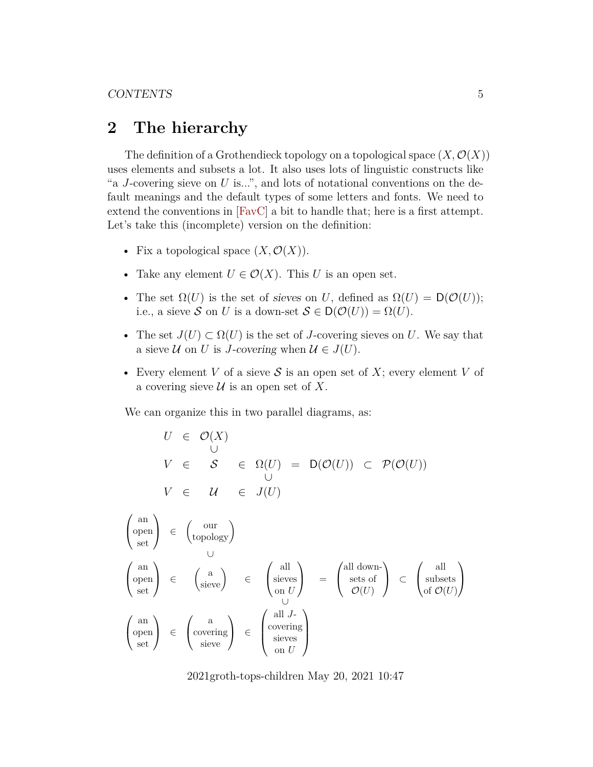## 2 The hierarchy

The definition of a Grothendieck topology on a topological space $(X, \mathcal{O}(X))$ uses elements and subsets a lot. It also uses lots of linguistic constructs like "a $J$-covering sieve on $U$ is...", and lots of notational conventions on the default meanings and the default types of some letters and fonts. We need to extend the conventions in [FavC] a bit to handle that; here is a first attempt. Let's take this (incomplete) version on the definition:

- Fix a topological space $(X, \mathcal{O}(X))$.
- Take any element $U \in \mathcal{O}(X)$. This $U$ is an open set.
- The set $\Omega(U)$ is the set of *sieves* on $U$, defined as $\Omega(U) = \mathsf{D}(\mathcal{O}(U))$; i.e., a sieve $\mathcal{S}$ on $U$ is a down-set $\mathcal{S} \in \mathsf{D}(\mathcal{O}(U)) = \Omega(U)$.
- The set $J(U) \subset \Omega(U)$ is the set of $J$-covering sieves on $U$. We say that a sieve $\mathcal{U}$ on $U$ is *$J$-covering* when $\mathcal{U} \in J(U)$.
- Every element $V$ of a sieve $\mathcal{S}$ is an open set of $X$; every element $V$ of a covering sieve $\mathcal{U}$ is an open set of $X$.

We can organize this in two parallel diagrams, as:

$$
\begin{array}{ccccccccc}
U & \in & \mathcal{O}(X) \\
  &     & \cup \\
V & \in & \mathcal{S} & \in & \Omega(U) & = & \mathsf{D}(\mathcal{O}(U)) & \subset & \mathcal{P}(\mathcal{O}(U)) \\
  &     &             &     & \cup \\
V & \in & \mathcal{U} & \in & J(U)
\end{array}
$$

$$
\begin{array}{ccccccccc}
\begin{pmatrix}\text{an}\\\text{open}\\\text{set}\end{pmatrix} & \in & \begin{pmatrix}\text{our}\\\text{topology}\end{pmatrix} \\
 & & \cup \\
\begin{pmatrix}\text{an}\\\text{open}\\\text{set}\end{pmatrix} & \in & \begin{pmatrix}\text{a}\\\text{sieve}\end{pmatrix} & \in & \begin{pmatrix}\text{all}\\\text{sieves}\\\text{on } U\end{pmatrix} & = & \begin{pmatrix}\text{all down-}\\\text{sets of}\\\mathcal{O}(U)\end{pmatrix} & \subset & \begin{pmatrix}\text{all}\\\text{subsets}\\\text{of } \mathcal{O}(U)\end{pmatrix} \\
 & & & & \cup \\
\begin{pmatrix}\text{an}\\\text{open}\\\text{set}\end{pmatrix} & \in & \begin{pmatrix}\text{a}\\\text{covering}\\\text{sieve}\end{pmatrix} & \in & \begin{pmatrix}\text{all } J\text{-}\\\text{covering}\\\text{sieves}\\\text{on } U\end{pmatrix}
\end{array}
$$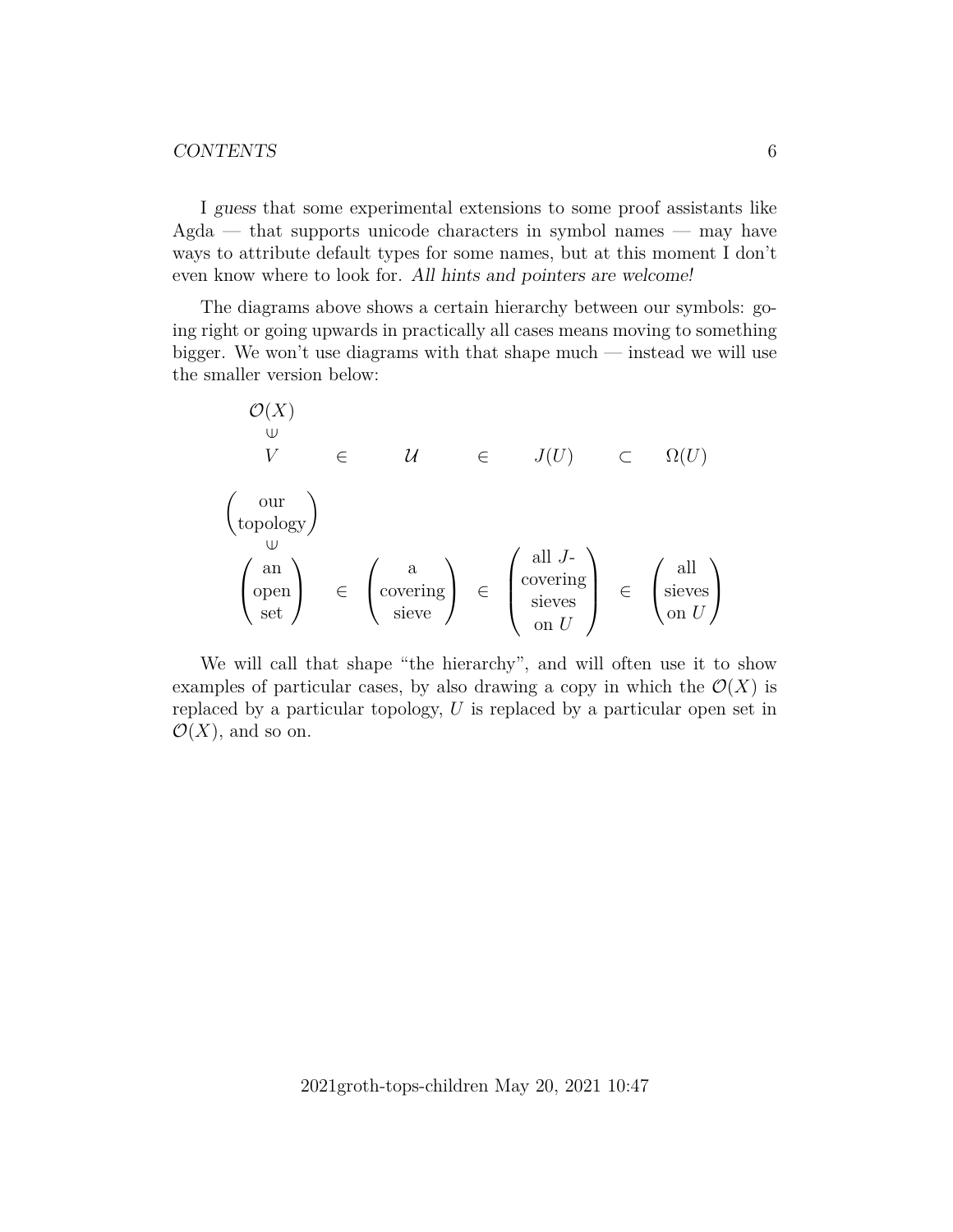I *guess* that some experimental extensions to some proof assistants like Agda — that supports unicode characters in symbol names — may have ways to attribute default types for some names, but at this moment I don't even know where to look for. *All hints and pointers are welcome!*

The diagrams above shows a certain hierarchy between our symbols: going right or going upwards in practically all cases means moving to something bigger. We won't use diagrams with that shape much — instead we will use the smaller version below:

$$
\begin{array}{ccccccc}
\mathcal{O}(X) \\
\cup \\
V & \in & \mathcal{U} & \in & J(U) & \subset & \Omega(U)
\end{array}
$$

$$
\begin{array}{ccccccc}
\begin{pmatrix}\text{our}\\ \text{topology}\end{pmatrix} \\
\cup \\
\begin{pmatrix}\text{an}\\ \text{open}\\ \text{set}\end{pmatrix} & \in & \begin{pmatrix}\text{a}\\ \text{covering}\\ \text{sieve}\end{pmatrix} & \in & \begin{pmatrix}\text{all } J\text{-}\\ \text{covering}\\ \text{sieves}\\ \text{on } U\end{pmatrix} & \in & \begin{pmatrix}\text{all}\\ \text{sieves}\\ \text{on } U\end{pmatrix}
\end{array}
$$

We will call that shape "the hierarchy", and will often use it to show examples of particular cases, by also drawing a copy in which the $\mathcal{O}(X)$ is replaced by a particular topology, $U$ is replaced by a particular open set in $\mathcal{O}(X)$, and so on.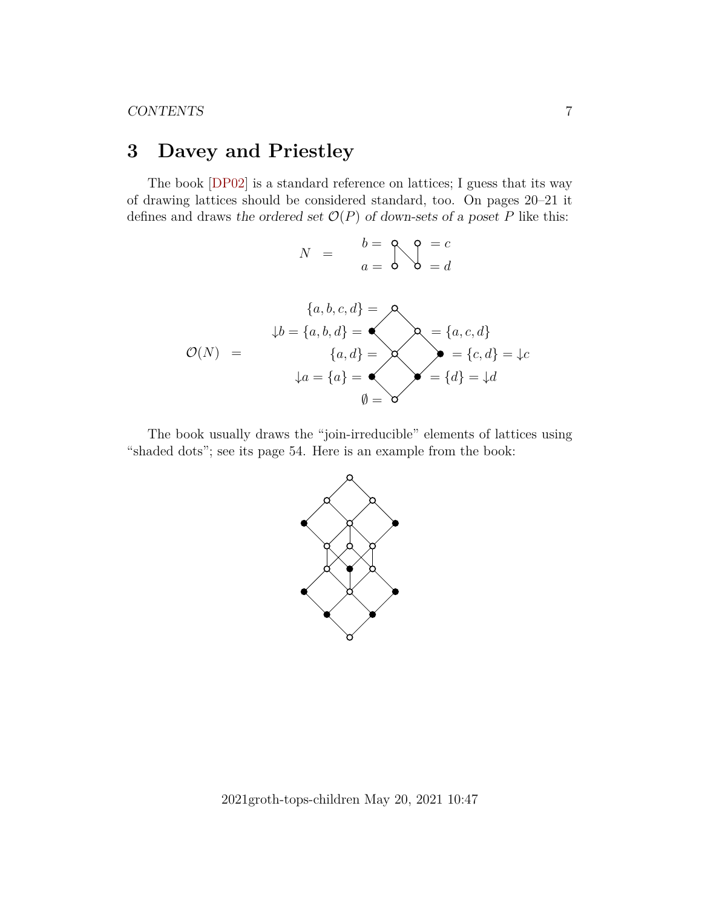# 3 Davey and Priestley

The book [DP02] is a standard reference on lattices; I guess that its way of drawing lattices should be considered standard, too. On pages 20–21 it defines and draws *the ordered set $\mathcal{O}(P)$ of down-sets of a poset $P$* like this:

$$N \quad = \quad \begin{array}{l} b = \\ a = \end{array} \qquad \begin{array}{l} = c \\ = d \end{array}$$

$$\mathcal{O}(N) \quad = \quad \begin{array}{r} \{a,b,c,d\} = \\ {\downarrow}b = \{a,b,d\} = \\ \{a,d\} = \\ {\downarrow}a = \{a\} = \\ \emptyset = \end{array} \qquad \begin{array}{l} = \{a,c,d\} \\ = \{c,d\} = {\downarrow}c \\ = \{d\} = {\downarrow}d \end{array}$$

The book usually draws the "join-irreducible" elements of lattices using "shaded dots"; see its page 54. Here is an example from the book: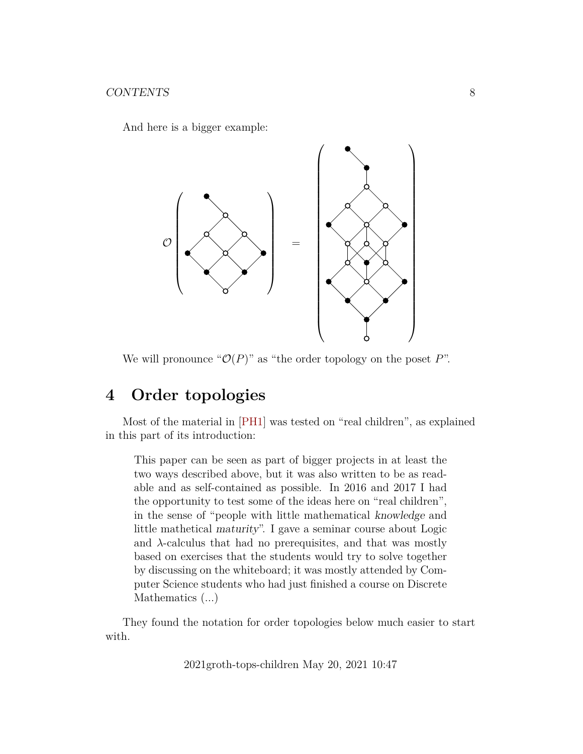And here is a bigger example:

We will pronounce "$\mathcal{O}(P)$" as "the order topology on the poset $P$".

# 4 Order topologies

Most of the material in [PH1] was tested on "real children", as explained in this part of its introduction:

> This paper can be seen as part of bigger projects in at least the two ways described above, but it was also written to be as readable and as self-contained as possible. In 2016 and 2017 I had the opportunity to test some of the ideas here on "real children", in the sense of "people with little mathematical *knowledge* and little mathetical *maturity*". I gave a seminar course about Logic and $\lambda$-calculus that had no prerequisites, and that was mostly based on exercises that the students would try to solve together by discussing on the whiteboard; it was mostly attended by Computer Science students who had just finished a course on Discrete Mathematics (...)

They found the notation for order topologies below much easier to start with.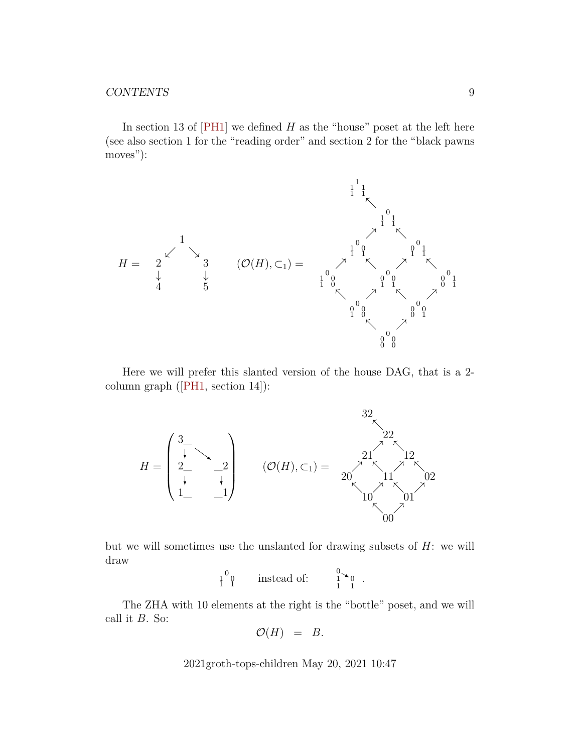In section 13 of [PH1] we defined $H$ as the "house" poset at the left here (see also section 1 for the "reading order" and section 2 for the "black pawns moves"):

$$H = \begin{array}{ccccc} & & 1 & & \\ & \swarrow & & \searrow & \\ 2 & & & & 3 \\ \downarrow & & & & \downarrow \\ 4 & & & & 5 \end{array} \qquad (\mathcal{O}(H), \subset_1) = \begin{array}{ccccccc} & \substack{1\\1\;1\\1\;1} & & & & & \\ & & \nwarrow & & & & \\ & & & \substack{0\\1\;1\\1\;1} & & & \\ & & \nearrow & & \nwarrow & & \\ & \substack{0\\1\;0\\1\;1} & & & & \substack{0\\0\;1\\1\;1} & \\ \nearrow & & \nwarrow & & \nearrow & & \nwarrow \\ \substack{0\\1\;0\\1\;0} & & & \substack{0\\0\;0\\1\;1} & & & \substack{0\\0\;1\\0\;1} \\ \nwarrow & & \nearrow & & \nwarrow & & \nearrow \\ & \substack{0\\0\;0\\1\;0} & & & & \substack{0\\0\;0\\0\;1} & \\ & & \nwarrow & & \nearrow & & \\ & & & \substack{0\\0\;0\\0\;0} & & & \end{array}$$

Here we will prefer this slanted version of the house DAG, that is a 2-column graph ([PH1, section 14]):

$$H = \begin{pmatrix} 3\_ & & \\ \downarrow & \searrow & \\ 2\_ & & \_2 \\ \downarrow & & \downarrow \\ 1\_ & & \_1 \end{pmatrix} \qquad (\mathcal{O}(H), \subset_1) = \begin{array}{ccccccc} & 32 & & & & & \\ & & \nwarrow & & & & \\ & & & 22 & & & \\ & & \nearrow & & \nwarrow & & \\ & 21 & & & & 12 & \\ \nearrow & & \nwarrow & & \nearrow & & \nwarrow \\ 20 & & & 11 & & & 02 \\ \nwarrow & & \nearrow & & \nwarrow & & \nearrow \\ & 10 & & & & 01 & \\ & & \nwarrow & & \nearrow & & \\ & & & 00 & & & \end{array}$$

but we will sometimes use the unslanted for drawing subsets of $H$: we will draw

$$\substack{0\\1\;0\\1\;1} \qquad \text{instead of:} \qquad \substack{0 \searrow \\ 1 \quad 0\\1 \quad 1}\ .$$

The ZHA with 10 elements at the right is the "bottle" poset, and we will call it $B$. So:

$$\mathcal{O}(H) \quad = \quad B.$$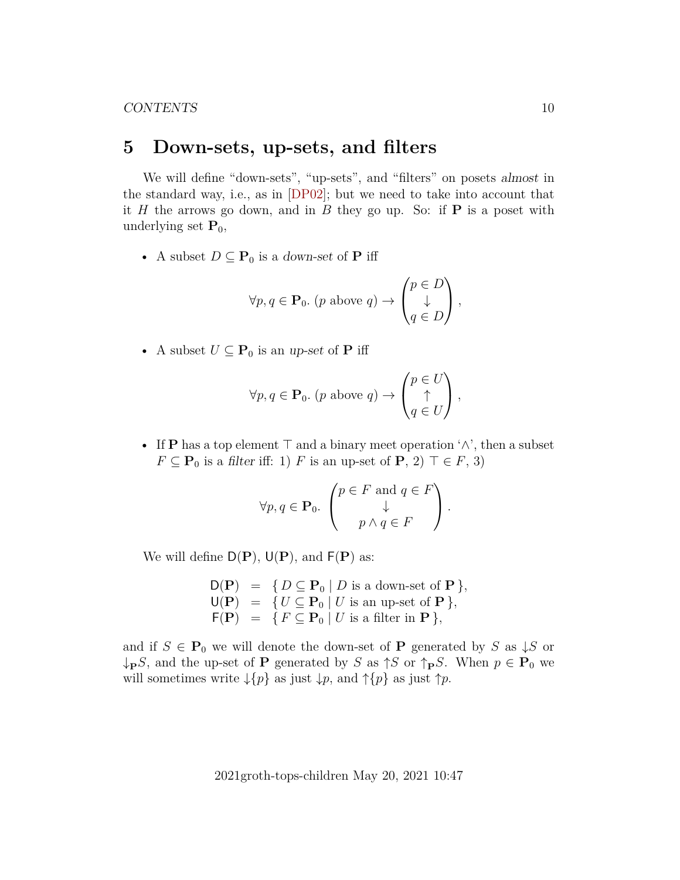# 5 Down-sets, up-sets, and filters

We will define “down-sets”, “up-sets”, and “filters” on posets *almost* in the standard way, i.e., as in [DP02]; but we need to take into account that it $H$ the arrows go down, and in $B$ they go up. So: if $\mathbf{P}$ is a poset with underlying set $\mathbf{P}_0$,

- A subset $D \subseteq \mathbf{P}_0$ is a *down-set* of $\mathbf{P}$ iff

$$\forall p, q \in \mathbf{P}_0.\ (p \text{ above } q) \to \begin{pmatrix} p \in D \\ \downarrow \\ q \in D \end{pmatrix},$$

- A subset $U \subseteq \mathbf{P}_0$ is an *up-set* of $\mathbf{P}$ iff

$$\forall p, q \in \mathbf{P}_0.\ (p \text{ above } q) \to \begin{pmatrix} p \in U \\ \uparrow \\ q \in U \end{pmatrix},$$

- If $\mathbf{P}$ has a top element $\top$ and a binary meet operation ‘$\wedge$’, then a subset $F \subseteq \mathbf{P}_0$ is a *filter* iff: 1) $F$ is an up-set of $\mathbf{P}$, 2) $\top \in F$, 3)

$$\forall p, q \in \mathbf{P}_0.\ \begin{pmatrix} p \in F \text{ and } q \in F \\ \downarrow \\ p \wedge q \in F \end{pmatrix}.$$

We will define $\mathsf{D}(\mathbf{P})$, $\mathsf{U}(\mathbf{P})$, and $\mathsf{F}(\mathbf{P})$ as:

$$\begin{array}{rcl} \mathsf{D}(\mathbf{P}) & = & \{\, D \subseteq \mathbf{P}_0 \mid D \text{ is a down-set of } \mathbf{P} \,\}, \\ \mathsf{U}(\mathbf{P}) & = & \{\, U \subseteq \mathbf{P}_0 \mid U \text{ is an up-set of } \mathbf{P} \,\}, \\ \mathsf{F}(\mathbf{P}) & = & \{\, F \subseteq \mathbf{P}_0 \mid U \text{ is a filter in } \mathbf{P} \,\}, \end{array}$$

and if $S \in \mathbf{P}_0$ we will denote the down-set of $\mathbf{P}$ generated by $S$ as $\downarrow S$ or $\downarrow_{\mathbf{P}} S$, and the up-set of $\mathbf{P}$ generated by $S$ as $\uparrow S$ or $\uparrow_{\mathbf{P}} S$. When $p \in \mathbf{P}_0$ we will sometimes write $\downarrow\{p\}$ as just $\downarrow p$, and $\uparrow\{p\}$ as just $\uparrow p$.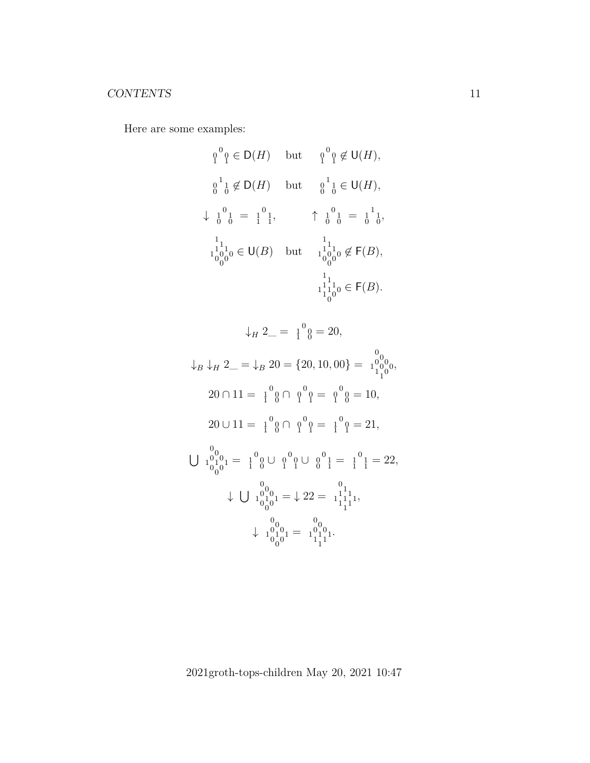Here are some examples:

$$
{}_{0}{}^{0}{}_{0} \atop {}_{1}\;\;{}_{1}
$$

$$
\begin{array}{ccc}
{\scriptstyle {}_{1}^{0}\,{}^{0}\,{}_{1}^{0}} \in \mathsf{D}(H) & \text{but} & {\scriptstyle {}_{1}^{0}\,{}^{0}\,{}_{1}^{0}} \notin \mathsf{U}(H), \\[1em]
{\scriptstyle {}_{0}^{0}\,{}^{1}\,{}_{0}^{1}} \notin \mathsf{D}(H) & \text{but} & {\scriptstyle {}_{0}^{0}\,{}^{1}\,{}_{0}^{1}} \in \mathsf{U}(H), \\[1em]
\downarrow\ {\scriptstyle {}_{0}^{1}\,{}^{0}\,{}_{0}^{1}} \ =\ {\scriptstyle {}_{1}^{1}\,{}^{0}\,{}_{1}^{1}}, & & \uparrow\ {\scriptstyle {}_{0}^{1}\,{}^{0}\,{}_{0}^{1}} \ =\ {\scriptstyle {}_{0}^{1}\,{}^{1}\,{}_{0}^{1}}, \\[1em]
{\scriptstyle {}^{1}{}^{1}{}_{1}{}^{1}{}^{1}{}_{0}{}^{0}{}_{0}{}^{0}{}_{0}{}^{0}} \in \mathsf{U}(B) & \text{but} & {\scriptstyle {}^{1}{}^{1}{}_{1}{}^{1}{}^{1}{}_{0}{}^{0}{}_{0}{}^{0}{}_{0}{}^{0}} \notin \mathsf{F}(B), \\[1em]
 & & {\scriptstyle {}^{1}{}^{1}{}_{1}{}^{1}{}^{1}{}_{1}{}^{1}{}_{0}{}^{0}{}_{0}{}^{0}} \in \mathsf{F}(B).
\end{array}
$$

$$
\downarrow_H 2\_ = {\scriptstyle {}_{1}^{1}\,{}^{0}\,{}_{0}^{0}} = 20,
$$

$$
\downarrow_B \downarrow_H 2\_ = \downarrow_B 20 = \{20, 10, 00\} = {\scriptstyle {}^{0}{}^{0}{}_{1}{}^{0}{}^{0}{}_{0}{}^{0}{}_{1}{}^{1}{}_{0}}{}_{1},
$$

$$
20 \cap 11 = {\scriptstyle {}_{1}^{1}\,{}^{0}\,{}_{0}^{0}} \cap {\scriptstyle {}_{1}^{0}\,{}^{0}\,{}_{1}^{0}} = {\scriptstyle {}_{1}^{0}\,{}^{0}\,{}_{0}^{0}} = 10,
$$

$$
20 \cup 11 = {\scriptstyle {}_{1}^{1}\,{}^{0}\,{}_{0}^{0}} \cap {\scriptstyle {}_{1}^{0}\,{}^{0}\,{}_{1}^{0}} = {\scriptstyle {}_{1}^{1}\,{}^{0}\,{}_{1}^{0}} = 21,
$$

$$
\bigcup {\scriptstyle {}^{0}{}^{0}{}_{1}{}^{0}{}_{0}{}^{1}{}^{0}{}_{0}{}^{0}{}_{0}{}_{1}} = {\scriptstyle {}_{1}^{1}\,{}^{0}\,{}_{0}^{0}} \cup {\scriptstyle {}_{1}^{0}\,{}^{0}\,{}_{1}^{0}} \cup {\scriptstyle {}_{0}^{0}\,{}^{0}\,{}_{1}^{1}} = {\scriptstyle {}_{1}^{1}\,{}^{0}\,{}_{1}^{1}} = 22,
$$

$$
\downarrow \bigcup {\scriptstyle {}^{0}{}^{0}{}_{1}{}^{0}{}_{0}{}^{1}{}^{0}{}_{0}{}^{0}{}_{0}{}_{1}} = \downarrow 22 = {\scriptstyle {}^{0}{}^{1}{}_{1}{}^{1}{}_{1}{}^{1}{}^{1}{}_{1}{}^{1}{}_{1}{}_{1}},
$$

$$
\downarrow\ {\scriptstyle {}^{0}{}^{0}{}_{1}{}^{0}{}_{0}{}^{1}{}^{0}{}_{0}{}^{0}{}_{0}{}_{1}} = {\scriptstyle {}^{0}{}^{0}{}_{1}{}^{0}{}_{1}{}^{1}{}^{0}{}_{1}{}^{1}{}_{1}{}_{1}}.
$$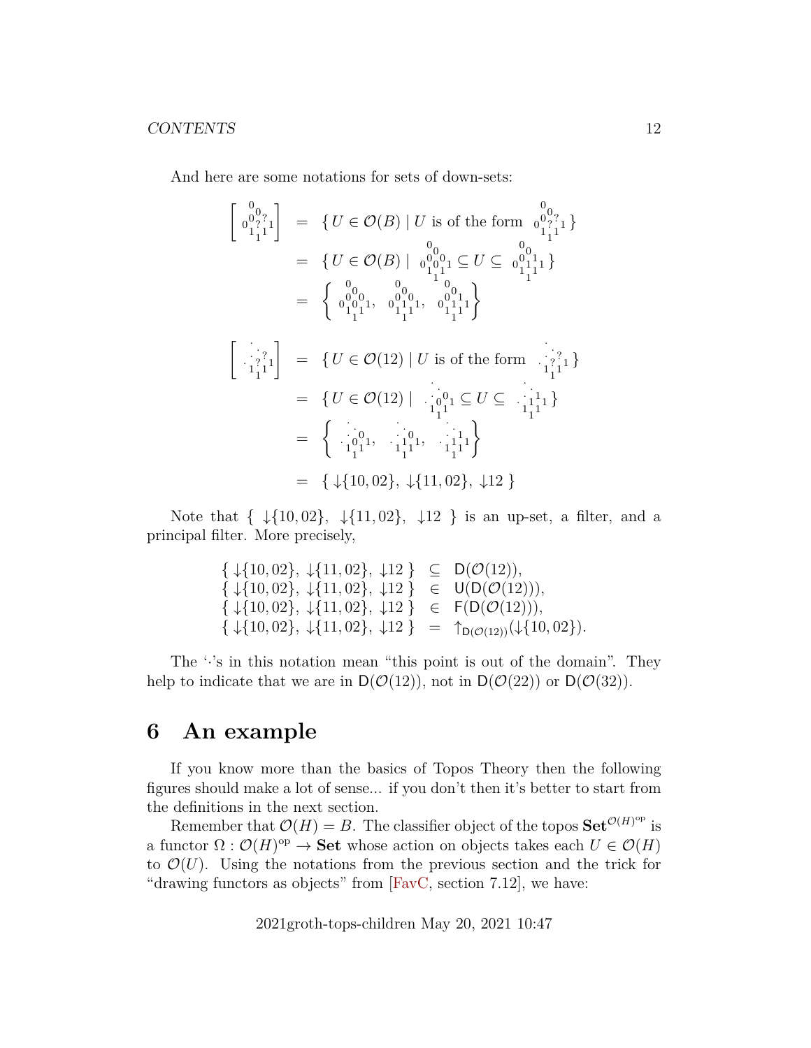And here are some notations for sets of down-sets:

$$
\begin{array}{rcl}
\left[ \begin{smallmatrix} 0 \\ 0 \\ 0 \; ? \\ 0 \; ? \; 1 \\ 1 \; 1 \\ 1 \end{smallmatrix} \right] & = & \{ U \in \mathcal{O}(B) \mid U \text{ is of the form } \begin{smallmatrix} 0 \\ 0 \\ 0 \; ? \\ 0 \; ? \; 1 \\ 1 \; 1 \\ 1 \end{smallmatrix} \} \\
& = & \{ U \in \mathcal{O}(B) \mid \begin{smallmatrix} 0 \\ 0 \\ 0 \; 0 \\ 0 \; 0 \; 1 \\ 1 \; 1 \\ 1 \end{smallmatrix} \subseteq U \subseteq \begin{smallmatrix} 0 \\ 0 \\ 0 \; 1 \\ 0 \; 1 \; 1 \\ 1 \; 1 \\ 1 \end{smallmatrix} \} \\
& = & \left\{ \begin{smallmatrix} 0 \\ 0 \\ 0 \; 0 \\ 0 \; 0 \; 1 \\ 1 \; 1 \\ 1 \end{smallmatrix}, \; \begin{smallmatrix} 0 \\ 0 \\ 0 \; 0 \\ 0 \; 1 \; 1 \\ 1 \; 1 \\ 1 \end{smallmatrix}, \; \begin{smallmatrix} 0 \\ 0 \\ 0 \; 1 \\ 0 \; 1 \; 1 \\ 1 \; 1 \\ 1 \end{smallmatrix} \right\}
\end{array}
$$

$$
\begin{array}{rcl}
\left[ \begin{smallmatrix} \cdot \\ \cdot \\ \cdot \; ? \\ \cdot \; ? \; 1 \\ 1 \; 1 \\ 1 \end{smallmatrix} \right] & = & \{ U \in \mathcal{O}(12) \mid U \text{ is of the form } \begin{smallmatrix} \cdot \\ \cdot \\ \cdot \; ? \\ \cdot \; ? \; 1 \\ 1 \; 1 \\ 1 \end{smallmatrix} \} \\
& = & \{ U \in \mathcal{O}(12) \mid \begin{smallmatrix} \cdot \\ \cdot \\ \cdot \; 0 \\ \cdot \; 0 \; 1 \\ 1 \; 1 \\ 1 \end{smallmatrix} \subseteq U \subseteq \begin{smallmatrix} \cdot \\ \cdot \\ \cdot \; 1 \\ \cdot \; 1 \; 1 \\ 1 \; 1 \\ 1 \end{smallmatrix} \} \\
& = & \left\{ \begin{smallmatrix} \cdot \\ \cdot \\ \cdot \; 0 \\ \cdot \; 0 \; 1 \\ 1 \; 1 \\ 1 \end{smallmatrix}, \; \begin{smallmatrix} \cdot \\ \cdot \\ \cdot \; 0 \\ \cdot \; 1 \; 1 \\ 1 \; 1 \\ 1 \end{smallmatrix}, \; \begin{smallmatrix} \cdot \\ \cdot \\ \cdot \; 1 \\ \cdot \; 1 \; 1 \\ 1 \; 1 \\ 1 \end{smallmatrix} \right\} \\
& = & \{ \downarrow\{10, 02\}, \; \downarrow\{11, 02\}, \; \downarrow 12 \; \}
\end{array}
$$

Note that $\{ \downarrow\{10, 02\}, \; \downarrow\{11, 02\}, \; \downarrow 12 \; \}$ is an up-set, a filter, and a principal filter. More precisely,

$$
\begin{array}{rcl}
\{ \downarrow\{10, 02\}, \; \downarrow\{11, 02\}, \; \downarrow 12 \; \} & \subseteq & \mathsf{D}(\mathcal{O}(12)), \\
\{ \downarrow\{10, 02\}, \; \downarrow\{11, 02\}, \; \downarrow 12 \; \} & \in & \mathsf{U}(\mathsf{D}(\mathcal{O}(12))), \\
\{ \downarrow\{10, 02\}, \; \downarrow\{11, 02\}, \; \downarrow 12 \; \} & \in & \mathsf{F}(\mathsf{D}(\mathcal{O}(12))), \\
\{ \downarrow\{10, 02\}, \; \downarrow\{11, 02\}, \; \downarrow 12 \; \} & = & \uparrow_{\mathsf{D}(\mathcal{O}(12))}(\downarrow\{10, 02\}).
\end{array}
$$

The '$\cdot$'s in this notation mean "this point is out of the domain". They help to indicate that we are in $\mathsf{D}(\mathcal{O}(12))$, not in $\mathsf{D}(\mathcal{O}(22))$ or $\mathsf{D}(\mathcal{O}(32))$.

# 6 An example

If you know more than the basics of Topos Theory then the following figures should make a lot of sense... if you don't then it's better to start from the definitions in the next section.

Remember that $\mathcal{O}(H) = B$. The classifier object of the topos $\mathbf{Set}^{\mathcal{O}(H)^{\mathrm{op}}}$ is a functor $\Omega : \mathcal{O}(H)^{\mathrm{op}} \to \mathbf{Set}$ whose action on objects takes each $U \in \mathcal{O}(H)$ to $\mathcal{O}(U)$. Using the notations from the previous section and the trick for "drawing functors as objects" from [FavC, section 7.12], we have: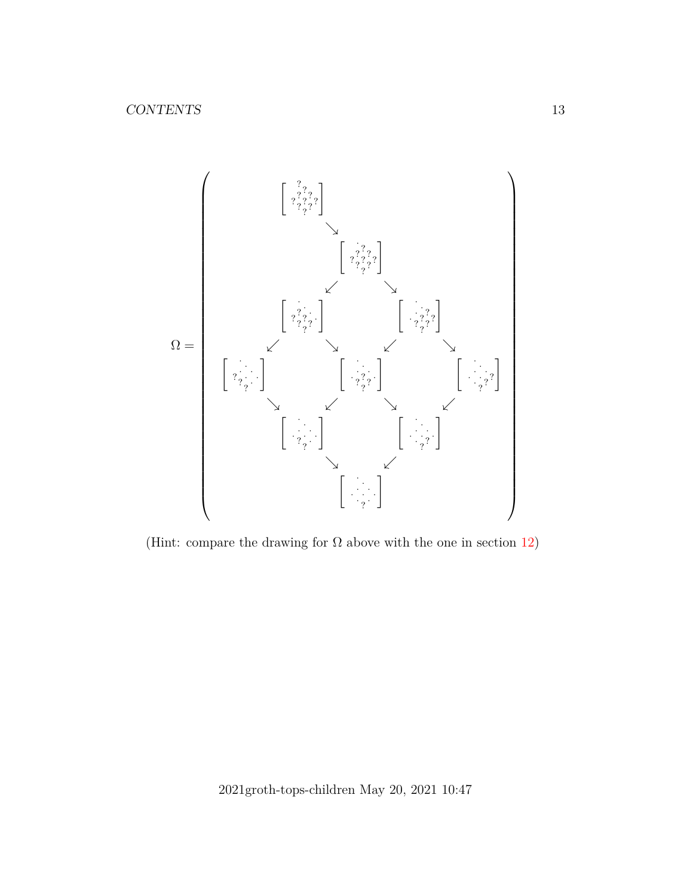$$
\Omega = \left(
\begin{array}{ccccc}
 & \left[\begin{smallmatrix} & & ? & & \\ & ? & & ? & \\ ? & & ? & & ? \\ & ? & & ? & \\ & & ? & & \end{smallmatrix}\right] & & & \\
 & & \searrow & & \\
 & & \left[\begin{smallmatrix} & & \cdot & & \\ & ? & & ? & \\ ? & & ? & & ? \\ & ? & & ? & \\ & & ? & & \end{smallmatrix}\right] & & \\
 & \swarrow & & \searrow & \\
 & \left[\begin{smallmatrix} & & \cdot & & \\ & ? & & \cdot & \\ ? & & ? & & \cdot \\ & ? & & ? & \\ & & ? & & \end{smallmatrix}\right] & & \left[\begin{smallmatrix} & & \cdot & & \\ & \cdot & & ? & \\ \cdot & & ? & & ? \\ & ? & & ? & \\ & & ? & & \end{smallmatrix}\right] & \\
\swarrow & & \searrow \quad \swarrow & & \searrow \\
\left[\begin{smallmatrix} & & \cdot & & \\ & \cdot & & \cdot & \\ ? & & \cdot & & \cdot \\ & ? & & \cdot & \\ & & ? & & \end{smallmatrix}\right] & & \left[\begin{smallmatrix} & & \cdot & & \\ & \cdot & & \cdot & \\ \cdot & & ? & & \cdot \\ & ? & & ? & \\ & & ? & & \end{smallmatrix}\right] & & \left[\begin{smallmatrix} & & \cdot & & \\ & \cdot & & \cdot & \\ \cdot & & \cdot & & ? \\ & \cdot & & ? & \\ & & ? & & \end{smallmatrix}\right] \\
\searrow & & \swarrow \quad \searrow & & \swarrow \\
 & \left[\begin{smallmatrix} & & \cdot & & \\ & \cdot & & \cdot & \\ \cdot & & \cdot & & \cdot \\ & ? & & \cdot & \\ & & ? & & \end{smallmatrix}\right] & & \left[\begin{smallmatrix} & & \cdot & & \\ & \cdot & & \cdot & \\ \cdot & & \cdot & & \cdot \\ & \cdot & & ? & \\ & & ? & & \end{smallmatrix}\right] & \\
 & & \searrow \quad \swarrow & & \\
 & & \left[\begin{smallmatrix} & & \cdot & & \\ & \cdot & & \cdot & \\ \cdot & & \cdot & & \cdot \\ & \cdot & & \cdot & \\ & & ? & & \end{smallmatrix}\right] & &
\end{array}
\right)
$$

(Hint: compare the drawing for $\Omega$ above with the one in section 12)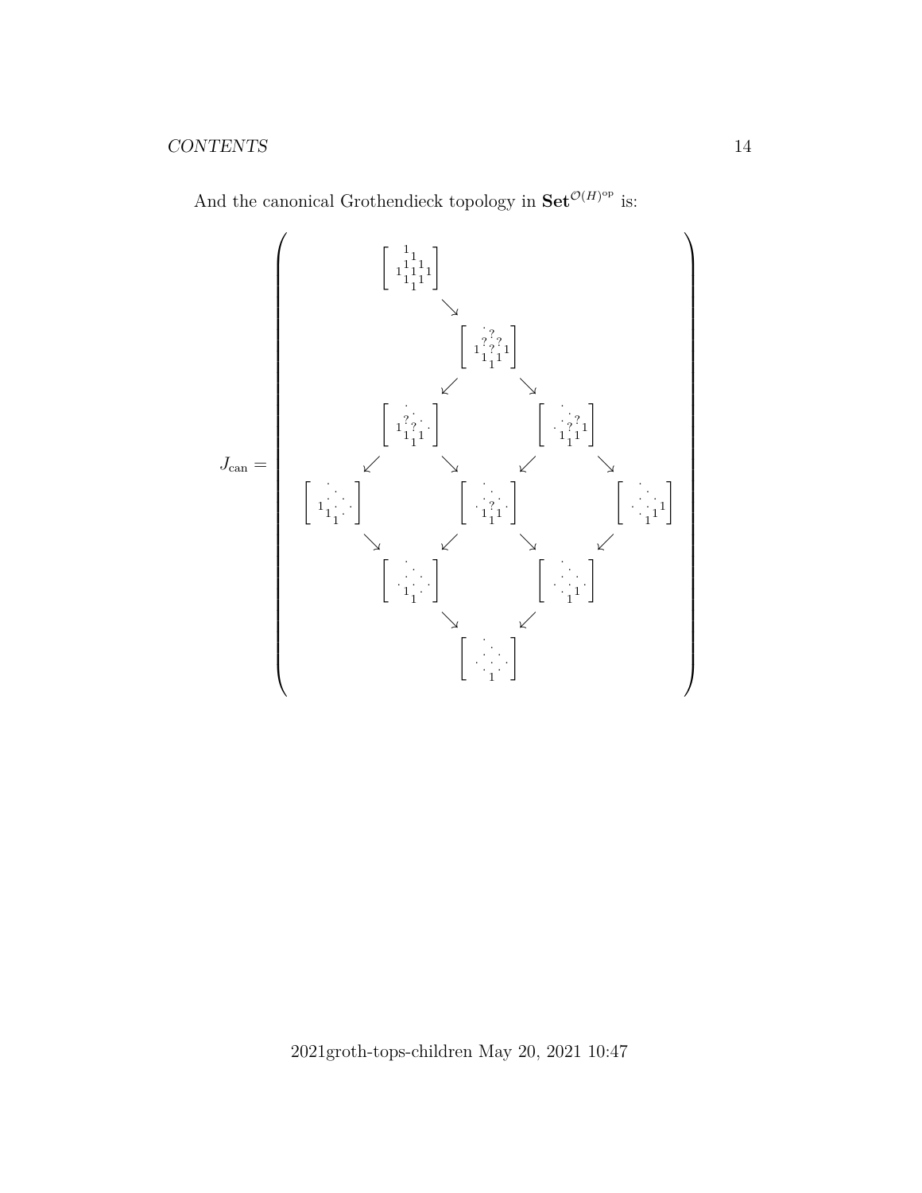And the canonical Grothendieck topology in $\mathbf{Set}^{\mathcal{O}(H)^{\mathrm{op}}}$ is:

$$
J_{\mathrm{can}} = \left(
\begin{array}{ccccccccc}
 & & \left[\begin{smallmatrix} & & 1 & & \\ & 1 & & 1 & \\ 1 & & 1 & & 1 \\ & 1 & & 1 & \\ & & 1 & & \end{smallmatrix}\right] & & & & & & \\
 & & & \searrow & & & & & \\
 & & & & \left[\begin{smallmatrix} & & \cdot & & \\ & ? & & ? & \\ 1 & & ? & & 1 \\ & 1 & & 1 & \\ & & 1 & & \end{smallmatrix}\right] & & & & \\
 & & & \swarrow & & \searrow & & & \\
 & & \left[\begin{smallmatrix} & & \cdot & & \\ & ? & & \cdot & \\ 1 & & ? & & \cdot \\ & 1 & & 1 & \\ & & 1 & & \end{smallmatrix}\right] & & & & \left[\begin{smallmatrix} & & \cdot & & \\ & \cdot & & ? & \\ \cdot & & ? & & 1 \\ & 1 & & 1 & \\ & & 1 & & \end{smallmatrix}\right] & & \\
 & \swarrow & & \searrow & & \swarrow & & \searrow & \\
\left[\begin{smallmatrix} & & \cdot & & \\ & \cdot & & \cdot & \\ 1 & & \cdot & & \cdot \\ & 1 & & \cdot & \\ & & 1 & & \end{smallmatrix}\right] & & & & \left[\begin{smallmatrix} & & \cdot & & \\ & \cdot & & \cdot & \\ \cdot & & ? & & \cdot \\ & 1 & & 1 & \\ & & 1 & & \end{smallmatrix}\right] & & & & \left[\begin{smallmatrix} & & \cdot & & \\ & \cdot & & \cdot & \\ \cdot & & \cdot & & 1 \\ & \cdot & & 1 & \\ & & 1 & & \end{smallmatrix}\right] \\
 & \searrow & & \swarrow & & \searrow & & \swarrow & \\
 & & \left[\begin{smallmatrix} & & \cdot & & \\ & \cdot & & \cdot & \\ \cdot & & \cdot & & \cdot \\ & 1 & & \cdot & \\ & & 1 & & \end{smallmatrix}\right] & & & & \left[\begin{smallmatrix} & & \cdot & & \\ & \cdot & & \cdot & \\ \cdot & & \cdot & & \cdot \\ & \cdot & & 1 & \\ & & 1 & & \end{smallmatrix}\right] & & \\
 & & & \searrow & & \swarrow & & & \\
 & & & & \left[\begin{smallmatrix} & & \cdot & & \\ & \cdot & & \cdot & \\ \cdot & & \cdot & & \cdot \\ & \cdot & & \cdot & \\ & & 1 & & \end{smallmatrix}\right] & & & &
\end{array}
\right)
$$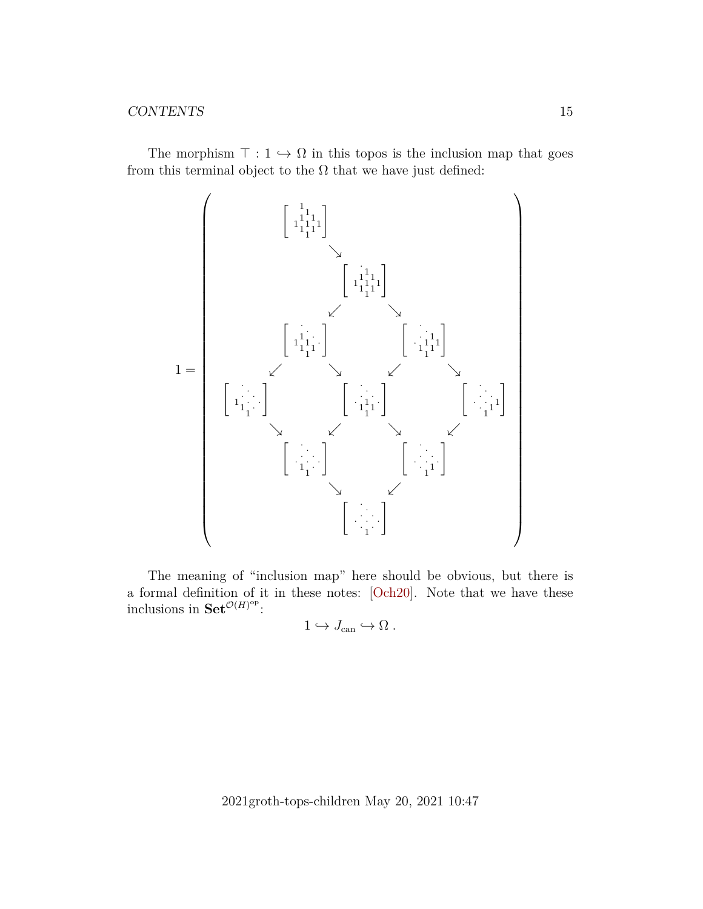The morphism $\top : 1 \hookrightarrow \Omega$ in this topos is the inclusion map that goes from this terminal object to the $\Omega$ that we have just defined:

$$
1 = \left( \begin{array}{ccccccccc}
 & & \left[\begin{smallmatrix} & & 1 & & \\ & 1 & & 1 & \\ 1 & & 1 & & 1 \\ & 1 & & 1 & \end{smallmatrix}\right] & & & & & & \\
 & & & \searrow & & & & & \\
 & & & & \left[\begin{smallmatrix} & & \cdot & & \\ & 1 & & 1 & \\ 1 & & 1 & & 1 \\ & 1 & & 1 & \end{smallmatrix}\right] & & & & \\
 & & & \swarrow & & \searrow & & & \\
 & & \left[\begin{smallmatrix} & & \cdot & & \\ & 1 & & \cdot & \\ 1 & & 1 & & \cdot \\ & 1 & & 1 & \end{smallmatrix}\right] & & & & \left[\begin{smallmatrix} & & \cdot & & \\ & \cdot & & 1 & \\ \cdot & & 1 & & 1 \\ & 1 & & 1 & \end{smallmatrix}\right] & & \\
 & \swarrow & & \searrow & & \swarrow & & \searrow & \\
 \left[\begin{smallmatrix} & & \cdot & & \\ & 1 & & \cdot & \\ 1 & & \cdot & & \cdot \\ & 1 & & \cdot & \end{smallmatrix}\right] & & & & \left[\begin{smallmatrix} & & \cdot & & \\ & \cdot & & \cdot & \\ \cdot & & 1 & & \cdot \\ & 1 & & 1 & \end{smallmatrix}\right] & & & & \left[\begin{smallmatrix} & & \cdot & & \\ & \cdot & & 1 & \\ \cdot & & \cdot & & 1 \\ & \cdot & & 1 & \end{smallmatrix}\right] \\
 & \searrow & & \swarrow & & \searrow & & \swarrow & \\
 & & \left[\begin{smallmatrix} & & \cdot & & \\ & \cdot & & \cdot & \\ \cdot & & \cdot & & \cdot \\ & 1 & & \cdot & \end{smallmatrix}\right] & & & & \left[\begin{smallmatrix} & & \cdot & & \\ & \cdot & & \cdot & \\ \cdot & & \cdot & & \cdot \\ & \cdot & & 1 & \end{smallmatrix}\right] & & \\
 & & & \searrow & & \swarrow & & & \\
 & & & & \left[\begin{smallmatrix} & & \cdot & & \\ & \cdot & & \cdot & \\ \cdot & & \cdot & & \cdot \\ & \cdot & 1 & \cdot & \end{smallmatrix}\right] & & & &
\end{array} \right)
$$

The meaning of "inclusion map" here should be obvious, but there is a formal definition of it in these notes: [Och20]. Note that we have these inclusions in $\mathbf{Set}^{\mathcal{O}(H)^{\text{op}}}$:

$$1 \hookrightarrow J_{\text{can}} \hookrightarrow \Omega \, .$$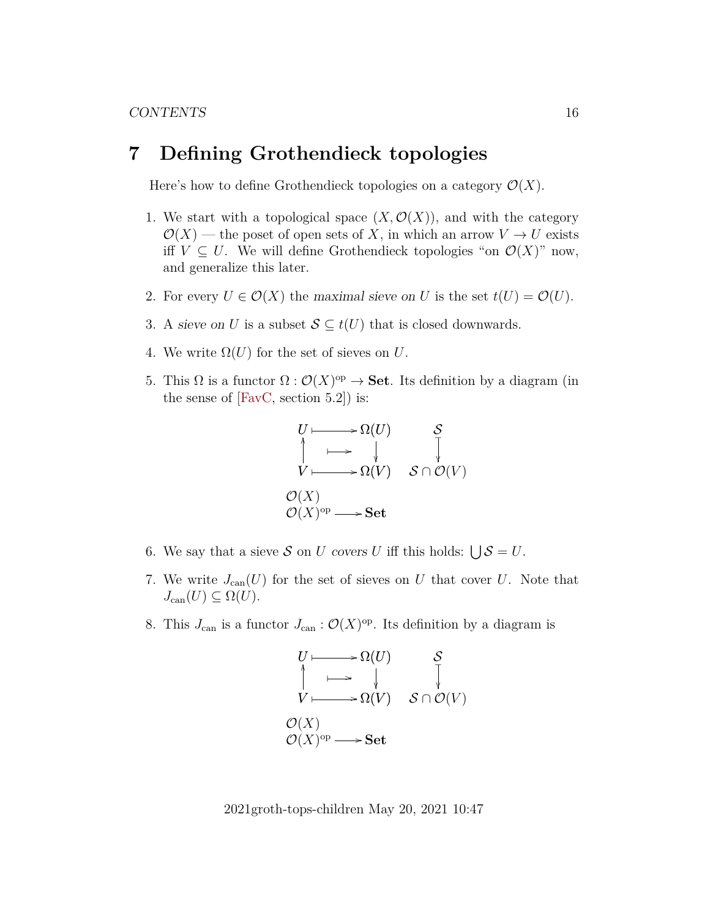# 7 Defining Grothendieck topologies

Here's how to define Grothendieck topologies on a category $\mathcal{O}(X)$.

1. We start with a topological space $(X, \mathcal{O}(X))$, and with the category $\mathcal{O}(X)$ — the poset of open sets of $X$, in which an arrow $V \to U$ exists iff $V \subseteq U$. We will define Grothendieck topologies "on $\mathcal{O}(X)$" now, and generalize this later.

2. For every $U \in \mathcal{O}(X)$ the *maximal sieve on* $U$ is the set $t(U) = \mathcal{O}(U)$.

3. A *sieve on* $U$ is a subset $\mathcal{S} \subseteq t(U)$ that is closed downwards.

4. We write $\Omega(U)$ for the set of sieves on $U$.

5. This $\Omega$ is a functor $\Omega : \mathcal{O}(X)^{\text{op}} \to \mathbf{Set}$. Its definition by a diagram (in the sense of [FavC, section 5.2]) is:

$$
\begin{array}{ccccc}
U & \longmapsto & \Omega(U) & & \mathcal{S} \\
\uparrow & \longmapsto & \downarrow & & \downarrow \\
V & \longmapsto & \Omega(V) & & \mathcal{S} \cap \mathcal{O}(V) \\
\mathcal{O}(X) & & & & \\
\mathcal{O}(X)^{\text{op}} & \longrightarrow & \mathbf{Set} & &
\end{array}
$$

6. We say that a sieve $\mathcal{S}$ on $U$ *covers* $U$ iff this holds: $\bigcup \mathcal{S} = U$.

7. We write $J_{\text{can}}(U)$ for the set of sieves on $U$ that cover $U$. Note that $J_{\text{can}}(U) \subseteq \Omega(U)$.

8. This $J_{\text{can}}$ is a functor $J_{\text{can}} : \mathcal{O}(X)^{\text{op}}$. Its definition by a diagram is

$$
\begin{array}{ccccc}
U & \longmapsto & \Omega(U) & & \mathcal{S} \\
\uparrow & \longmapsto & \downarrow & & \downarrow \\
V & \longmapsto & \Omega(V) & & \mathcal{S} \cap \mathcal{O}(V) \\
\mathcal{O}(X) & & & & \\
\mathcal{O}(X)^{\text{op}} & \longrightarrow & \mathbf{Set} & &
\end{array}
$$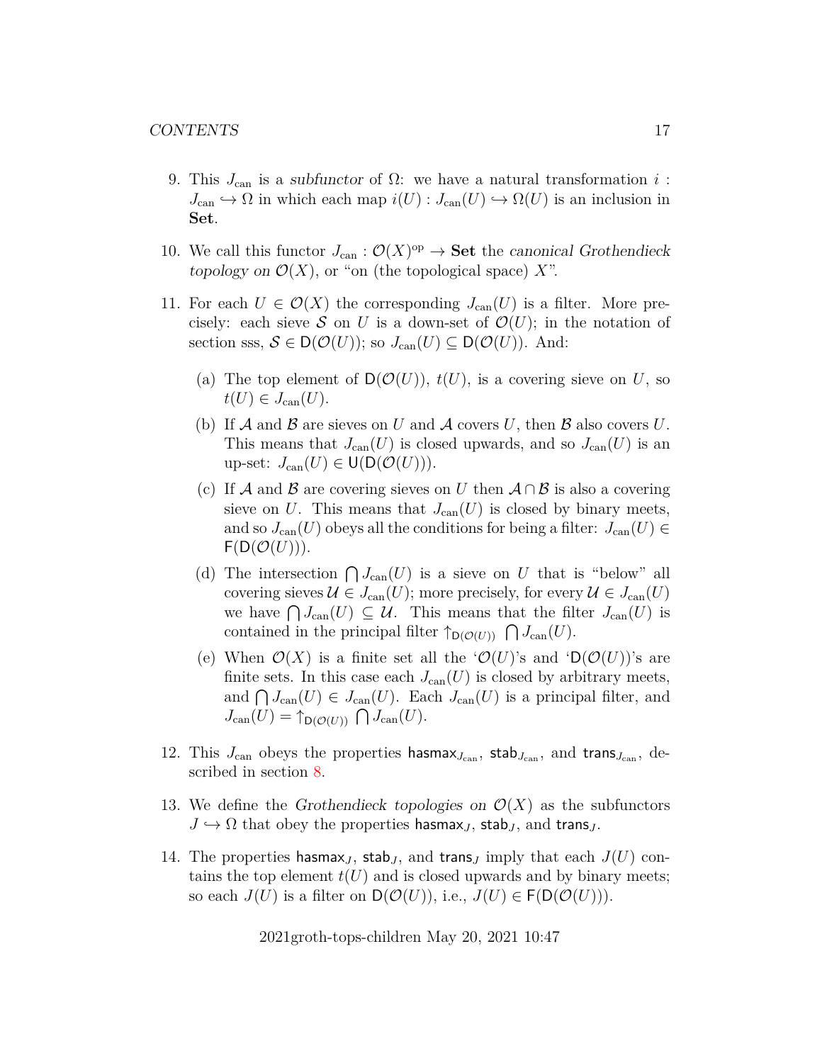9. This $J_{\mathrm{can}}$ is a *subfunctor* of $\Omega$: we have a natural transformation $i : J_{\mathrm{can}} \hookrightarrow \Omega$ in which each map $i(U) : J_{\mathrm{can}}(U) \hookrightarrow \Omega(U)$ is an inclusion in **Set**.

10. We call this functor $J_{\mathrm{can}} : \mathcal{O}(X)^{\mathrm{op}} \to \mathbf{Set}$ the *canonical Grothendieck topology on* $\mathcal{O}(X)$, or "on (the topological space) $X$".

11. For each $U \in \mathcal{O}(X)$ the corresponding $J_{\mathrm{can}}(U)$ is a filter. More precisely: each sieve $\mathcal{S}$ on $U$ is a down-set of $\mathcal{O}(U)$; in the notation of section sss, $\mathcal{S} \in \mathsf{D}(\mathcal{O}(U))$; so $J_{\mathrm{can}}(U) \subseteq \mathsf{D}(\mathcal{O}(U))$. And:

    (a) The top element of $\mathsf{D}(\mathcal{O}(U))$, $t(U)$, is a covering sieve on $U$, so $t(U) \in J_{\mathrm{can}}(U)$.

    (b) If $\mathcal{A}$ and $\mathcal{B}$ are sieves on $U$ and $\mathcal{A}$ covers $U$, then $\mathcal{B}$ also covers $U$. This means that $J_{\mathrm{can}}(U)$ is closed upwards, and so $J_{\mathrm{can}}(U)$ is an up-set: $J_{\mathrm{can}}(U) \in \mathsf{U}(\mathsf{D}(\mathcal{O}(U)))$.

    (c) If $\mathcal{A}$ and $\mathcal{B}$ are covering sieves on $U$ then $\mathcal{A} \cap \mathcal{B}$ is also a covering sieve on $U$. This means that $J_{\mathrm{can}}(U)$ is closed by binary meets, and so $J_{\mathrm{can}}(U)$ obeys all the conditions for being a filter: $J_{\mathrm{can}}(U) \in \mathsf{F}(\mathsf{D}(\mathcal{O}(U)))$.

    (d) The intersection $\bigcap J_{\mathrm{can}}(U)$ is a sieve on $U$ that is "below" all covering sieves $\mathcal{U} \in J_{\mathrm{can}}(U)$; more precisely, for every $\mathcal{U} \in J_{\mathrm{can}}(U)$ we have $\bigcap J_{\mathrm{can}}(U) \subseteq \mathcal{U}$. This means that the filter $J_{\mathrm{can}}(U)$ is contained in the principal filter $\uparrow_{\mathsf{D}(\mathcal{O}(U))} \bigcap J_{\mathrm{can}}(U)$.

    (e) When $\mathcal{O}(X)$ is a finite set all the '$\mathcal{O}(U)$'s and '$\mathsf{D}(\mathcal{O}(U))$'s are finite sets. In this case each $J_{\mathrm{can}}(U)$ is closed by arbitrary meets, and $\bigcap J_{\mathrm{can}}(U) \in J_{\mathrm{can}}(U)$. Each $J_{\mathrm{can}}(U)$ is a principal filter, and $J_{\mathrm{can}}(U) = \uparrow_{\mathsf{D}(\mathcal{O}(U))} \bigcap J_{\mathrm{can}}(U)$.

12. This $J_{\mathrm{can}}$ obeys the properties $\mathsf{hasmax}_{J_{\mathrm{can}}}$, $\mathsf{stab}_{J_{\mathrm{can}}}$, and $\mathsf{trans}_{J_{\mathrm{can}}}$, described in section 8.

13. We define the *Grothendieck topologies on* $\mathcal{O}(X)$ as the subfunctors $J \hookrightarrow \Omega$ that obey the properties $\mathsf{hasmax}_J$, $\mathsf{stab}_J$, and $\mathsf{trans}_J$.

14. The properties $\mathsf{hasmax}_J$, $\mathsf{stab}_J$, and $\mathsf{trans}_J$ imply that each $J(U)$ contains the top element $t(U)$ and is closed upwards and by binary meets; so each $J(U)$ is a filter on $\mathsf{D}(\mathcal{O}(U))$, i.e., $J(U) \in \mathsf{F}(\mathsf{D}(\mathcal{O}(U)))$.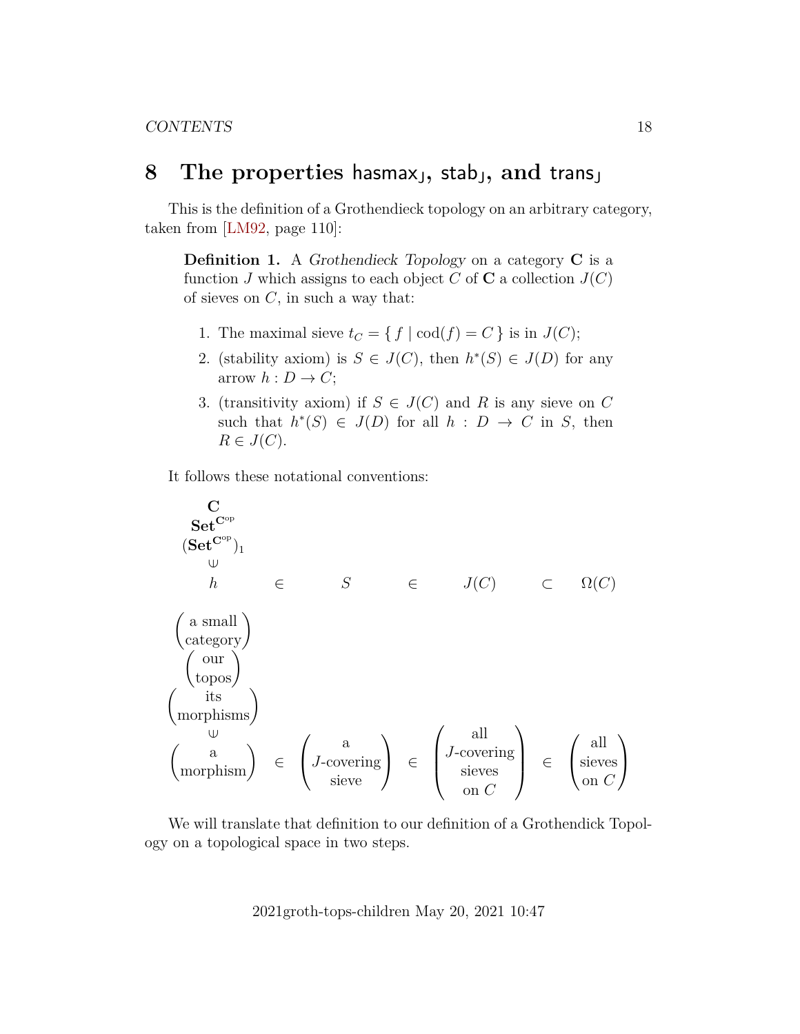# 8 The properties $\mathsf{hasmax}_J$, $\mathsf{stab}_J$, and $\mathsf{trans}_J$

This is the definition of a Grothendieck topology on an arbitrary category, taken from [LM92, page 110]:

> **Definition 1.** A *Grothendieck Topology* on a category $\mathbf{C}$ is a function $J$ which assigns to each object $C$ of $\mathbf{C}$ a collection $J(C)$ of sieves on $C$, in such a way that:
>
> 1. The maximal sieve $t_C = \{ f \mid \mathrm{cod}(f) = C \}$ is in $J(C)$;
> 2. (stability axiom) is $S \in J(C)$, then $h^*(S) \in J(D)$ for any arrow $h : D \to C$;
> 3. (transitivity axiom) if $S \in J(C)$ and $R$ is any sieve on $C$ such that $h^*(S) \in J(D)$ for all $h : D \to C$ in $S$, then $R \in J(C)$.

It follows these notational conventions:

$$
\begin{array}{ccccccc}
\mathbf{C} \\
\mathbf{Set}^{\mathbf{C}^{\mathrm{op}}} \\
(\mathbf{Set}^{\mathbf{C}^{\mathrm{op}}})_1 \\
\cup\!\!\!| \\
h & \in & S & \in & J(C) & \subset & \Omega(C)
\end{array}
$$

$$
\begin{array}{ccccccc}
\begin{pmatrix}\text{a small}\\\text{category}\end{pmatrix} \\
\begin{pmatrix}\text{our}\\\text{topos}\end{pmatrix} \\
\begin{pmatrix}\text{its}\\\text{morphisms}\end{pmatrix} \\
\cup\!\!\!| \\
\begin{pmatrix}\text{a}\\\text{morphism}\end{pmatrix} & \in & \begin{pmatrix}\text{a}\\J\text{-covering}\\\text{sieve}\end{pmatrix} & \in & \begin{pmatrix}\text{all}\\J\text{-covering}\\\text{sieves}\\\text{on } C\end{pmatrix} & \in & \begin{pmatrix}\text{all}\\\text{sieves}\\\text{on } C\end{pmatrix}
\end{array}
$$

We will translate that definition to our definition of a Grothendick Topology on a topological space in two steps.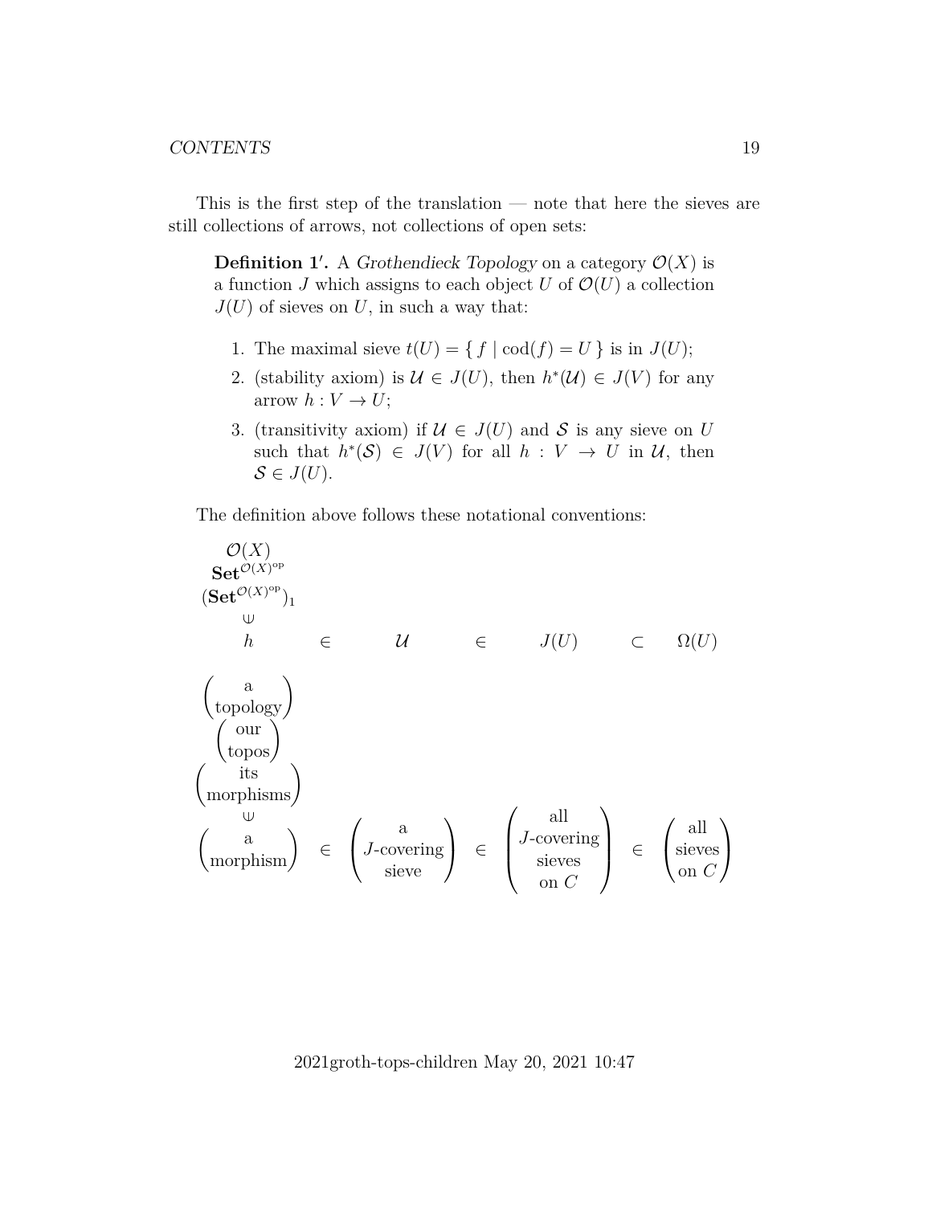This is the first step of the translation — note that here the sieves are still collections of arrows, not collections of open sets:

> **Definition 1′.** A *Grothendieck Topology* on a category $\mathcal{O}(X)$ is a function $J$ which assigns to each object $U$ of $\mathcal{O}(U)$ a collection $J(U)$ of sieves on $U$, in such a way that:
>
> 1. The maximal sieve $t(U) = \{ f \mid \mathrm{cod}(f) = U \}$ is in $J(U)$;
> 2. (stability axiom) is $\mathcal{U} \in J(U)$, then $h^*(\mathcal{U}) \in J(V)$ for any arrow $h : V \to U$;
> 3. (transitivity axiom) if $\mathcal{U} \in J(U)$ and $\mathcal{S}$ is any sieve on $U$ such that $h^*(\mathcal{S}) \in J(V)$ for all $h : V \to U$ in $\mathcal{U}$, then $\mathcal{S} \in J(U)$.

The definition above follows these notational conventions:

$$\begin{array}{ccccccc}
\mathcal{O}(X) \\
\mathbf{Set}^{\mathcal{O}(X)^{\mathrm{op}}} \\
(\mathbf{Set}^{\mathcal{O}(X)^{\mathrm{op}}})_1 \\
\cup\!\!\!\shortmid \\
h & \in & \mathcal{U} & \in & J(U) & \subset & \Omega(U) \\
\\
\begin{pmatrix}\text{a}\\\text{topology}\end{pmatrix} \\
\begin{pmatrix}\text{our}\\\text{topos}\end{pmatrix} \\
\begin{pmatrix}\text{its}\\\text{morphisms}\end{pmatrix} \\
\cup\!\!\!\shortmid \\
\begin{pmatrix}\text{a}\\\text{morphism}\end{pmatrix} & \in & \begin{pmatrix}\text{a}\\J\text{-covering}\\\text{sieve}\end{pmatrix} & \in & \begin{pmatrix}\text{all}\\J\text{-covering}\\\text{sieves}\\\text{on } C\end{pmatrix} & \in & \begin{pmatrix}\text{all}\\\text{sieves}\\\text{on } C\end{pmatrix}
\end{array}$$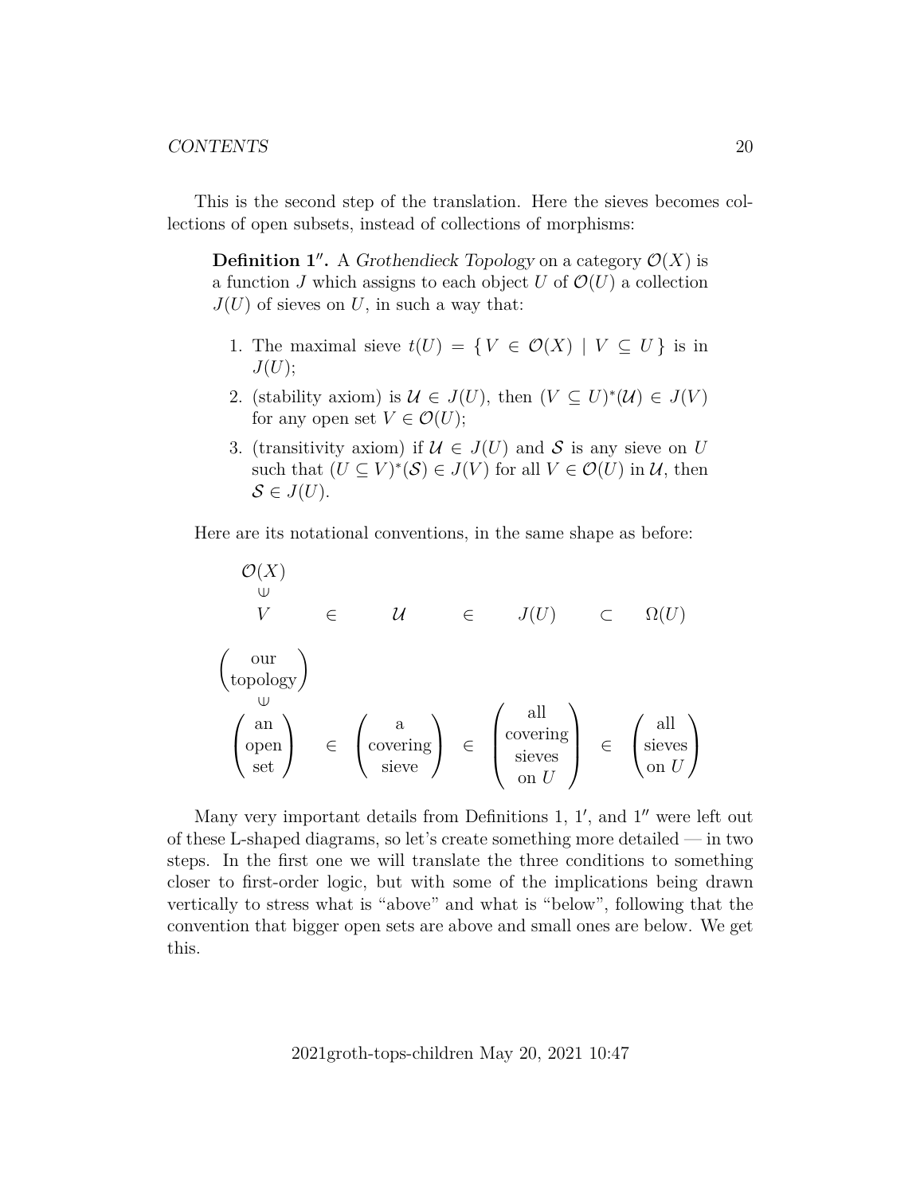This is the second step of the translation. Here the sieves becomes collections of open subsets, instead of collections of morphisms:

> **Definition 1″.** A *Grothendieck Topology* on a category $\mathcal{O}(X)$ is a function $J$ which assigns to each object $U$ of $\mathcal{O}(U)$ a collection $J(U)$ of sieves on $U$, in such a way that:
>
> 1. The maximal sieve $t(U) = \{ V \in \mathcal{O}(X) \mid V \subseteq U \}$ is in $J(U)$;
> 2. (stability axiom) is $\mathcal{U} \in J(U)$, then $(V \subseteq U)^*(\mathcal{U}) \in J(V)$ for any open set $V \in \mathcal{O}(U)$;
> 3. (transitivity axiom) if $\mathcal{U} \in J(U)$ and $\mathcal{S}$ is any sieve on $U$ such that $(U \subseteq V)^*(\mathcal{S}) \in J(V)$ for all $V \in \mathcal{O}(U)$ in $\mathcal{U}$, then $\mathcal{S} \in J(U)$.

Here are its notational conventions, in the same shape as before:

$$\begin{array}{ccccccc}
\mathcal{O}(X) \\
\cup \\
V & \in & \mathcal{U} & \in & J(U) & \subset & \Omega(U)
\end{array}$$

$$\begin{array}{ccccccc}
\begin{pmatrix}\text{our}\\ \text{topology}\end{pmatrix} \\
\cup \\
\begin{pmatrix}\text{an}\\ \text{open}\\ \text{set}\end{pmatrix} & \in & \begin{pmatrix}\text{a}\\ \text{covering}\\ \text{sieve}\end{pmatrix} & \in & \begin{pmatrix}\text{all}\\ \text{covering}\\ \text{sieves}\\ \text{on } U\end{pmatrix} & \in & \begin{pmatrix}\text{all}\\ \text{sieves}\\ \text{on } U\end{pmatrix}
\end{array}$$

Many very important details from Definitions 1, 1′, and 1″ were left out of these L-shaped diagrams, so let's create something more detailed — in two steps. In the first one we will translate the three conditions to something closer to first-order logic, but with some of the implications being drawn vertically to stress what is "above" and what is "below", following that the convention that bigger open sets are above and small ones are below. We get this.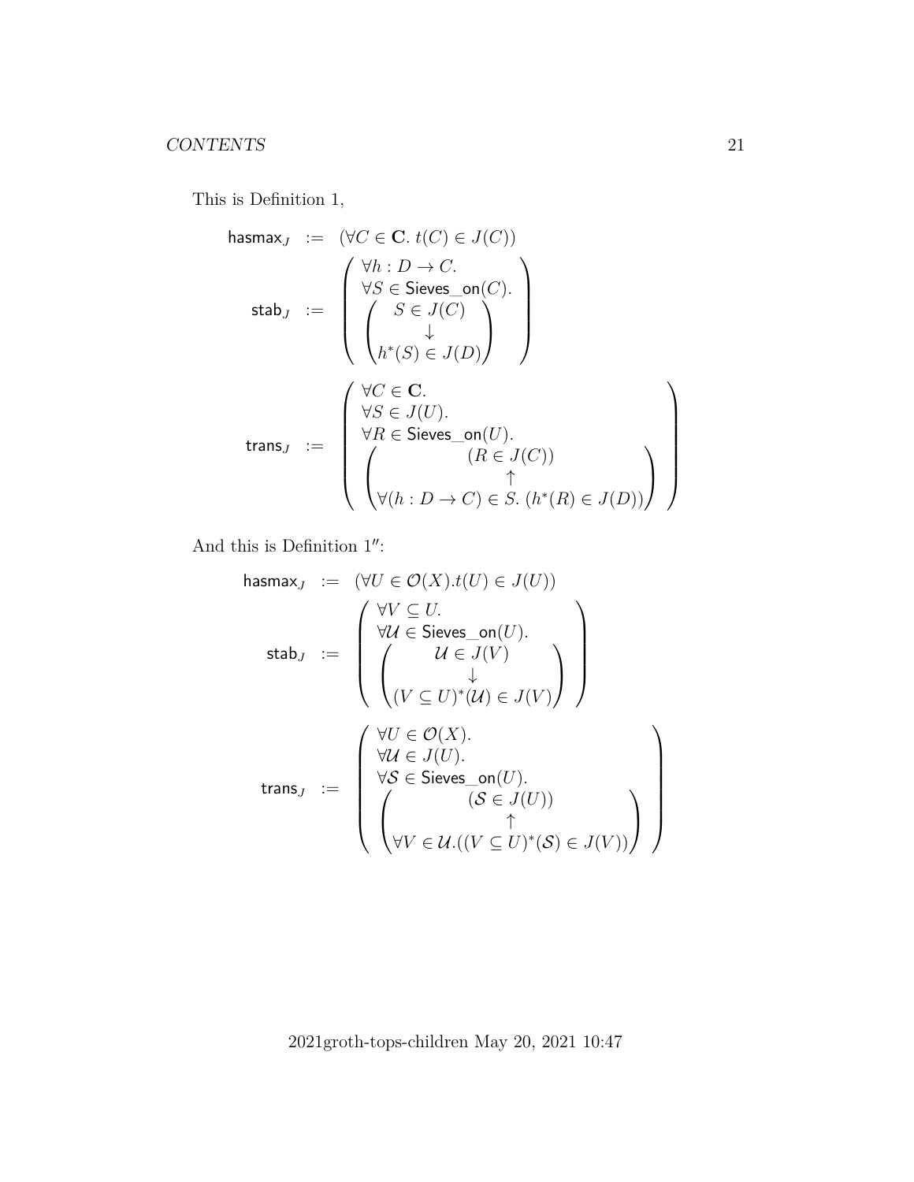This is Definition 1,

$$
\begin{array}{rcl}
\mathsf{hasmax}_J & := & (\forall C \in \mathbf{C}.\ t(C) \in J(C)) \\
\mathsf{stab}_J & := & \left( \begin{array}{l} \forall h : D \to C. \\ \forall S \in \mathsf{Sieves\_on}(C). \\ \left( \begin{array}{c} S \in J(C) \\ \downarrow \\ h^*(S) \in J(D) \end{array} \right) \end{array} \right) \\
\mathsf{trans}_J & := & \left( \begin{array}{l} \forall C \in \mathbf{C}. \\ \forall S \in J(U). \\ \forall R \in \mathsf{Sieves\_on}(U). \\ \left( \begin{array}{c} (R \in J(C)) \\ \uparrow \\ \forall (h : D \to C) \in S.\ (h^*(R) \in J(D)) \end{array} \right) \end{array} \right)
\end{array}
$$

And this is Definition $1''$:

$$
\begin{array}{rcl}
\mathsf{hasmax}_J & := & (\forall U \in \mathcal{O}(X). t(U) \in J(U)) \\
\mathsf{stab}_J & := & \left( \begin{array}{l} \forall V \subseteq U. \\ \forall \mathcal{U} \in \mathsf{Sieves\_on}(U). \\ \left( \begin{array}{c} \mathcal{U} \in J(V) \\ \downarrow \\ (V \subseteq U)^*(\mathcal{U}) \in J(V) \end{array} \right) \end{array} \right) \\
\mathsf{trans}_J & := & \left( \begin{array}{l} \forall U \in \mathcal{O}(X). \\ \forall \mathcal{U} \in J(U). \\ \forall \mathcal{S} \in \mathsf{Sieves\_on}(U). \\ \left( \begin{array}{c} (\mathcal{S} \in J(U)) \\ \uparrow \\ \forall V \in \mathcal{U}.((V \subseteq U)^*(\mathcal{S}) \in J(V)) \end{array} \right) \end{array} \right)
\end{array}
$$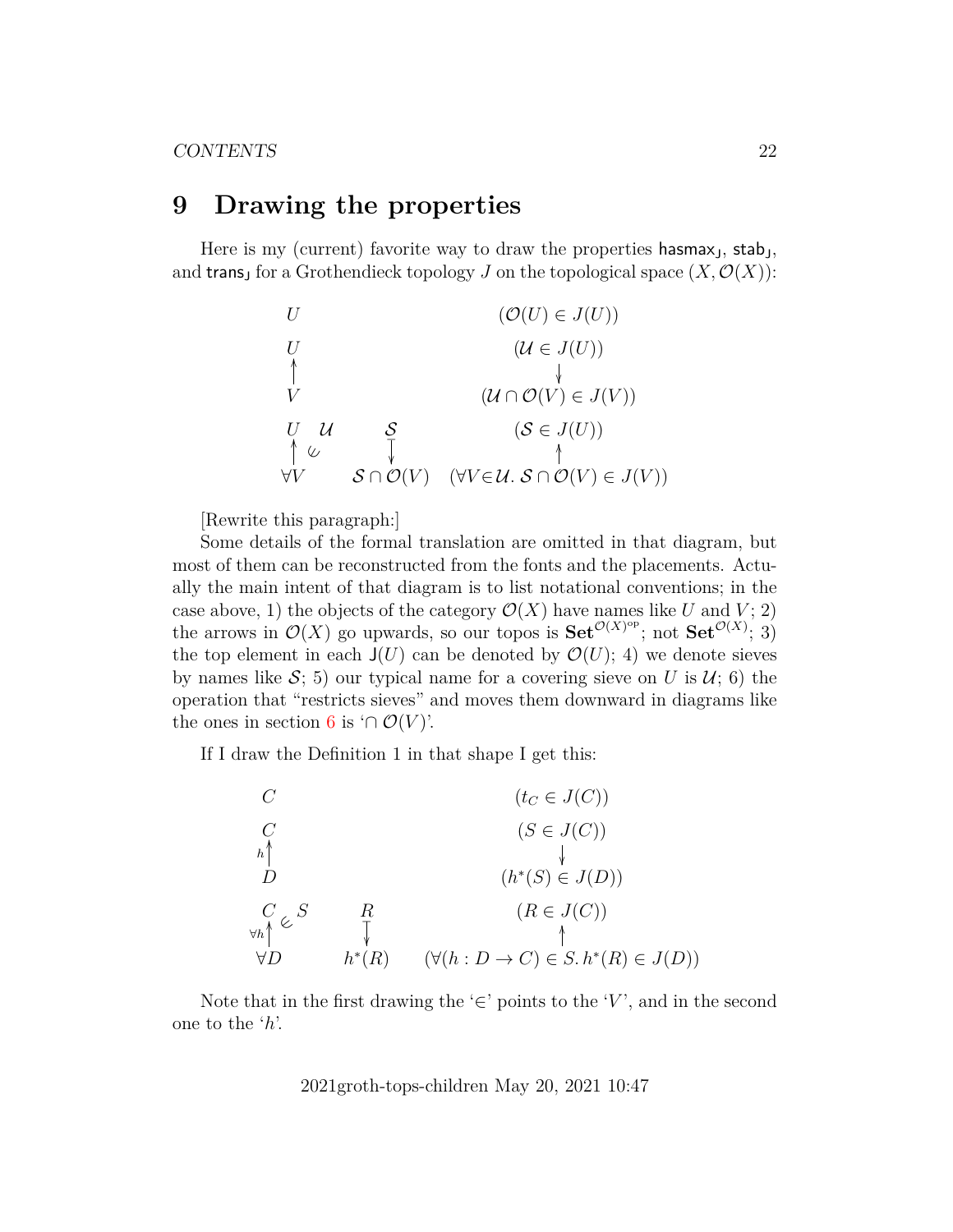# 9 Drawing the properties

Here is my (current) favorite way to draw the properties $\mathsf{hasmax_J}$, $\mathsf{stab_J}$, and $\mathsf{trans_J}$ for a Grothendieck topology $J$ on the topological space $(X, \mathcal{O}(X))$:

$$
\begin{array}{llll}
U & & & (\mathcal{O}(U) \in J(U)) \\[6pt]
U & & & (\mathcal{U} \in J(U)) \\
\uparrow & & & \downarrow \\
V & & & (\mathcal{U} \cap \mathcal{O}(V) \in J(V)) \\[6pt]
U \;\; \mathcal{U} & & \mathcal{S} & (\mathcal{S} \in J(U)) \\
\uparrow \; \in & & \downarrow & \uparrow \\
\forall V & & \mathcal{S} \cap \mathcal{O}(V) & (\forall V {\in} \mathcal{U}.\, \mathcal{S} \cap \mathcal{O}(V) \in J(V))
\end{array}
$$

[Rewrite this paragraph:]

Some details of the formal translation are omitted in that diagram, but most of them can be reconstructed from the fonts and the placements. Actually the main intent of that diagram is to list notational conventions; in the case above, 1) the objects of the category $\mathcal{O}(X)$ have names like $U$ and $V$; 2) the arrows in $\mathcal{O}(X)$ go upwards, so our topos is $\mathbf{Set}^{\mathcal{O}(X)^{\mathrm{op}}}$; not $\mathbf{Set}^{\mathcal{O}(X)}$; 3) the top element in each $\mathsf{J}(U)$ can be denoted by $\mathcal{O}(U)$; 4) we denote sieves by names like $\mathcal{S}$; 5) our typical name for a covering sieve on $U$ is $\mathcal{U}$; 6) the operation that "restricts sieves" and moves them downward in diagrams like the ones in section 6 is '$\cap\, \mathcal{O}(V)$'.

If I draw the Definition 1 in that shape I get this:

$$
\begin{array}{llll}
C & & & (t_C \in J(C)) \\[6pt]
C & & & (S \in J(C)) \\
{\scriptstyle h}\uparrow & & & \downarrow \\
D & & & (h^*(S) \in J(D)) \\[6pt]
C \;\; S & & R & (R \in J(C)) \\
{\scriptstyle \forall h}\uparrow \; \in & & \downarrow & \uparrow \\
\forall D & & h^*(R) & (\forall (h : D \to C) \in S.\, h^*(R) \in J(D))
\end{array}
$$

Note that in the first drawing the '$\in$' points to the '$V$', and in the second one to the '$h$'.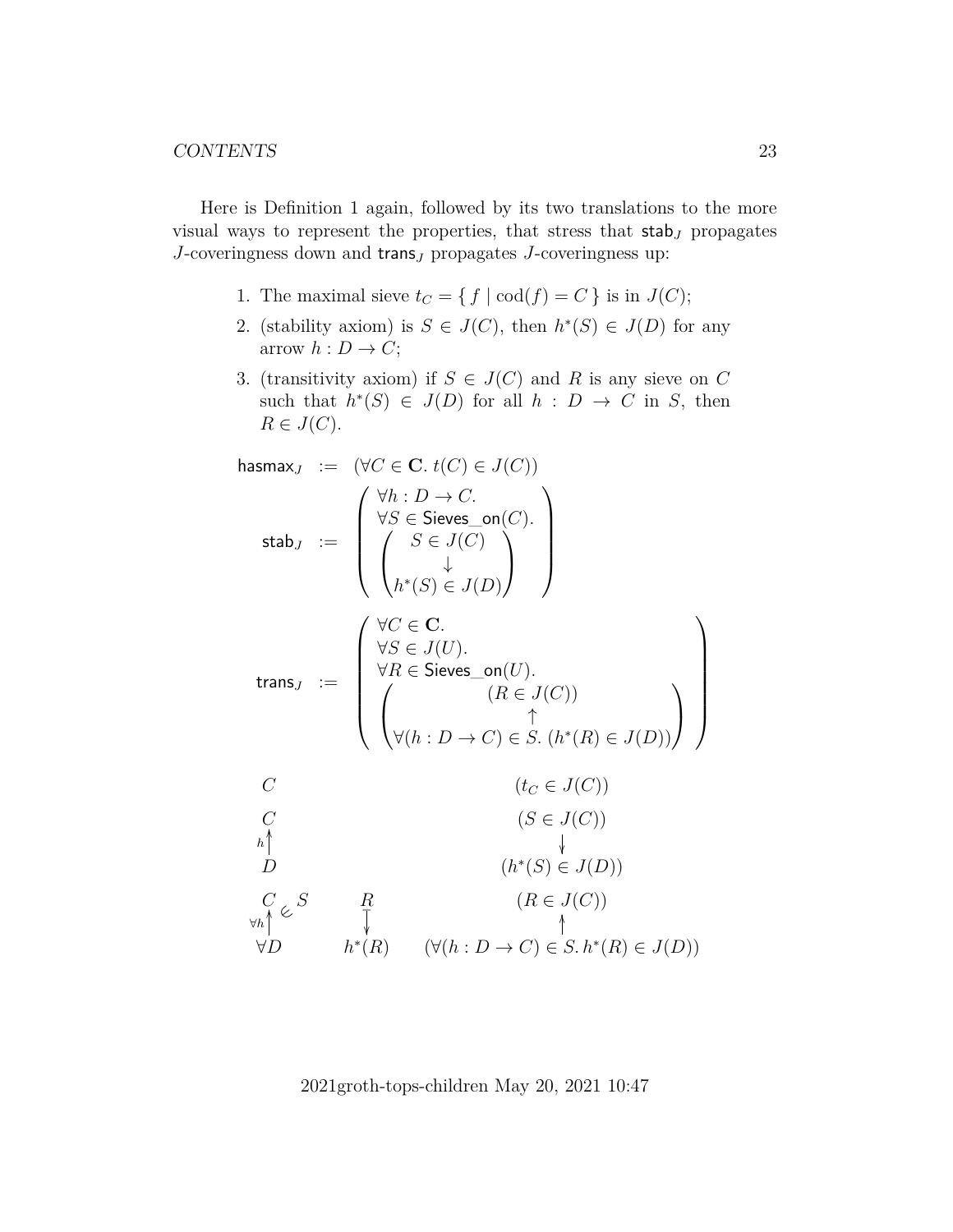Here is Definition 1 again, followed by its two translations to the more visual ways to represent the properties, that stress that $\mathsf{stab}_J$ propagates $J$-coveringness down and $\mathsf{trans}_J$ propagates $J$-coveringness up:

1. The maximal sieve $t_C = \{\, f \mid \mathrm{cod}(f) = C \,\}$ is in $J(C)$;
2. (stability axiom) is $S \in J(C)$, then $h^*(S) \in J(D)$ for any arrow $h : D \to C$;
3. (transitivity axiom) if $S \in J(C)$ and $R$ is any sieve on $C$ such that $h^*(S) \in J(D)$ for all $h : D \to C$ in $S$, then $R \in J(C)$.

$$
\begin{array}{rcl}
\mathsf{hasmax}_J & := & (\forall C \in \mathbf{C}.\ t(C) \in J(C)) \\[1em]
\mathsf{stab}_J & := & \left( \begin{array}{l} \forall h : D \to C. \\ \forall S \in \mathsf{Sieves\_on}(C). \\ \left( \begin{array}{c} S \in J(C) \\ \downarrow \\ h^*(S) \in J(D) \end{array} \right) \end{array} \right) \\[3em]
\mathsf{trans}_J & := & \left( \begin{array}{l} \forall C \in \mathbf{C}. \\ \forall S \in J(U). \\ \forall R \in \mathsf{Sieves\_on}(U). \\ \left( \begin{array}{c} (R \in J(C)) \\ \uparrow \\ \forall (h : D \to C) \in S.\ (h^*(R) \in J(D)) \end{array} \right) \end{array} \right)
\end{array}
$$

$$
\begin{array}{lcc}
C & & (t_C \in J(C)) \\[1em]
\begin{array}{c} C \\ {\scriptstyle h}\uparrow \\ D \end{array} & & \begin{array}{c} (S \in J(C)) \\ \downarrow \\ (h^*(S) \in J(D)) \end{array} \\[2em]
\begin{array}{c} C \in S \\ {\scriptstyle \forall h}\uparrow \\ \forall D \end{array} & \begin{array}{c} R \\ \downarrow \\ h^*(R) \end{array} & \begin{array}{c} (R \in J(C)) \\ \uparrow \\ (\forall (h : D \to C) \in S.\, h^*(R) \in J(D)) \end{array}
\end{array}
$$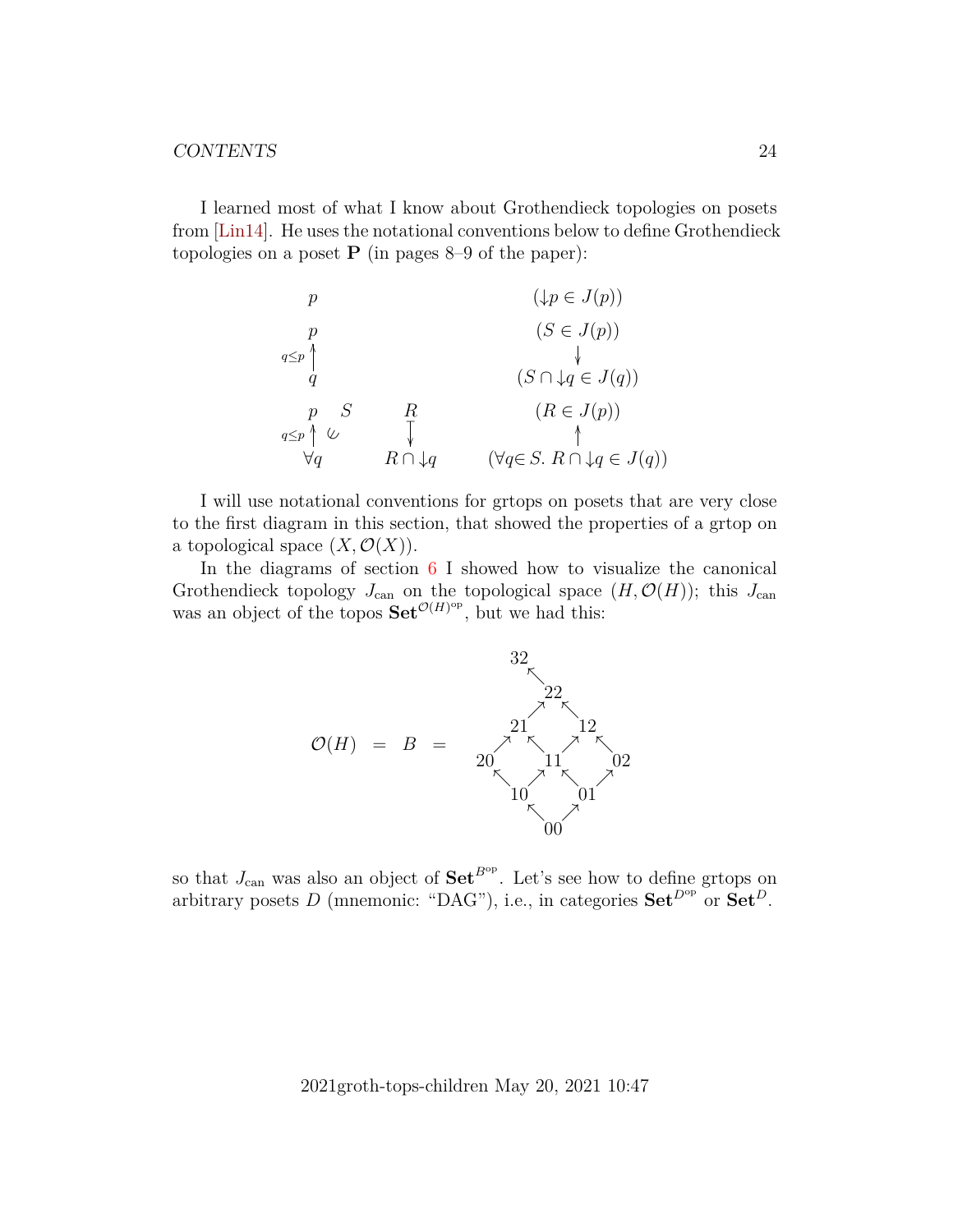I learned most of what I know about Grothendieck topologies on posets from [Lin14]. He uses the notational conventions below to define Grothendieck topologies on a poset $\mathbf{P}$ (in pages 8–9 of the paper):

$$
\begin{array}{ccc}
p & & (\downarrow p \in J(p)) \\
\\
\begin{array}{c} p \\ {\scriptstyle q \leq p} \uparrow \\ q \end{array} & & \begin{array}{c} (S \in J(p)) \\ \downarrow \\ (S \cap \downarrow q \in J(q)) \end{array} \\
\\
\begin{array}{cc} p & S \\ {\scriptstyle q \leq p} \uparrow & \in \\ \forall q & \end{array} \quad \begin{array}{c} R \\ \downarrow \\ R \cap \downarrow q \end{array} & & \begin{array}{c} (R \in J(p)) \\ \uparrow \\ (\forall q \in S.\ R \cap \downarrow q \in J(q)) \end{array}
\end{array}
$$

I will use notational conventions for grtops on posets that are very close to the first diagram in this section, that showed the properties of a grtop on a topological space $(X, \mathcal{O}(X))$.

In the diagrams of section 6 I showed how to visualize the canonical Grothendieck topology $J_{\text{can}}$ on the topological space $(H, \mathcal{O}(H))$; this $J_{\text{can}}$ was an object of the topos $\mathbf{Set}^{\mathcal{O}(H)^{\text{op}}}$, but we had this:

$$
\mathcal{O}(H) \quad = \quad B \quad = \quad
\begin{array}{ccccccc}
 & 32 & & & & & \\
 & & \nwarrow & & & & \\
 & & & 22 & & & \\
 & & \nearrow & & \nwarrow & & \\
 & 21 & & & & 12 & \\
 \nearrow & & \nwarrow & & \nearrow & & \nwarrow \\
20 & & & 11 & & & 02 \\
 \nwarrow & & \nearrow & & \nwarrow & & \nearrow \\
 & 10 & & & & 01 & \\
 & & \nwarrow & & \nearrow & & \\
 & & & 00 & & &
\end{array}
$$

so that $J_{\text{can}}$ was also an object of $\mathbf{Set}^{B^{\text{op}}}$. Let's see how to define grtops on arbitrary posets $D$ (mnemonic: "DAG"), i.e., in categories $\mathbf{Set}^{D^{\text{op}}}$ or $\mathbf{Set}^{D}$.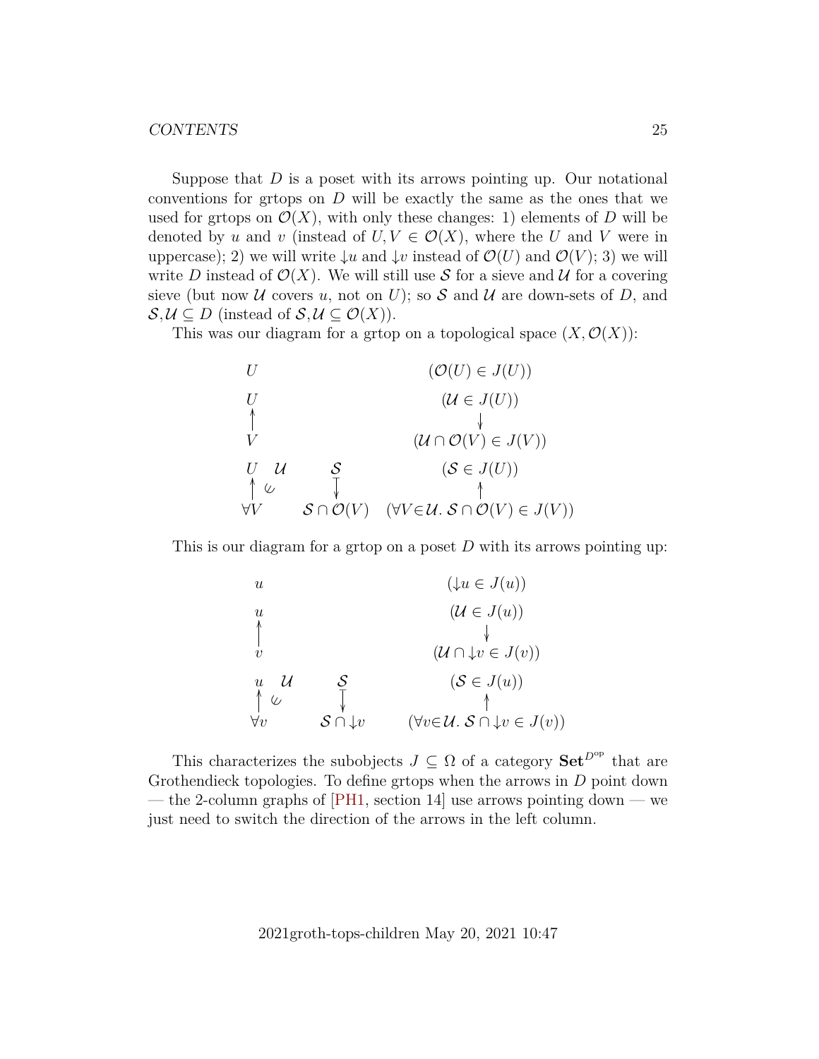Suppose that $D$ is a poset with its arrows pointing up. Our notational conventions for grtops on $D$ will be exactly the same as the ones that we used for grtops on $\mathcal{O}(X)$, with only these changes: 1) elements of $D$ will be denoted by $u$ and $v$ (instead of $U, V \in \mathcal{O}(X)$, where the $U$ and $V$ were in uppercase); 2) we will write $\downarrow u$ and $\downarrow v$ instead of $\mathcal{O}(U)$ and $\mathcal{O}(V)$; 3) we will write $D$ instead of $\mathcal{O}(X)$. We will still use $\mathcal{S}$ for a sieve and $\mathcal{U}$ for a covering sieve (but now $\mathcal{U}$ covers $u$, not on $U$); so $\mathcal{S}$ and $\mathcal{U}$ are down-sets of $D$, and $\mathcal{S}, \mathcal{U} \subseteq D$ (instead of $\mathcal{S}, \mathcal{U} \subseteq \mathcal{O}(X)$).

This was our diagram for a grtop on a topological space $(X, \mathcal{O}(X))$:

$$
\begin{array}{lcc}
U & & (\mathcal{O}(U) \in J(U)) \\[1em]
U & & (\mathcal{U} \in J(U)) \\
\uparrow & & \downarrow \\
V & & (\mathcal{U} \cap \mathcal{O}(V) \in J(V)) \\[1em]
U \quad \mathcal{U} & \mathcal{S} & (\mathcal{S} \in J(U)) \\
\uparrow \;\; \rotatebox{45}{$\in$} & \downarrow & \uparrow \\
\forall V & \mathcal{S} \cap \mathcal{O}(V) & (\forall V{\in}\mathcal{U}.\ \mathcal{S} \cap \mathcal{O}(V) \in J(V))
\end{array}
$$

This is our diagram for a grtop on a poset $D$ with its arrows pointing up:

$$
\begin{array}{lcc}
u & & (\downarrow u \in J(u)) \\[1em]
u & & (\mathcal{U} \in J(u)) \\
\uparrow & & \downarrow \\
v & & (\mathcal{U} \cap \downarrow v \in J(v)) \\[1em]
u \quad \mathcal{U} & \mathcal{S} & (\mathcal{S} \in J(u)) \\
\uparrow \;\; \rotatebox{45}{$\in$} & \downarrow & \uparrow \\
\forall v & \mathcal{S} \cap \downarrow v & (\forall v{\in}\mathcal{U}.\ \mathcal{S} \cap \downarrow v \in J(v))
\end{array}
$$

This characterizes the subobjects $J \subseteq \Omega$ of a category $\mathbf{Set}^{D^{\mathrm{op}}}$ that are Grothendieck topologies. To define grtops when the arrows in $D$ point down — the 2-column graphs of [PH1, section 14] use arrows pointing down — we just need to switch the direction of the arrows in the left column.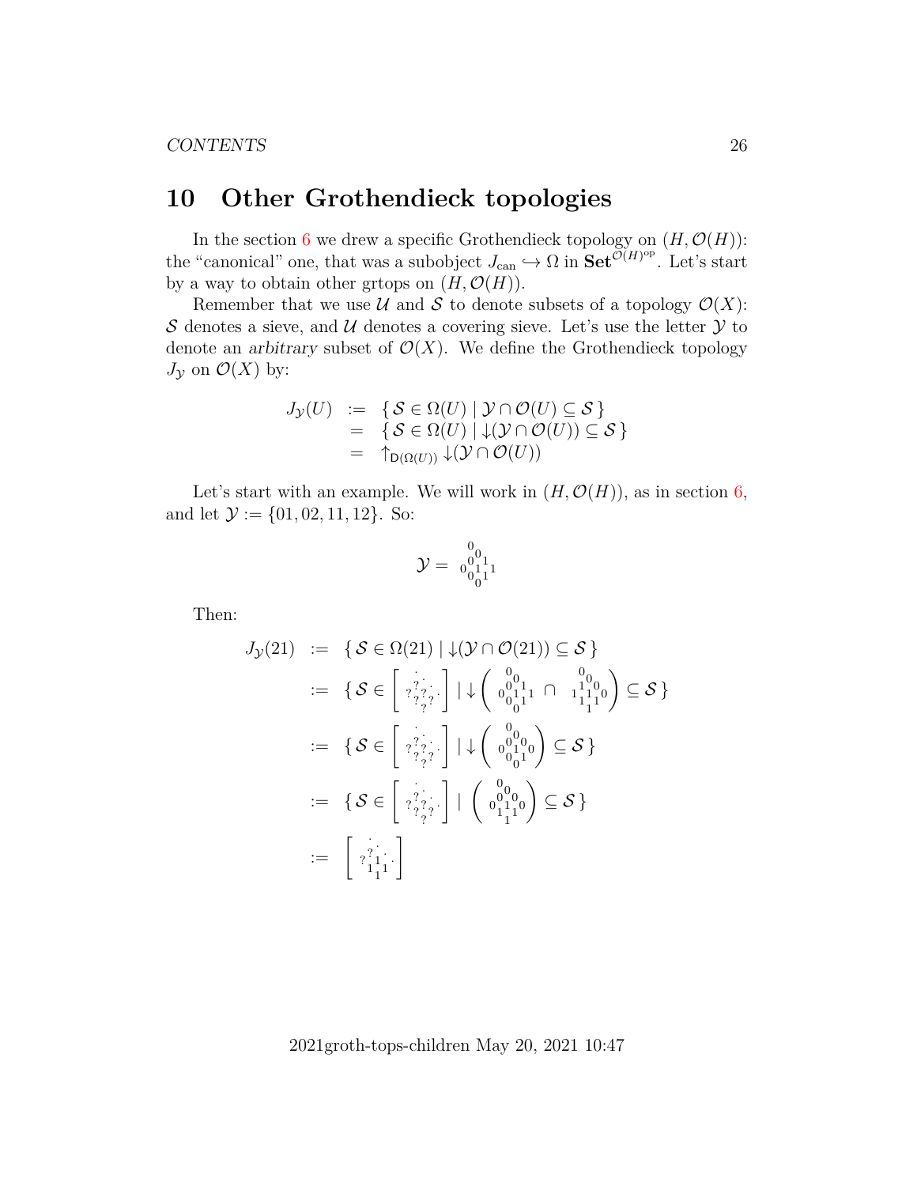# 10 Other Grothendieck topologies

In the section 6 we drew a specific Grothendieck topology on $(H, \mathcal{O}(H))$: the "canonical" one, that was a subobject $J_{\text{can}} \hookrightarrow \Omega$ in $\mathbf{Set}^{\mathcal{O}(H)^{\text{op}}}$. Let's start by a way to obtain other grtops on $(H, \mathcal{O}(H))$.

Remember that we use $\mathcal{U}$ and $\mathcal{S}$ to denote subsets of a topology $\mathcal{O}(X)$: $\mathcal{S}$ denotes a sieve, and $\mathcal{U}$ denotes a covering sieve. Let's use the letter $\mathcal{Y}$ to denote an *arbitrary* subset of $\mathcal{O}(X)$. We define the Grothendieck topology $J_{\mathcal{Y}}$ on $\mathcal{O}(X)$ by:

$$
\begin{array}{rcl}
J_{\mathcal{Y}}(U) & := & \{\, \mathcal{S} \in \Omega(U) \mid \mathcal{Y} \cap \mathcal{O}(U) \subseteq \mathcal{S} \,\} \\
& = & \{\, \mathcal{S} \in \Omega(U) \mid {\downarrow}(\mathcal{Y} \cap \mathcal{O}(U)) \subseteq \mathcal{S} \,\} \\
& = & {\uparrow}_{\mathsf{D}(\Omega(U))} {\downarrow}(\mathcal{Y} \cap \mathcal{O}(U))
\end{array}
$$

Let's start with an example. We will work in $(H, \mathcal{O}(H))$, as in section 6, and let $\mathcal{Y} := \{01, 02, 11, 12\}$. So:

$$
\mathcal{Y} = \begin{smallmatrix} 0 & & \\ & 0 & \\ 0 & & 1 \\ 0\;\; 1 & & 1 \\ 0 & 1 & \\ & 0 & \end{smallmatrix}
$$

Then:

$$
\begin{array}{rcl}
J_{\mathcal{Y}}(21) & := & \{\, \mathcal{S} \in \Omega(21) \mid {\downarrow}(\mathcal{Y} \cap \mathcal{O}(21)) \subseteq \mathcal{S} \,\} \\
& := & \{\, \mathcal{S} \in \left[ \begin{smallmatrix} . \\ ?\;. \\ ?\;?\;. \\ ?\;? \\ ? \end{smallmatrix} \right] \mid {\downarrow}\left( \begin{smallmatrix} 0 \\ 0 \\ 0\;1 \\ 0\;1\;1 \\ 0\;1 \\ 0 \end{smallmatrix} \;\cap\; \begin{smallmatrix} 0 \\ 0 \\ 1\;0 \\ 1\;1\;0 \\ 1\;1 \\ 1 \end{smallmatrix} \right) \subseteq \mathcal{S} \,\} \\
& := & \{\, \mathcal{S} \in \left[ \begin{smallmatrix} . \\ ?\;. \\ ?\;?\;. \\ ?\;? \\ ? \end{smallmatrix} \right] \mid {\downarrow}\left( \begin{smallmatrix} 0 \\ 0 \\ 0\;0 \\ 0\;1\;0 \\ 0\;1 \\ 0 \end{smallmatrix} \right) \subseteq \mathcal{S} \,\} \\
& := & \{\, \mathcal{S} \in \left[ \begin{smallmatrix} . \\ ?\;. \\ ?\;?\;. \\ ?\;? \\ ? \end{smallmatrix} \right] \mid \left( \begin{smallmatrix} 0 \\ 0 \\ 0\;0 \\ 0\;1\;0 \\ 1\;1 \\ 1 \end{smallmatrix} \right) \subseteq \mathcal{S} \,\} \\
& := & \left[ \begin{smallmatrix} . \\ ?\;. \\ ?\;1\;. \\ 1\;1 \\ 1 \end{smallmatrix} \right]
\end{array}
$$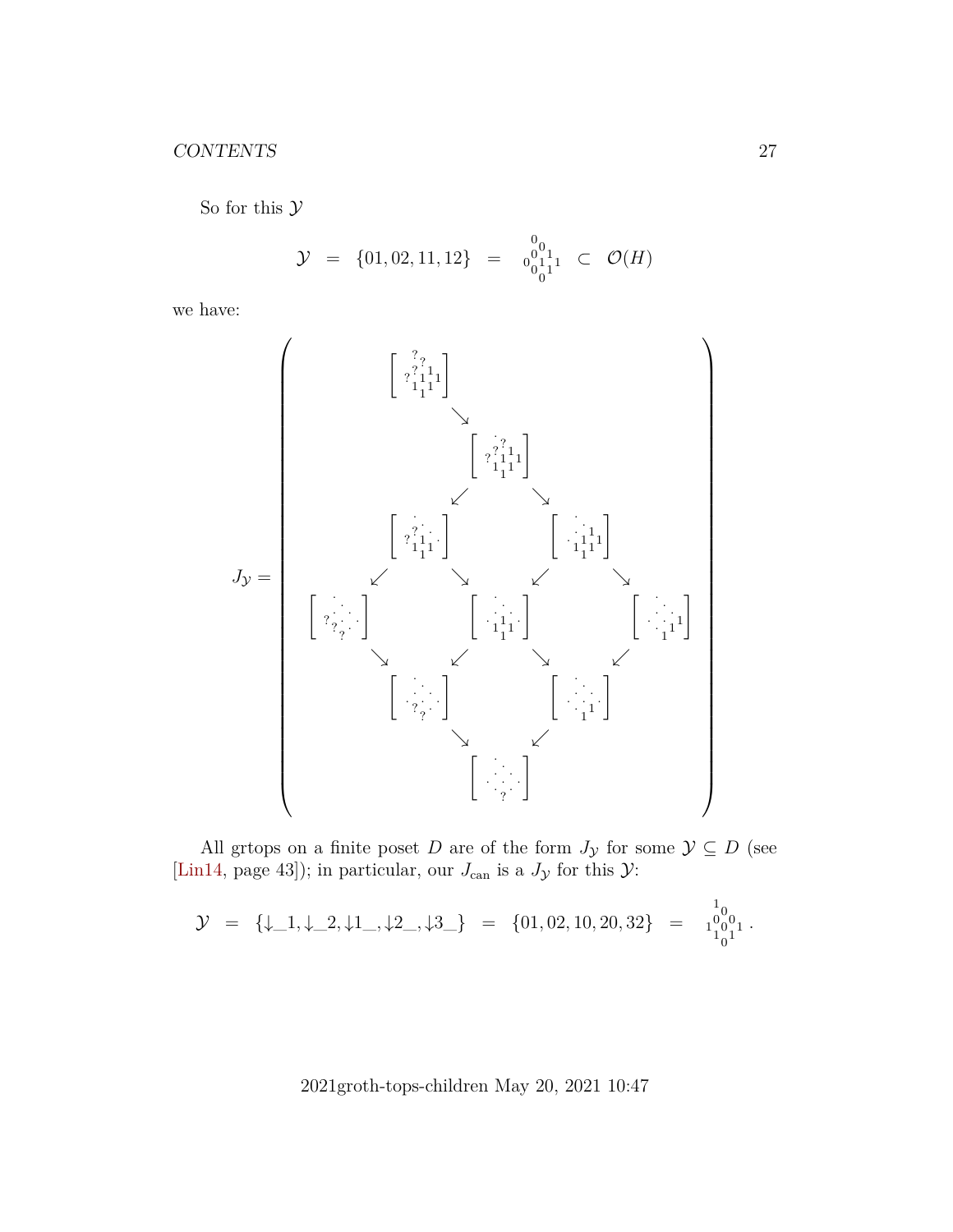So for this $\mathcal{Y}$

$$\mathcal{Y} \;=\; \{01, 02, 11, 12\} \;=\; \begin{smallmatrix} & & 0 & & \\ & & & 0 & \\ & & 0 & & 1 \\ 0 & & & 1 & & 1 \\ & 0 & & 1 & \\ & & 0 & & \end{smallmatrix} \;\subset\; \mathcal{O}(H)$$

we have:

$$J_{\mathcal{Y}} = \left( \begin{array}{ccccc}
 & \left[\begin{smallmatrix} ? \\ ?\,? \\ ?\,1\,1 \\ 1\,1\,1 \\ 1 \end{smallmatrix}\right] & & & \\
 & & \searrow & & \\
 & & \left[\begin{smallmatrix} \cdot \\ \cdot\,? \\ ?\,1\,1 \\ 1\,1\,1 \\ 1 \end{smallmatrix}\right] & & \\
 & \swarrow & & \searrow & \\
 & \left[\begin{smallmatrix} \cdot \\ ?\,\cdot \\ ?\,1\,\cdot \\ 1\,1 \\ 1 \end{smallmatrix}\right] & & \left[\begin{smallmatrix} \cdot \\ \cdot\,\cdot \\ \cdot\,1\,1 \\ 1\,1\,1 \\ 1 \end{smallmatrix}\right] & \\
\swarrow & \searrow & & \swarrow & \searrow \\
\left[\begin{smallmatrix} \cdot \\ \cdot\,\cdot \\ ?\,?\,\cdot \\ \cdot\,\cdot \\ ? \end{smallmatrix}\right] & & \left[\begin{smallmatrix} \cdot \\ \cdot\,\cdot \\ \cdot\,1\,\cdot \\ 1\,1 \\ 1 \end{smallmatrix}\right] & & \left[\begin{smallmatrix} \cdot \\ \cdot\,\cdot \\ \cdot\,\cdot\,1 \\ \cdot\,1 \\ 1 \end{smallmatrix}\right] \\
\searrow & \swarrow & & \searrow & \swarrow \\
 & \left[\begin{smallmatrix} \cdot \\ \cdot\,\cdot \\ \cdot\,?\,\cdot \\ \cdot\,\cdot \\ ? \end{smallmatrix}\right] & & \left[\begin{smallmatrix} \cdot \\ \cdot\,\cdot \\ \cdot\,\cdot\,\cdot \\ \cdot\,1 \\ 1 \end{smallmatrix}\right] & \\
 & & \searrow \quad \swarrow & & \\
 & & \left[\begin{smallmatrix} \cdot \\ \cdot\,\cdot \\ \cdot\,\cdot\,\cdot \\ \cdot\,\cdot \\ ? \end{smallmatrix}\right] & &
\end{array} \right)$$

All grtops on a finite poset $D$ are of the form $J_{\mathcal{Y}}$ for some $\mathcal{Y} \subseteq D$ (see [Lin14, page 43]); in particular, our $J_{\text{can}}$ is a $J_{\mathcal{Y}}$ for this $\mathcal{Y}$:

$$\mathcal{Y} \;=\; \{\downarrow\!\_1, \downarrow\!\_2, \downarrow\!1\_, \downarrow\!2\_, \downarrow\!3\_\} \;=\; \{01, 02, 10, 20, 32\} \;=\; \begin{smallmatrix} & & 1 & & \\ & & & 0 & \\ & & 0 & & 0 \\ 1 & & & 0 & & 1 \\ & 1 & & 1 & \\ & & 0 & & \end{smallmatrix}\,.$$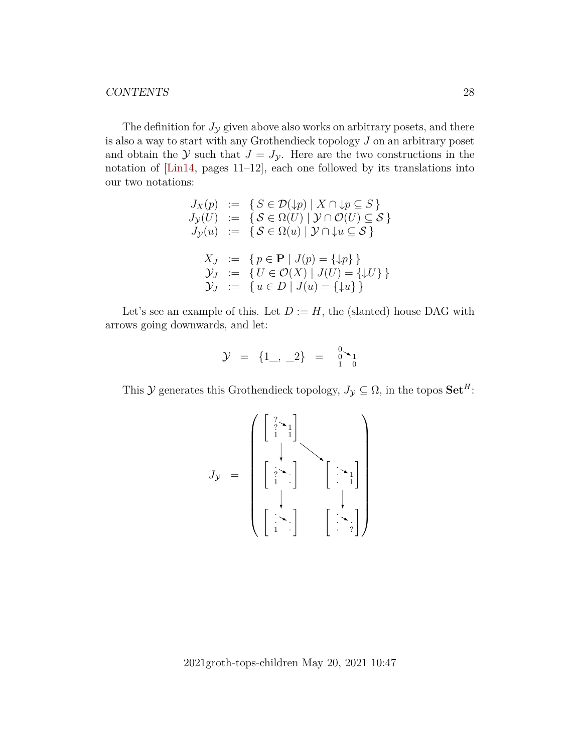The definition for $J_\mathcal{Y}$ given above also works on arbitrary posets, and there is also a way to start with any Grothendieck topology $J$ on an arbitrary poset and obtain the $\mathcal{Y}$ such that $J = J_\mathcal{Y}$. Here are the two constructions in the notation of [Lin14, pages 11–12], each one followed by its translations into our two notations:

$$
\begin{array}{rcl}
J_X(p) & := & \{\, S \in \mathcal{D}(\downarrow\!p) \mid X \cap \downarrow\!p \subseteq S \,\} \\
J_\mathcal{Y}(U) & := & \{\, \mathcal{S} \in \Omega(U) \mid \mathcal{Y} \cap \mathcal{O}(U) \subseteq \mathcal{S} \,\} \\
J_\mathcal{Y}(u) & := & \{\, \mathcal{S} \in \Omega(u) \mid \mathcal{Y} \cap \downarrow\!u \subseteq \mathcal{S} \,\} \\
\\
X_J & := & \{\, p \in \mathbf{P} \mid J(p) = \{\downarrow\!p\} \,\} \\
\mathcal{Y}_J & := & \{\, U \in \mathcal{O}(X) \mid J(U) = \{\downarrow\!U\} \,\} \\
\mathcal{Y}_J & := & \{\, u \in D \mid J(u) = \{\downarrow\!u\} \,\}
\end{array}
$$

Let's see an example of this. Let $D := H$, the (slanted) house DAG with arrows going downwards, and let:

$$
\mathcal{Y} \;=\; \{1\_,\ \_2\} \;=\; \begin{smallmatrix} 0 & & \\ 0 & \searrow & 1 \\ 1 & & 0 \end{smallmatrix}
$$

This $\mathcal{Y}$ generates this Grothendieck topology, $J_\mathcal{Y} \subseteq \Omega$, in the topos $\mathbf{Set}^H$:

$$
J_\mathcal{Y} \;=\; \left(
\begin{array}{ccc}
\left[\begin{smallmatrix} ? & & \\ ? & \searrow & 1 \\ 1 & & 1 \end{smallmatrix}\right] & & \\
\downarrow & \searrow & \\
\left[\begin{smallmatrix} \cdot & & \\ ? & \searrow & \cdot \\ 1 & & \cdot \end{smallmatrix}\right] & & \left[\begin{smallmatrix} \cdot & & \\ \cdot & \searrow & 1 \\ \cdot & & 1 \end{smallmatrix}\right] \\
\downarrow & & \downarrow \\
\left[\begin{smallmatrix} \cdot & & \\ \cdot & \searrow & \cdot \\ 1 & & \cdot \end{smallmatrix}\right] & & \left[\begin{smallmatrix} \cdot & & \\ \cdot & \searrow & \cdot \\ \cdot & & ? \end{smallmatrix}\right]
\end{array}
\right)
$$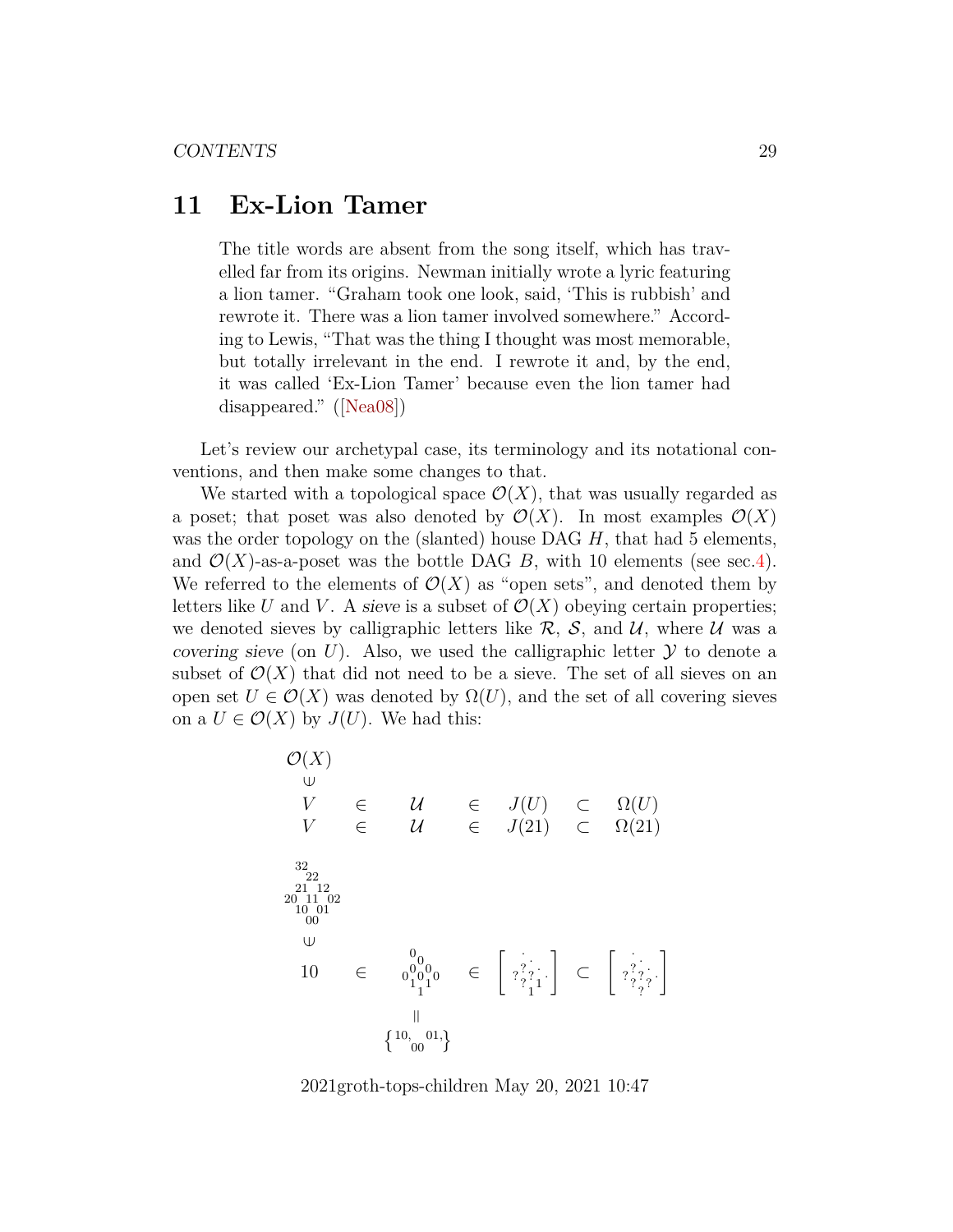## 11 Ex-Lion Tamer

> The title words are absent from the song itself, which has travelled far from its origins. Newman initially wrote a lyric featuring a lion tamer. "Graham took one look, said, 'This is rubbish' and rewrote it. There was a lion tamer involved somewhere." According to Lewis, "That was the thing I thought was most memorable, but totally irrelevant in the end. I rewrote it and, by the end, it was called 'Ex-Lion Tamer' because even the lion tamer had disappeared." ([Nea08])

Let's review our archetypal case, its terminology and its notational conventions, and then make some changes to that.

We started with a topological space $\mathcal{O}(X)$, that was usually regarded as a poset; that poset was also denoted by $\mathcal{O}(X)$. In most examples $\mathcal{O}(X)$ was the order topology on the (slanted) house DAG $H$, that had 5 elements, and $\mathcal{O}(X)$-as-a-poset was the bottle DAG $B$, with 10 elements (see sec.4). We referred to the elements of $\mathcal{O}(X)$ as "open sets", and denoted them by letters like $U$ and $V$. A *sieve* is a subset of $\mathcal{O}(X)$ obeying certain properties; we denoted sieves by calligraphic letters like $\mathcal{R}$, $\mathcal{S}$, and $\mathcal{U}$, where $\mathcal{U}$ was a *covering sieve* (on $U$). Also, we used the calligraphic letter $\mathcal{Y}$ to denote a subset of $\mathcal{O}(X)$ that did not need to be a sieve. The set of all sieves on an open set $U \in \mathcal{O}(X)$ was denoted by $\Omega(U)$, and the set of all covering sieves on a $U \in \mathcal{O}(X)$ by $J(U)$. We had this:

$$
\begin{array}{ccccccccc}
\mathcal{O}(X) \\
\cup \\
V & \in & \mathcal{U} & \in & J(U) & \subset & \Omega(U) \\
V & \in & \mathcal{U} & \in & J(21) & \subset & \Omega(21) \\
\\
\begin{smallmatrix} 32 & & \\ & 22 & \\ 21 & & 12 \\ 20 \;\; 11 \;\; 02 \\ 10 & & 01 \\ & 00 & \end{smallmatrix} \\
\cup \\
10 & \in & \begin{smallmatrix} & 0 & & \\ & & 0 & \\ 0 & 0 & 0 & 0 \\ & 1 & & 1 \\ & & 1 & \end{smallmatrix} & \in & \left[\begin{smallmatrix} & \cdot & & \\ & ? & \cdot & \\ ? & ? & \cdot & \\ & ? & 1 & \\ & & 1 & \end{smallmatrix}\right] & \subset & \left[\begin{smallmatrix} & \cdot & & \\ & ? & \cdot & \\ ? & ? & \cdot & \\ & ? & ? & \\ & & ? & \end{smallmatrix}\right] \\
& & \| \\
& & \left\{\begin{smallmatrix} 10, & & 01, \\ & 00 & \end{smallmatrix}\right\}
\end{array}
$$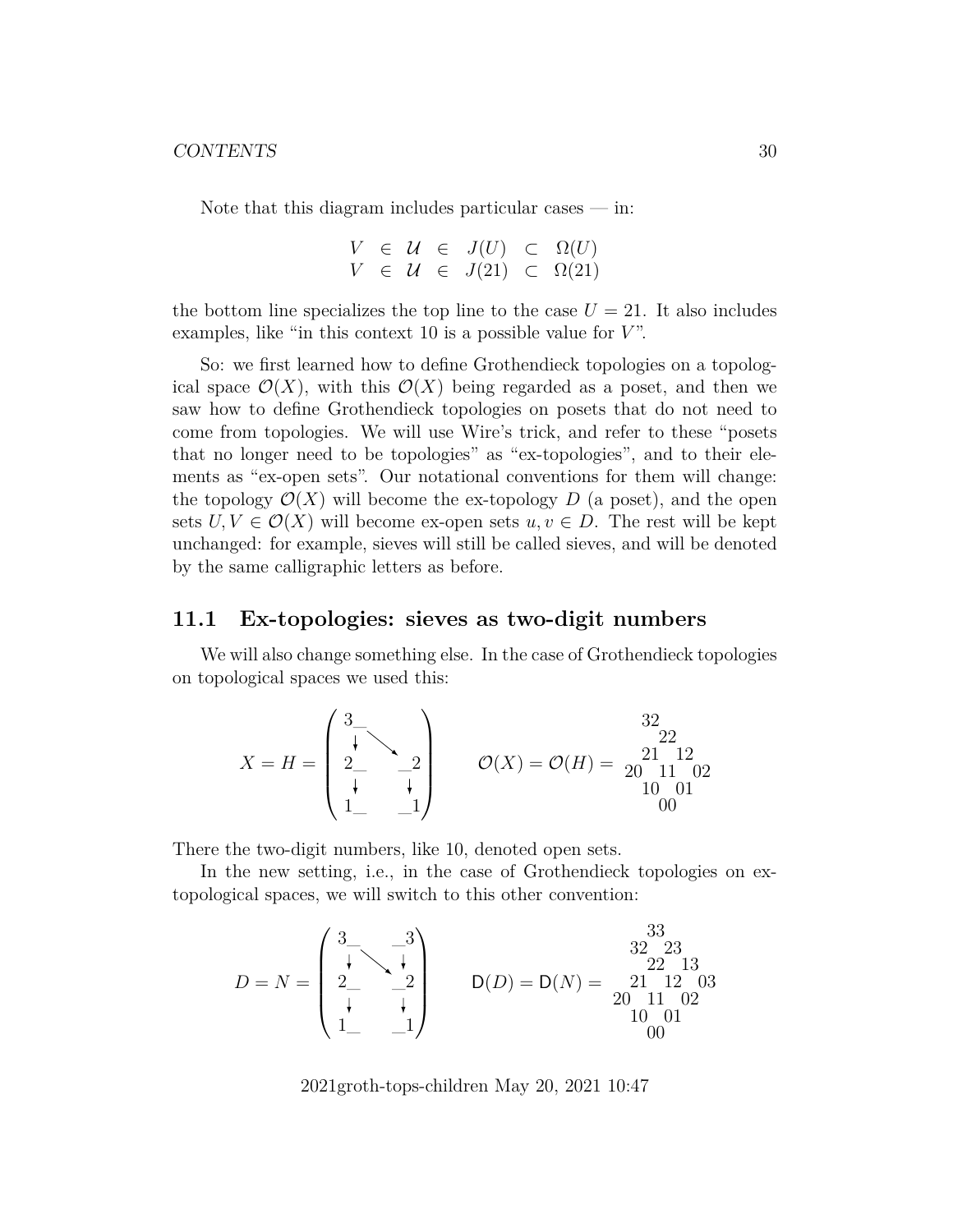Note that this diagram includes particular cases — in:

$$\begin{array}{ccccccc} V & \in & \mathcal{U} & \in & J(U) & \subset & \Omega(U) \\ V & \in & \mathcal{U} & \in & J(21) & \subset & \Omega(21) \end{array}$$

the bottom line specializes the top line to the case $U = 21$. It also includes examples, like "in this context 10 is a possible value for $V$".

So: we first learned how to define Grothendieck topologies on a topological space $\mathcal{O}(X)$, with this $\mathcal{O}(X)$ being regarded as a poset, and then we saw how to define Grothendieck topologies on posets that do not need to come from topologies. We will use Wire's trick, and refer to these "posets that no longer need to be topologies" as "ex-topologies", and to their elements as "ex-open sets". Our notational conventions for them will change: the topology $\mathcal{O}(X)$ will become the ex-topology $D$ (a poset), and the open sets $U, V \in \mathcal{O}(X)$ will become ex-open sets $u, v \in D$. The rest will be kept unchanged: for example, sieves will still be called sieves, and will be denoted by the same calligraphic letters as before.

## 11.1 Ex-topologies: sieves as two-digit numbers

We will also change something else. In the case of Grothendieck topologies on topological spaces we used this:

$$X = H = \begin{pmatrix} 3\_ & & \\ \downarrow & \searrow & \\ 2\_ & & \_2 \\ \downarrow & & \downarrow \\ 1\_ & & \_1 \end{pmatrix} \qquad \mathcal{O}(X) = \mathcal{O}(H) = \begin{array}{ccccc} & 32 & & & \\ & & 22 & & \\ & 21 & & 12 & \\ 20 & & 11 & & 02 \\ & 10 & & 01 & \\ & & 00 & & \end{array}$$

There the two-digit numbers, like 10, denoted open sets.

In the new setting, i.e., in the case of Grothendieck topologies on ex-topological spaces, we will switch to this other convention:

$$D = N = \begin{pmatrix} 3\_ & & \_3 \\ \downarrow & \searrow & \downarrow \\ 2\_ & & \_2 \\ \downarrow & & \downarrow \\ 1\_ & & \_1 \end{pmatrix} \qquad \mathsf{D}(D) = \mathsf{D}(N) = \begin{array}{cccccc} & & 33 & & & \\ & 32 & & 23 & & \\ & & 22 & & 13 & \\ & 21 & & 12 & & 03 \\ 20 & & 11 & & 02 & \\ & 10 & & 01 & & \\ & & 00 & & & \end{array}$$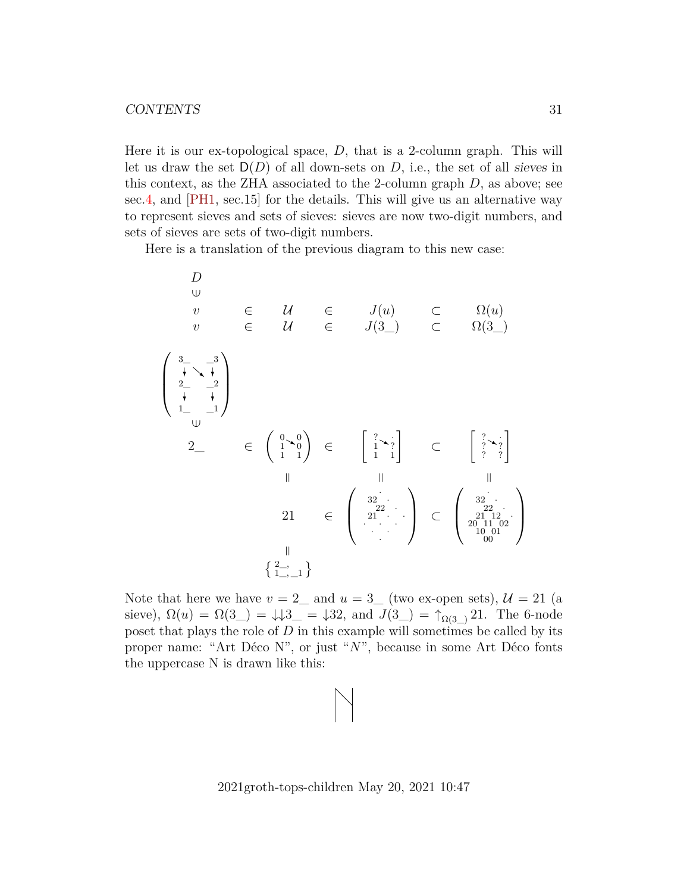Here it is our ex-topological space, $D$, that is a 2-column graph. This will let us draw the set $\mathsf{D}(D)$ of all down-sets on $D$, i.e., the set of all *sieves* in this context, as the ZHA associated to the 2-column graph $D$, as above; see sec.4, and [PH1, sec.15] for the details. This will give us an alternative way to represent sieves and sets of sieves: sieves are now two-digit numbers, and sets of sieves are sets of two-digit numbers.

Here is a translation of the previous diagram to this new case:

$$
\begin{array}{ccccccccc}
D \\
\cup \\
v & \in & \mathcal{U} & \in & J(u) & \subset & \Omega(u) \\
v & \in & \mathcal{U} & \in & J(3\_) & \subset & \Omega(3\_) \\
\\
\left(\begin{smallmatrix} 3\_ & & \_3 \\ \downarrow & \searrow & \downarrow \\ 2\_ & & \_2 \\ \downarrow & & \downarrow \\ 1\_ & & \_1 \end{smallmatrix}\right) \\
\cup \\
2\_ & \in & \left(\begin{smallmatrix} 0 & & 0 \\ 1 & \searrow & 0 \\ 1 & & 1 \end{smallmatrix}\right) & \in & \left[\begin{smallmatrix} ? & & \cdot \\ 1 & \searrow & ? \\ 1 & & 1 \end{smallmatrix}\right] & \subset & \left[\begin{smallmatrix} ? & & \cdot \\ ? & \searrow & ? \\ ? & & ? \end{smallmatrix}\right] \\
& & \| & & \| & & \| \\
& & 21 & \in & \left(\begin{smallmatrix} & & & \cdot & & & \\ & & 32 & & \cdot & & \\ & & & 22 & & \cdot & \\ & & 21 & & \cdot & & \cdot \\ & \cdot & & \cdot & & \cdot & \\ & & \cdot & & \cdot & & \\ & & & \cdot & & & \end{smallmatrix}\right) & \subset & \left(\begin{smallmatrix} & & & \cdot & & & \\ & & 32 & & \cdot & & \\ & & & 22 & & \cdot & \\ & & 21 & & 12 & & \cdot \\ & 20 & & 11 & & 02 & \\ & & 10 & & 01 & & \\ & & & 00 & & & \end{smallmatrix}\right) \\
& & \| \\
& & \left\{\begin{smallmatrix} 2\_, \\ 1\_, \_1 \end{smallmatrix}\right\}
\end{array}
$$

Note that here we have $v = 2\_$ and $u = 3\_$ (two ex-open sets), $\mathcal{U} = 21$ (a sieve), $\Omega(u) = \Omega(3\_) = {\downarrow\!\downarrow} 3\_ = {\downarrow} 32$, and $J(3\_) = {\uparrow_{\Omega(3\_)}} 21$. The 6-node poset that plays the role of $D$ in this example will sometimes be called by its proper name: "Art Déco N", or just "$N$", because in some Art Déco fonts the uppercase N is drawn like this:

$$\mathsf{N}$$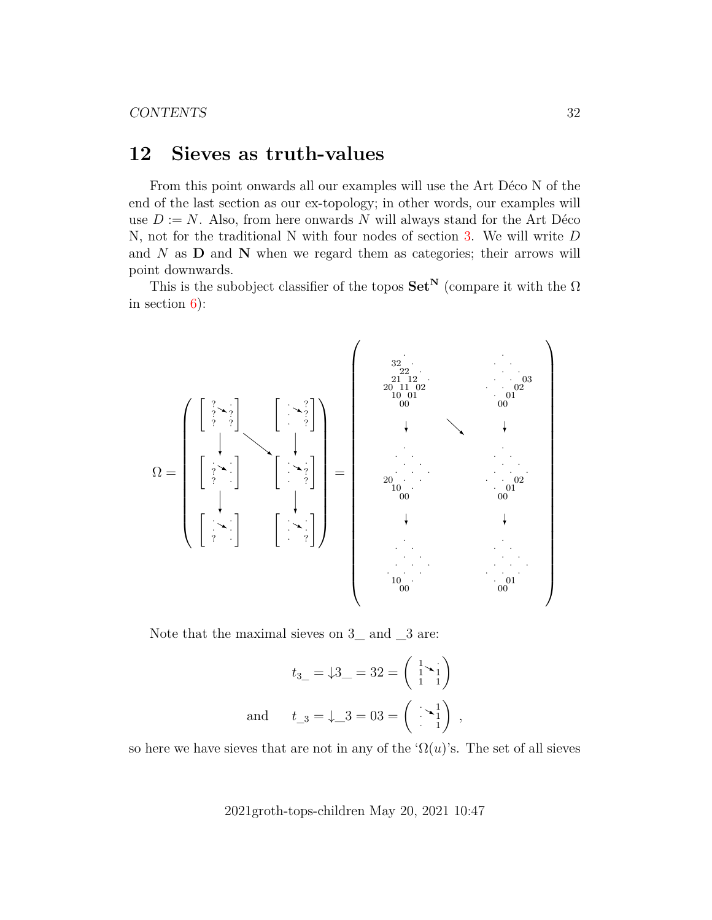## 12 Sieves as truth-values

From this point onwards all our examples will use the Art Déco N of the end of the last section as our ex-topology; in other words, our examples will use $D := N$. Also, from here onwards $N$ will always stand for the Art Déco N, not for the traditional N with four nodes of section 3. We will write $D$ and $N$ as **D** and **N** when we regard them as categories; their arrows will point downwards.

This is the subobject classifier of the topos $\mathbf{Set}^{\mathbf{N}}$ (compare it with the $\Omega$ in section 6):

$$\Omega = \left( \begin{array}{ccc} \left[\begin{smallmatrix} ? & \searrow & \cdot \\ ? & & ? \\ ? & & ? \end{smallmatrix}\right] & & \left[\begin{smallmatrix} \cdot & \searrow & ? \\ \cdot & & ? \\ \cdot & & ? \end{smallmatrix}\right] \\ \downarrow & \searrow & \downarrow \\ \left[\begin{smallmatrix} \cdot & \searrow & \cdot \\ ? & & \cdot \\ ? & & \cdot \end{smallmatrix}\right] & & \left[\begin{smallmatrix} \cdot & \searrow & ? \\ \cdot & & ? \\ \cdot & & ? \end{smallmatrix}\right] \\ \downarrow & & \downarrow \\ \left[\begin{smallmatrix} \cdot & \searrow & \cdot \\ \cdot & & \cdot \\ ? & & \cdot \end{smallmatrix}\right] & & \left[\begin{smallmatrix} \cdot & \searrow & \cdot \\ \cdot & & \cdot \\ \cdot & & ? \end{smallmatrix}\right] \end{array} \right) = \left( \begin{array}{ccc} \begin{smallmatrix} 32 \; 22 \; 21 \; 12 \\ 20 \; 11 \; 02 \\ 10 \; 01 \\ 00 \end{smallmatrix} & & \begin{smallmatrix} 03 \\ 02 \\ 01 \\ 00 \end{smallmatrix} \\ \downarrow & \searrow & \downarrow \\ \begin{smallmatrix} 20 \\ 10 \\ 00 \end{smallmatrix} & & \begin{smallmatrix} 02 \\ 01 \\ 00 \end{smallmatrix} \\ \downarrow & & \downarrow \\ \begin{smallmatrix} 10 \\ 00 \end{smallmatrix} & & \begin{smallmatrix} 01 \\ 00 \end{smallmatrix} \end{array} \right)$$

Note that the maximal sieves on 3_ and _3 are:

$$t_{3\_} = {\downarrow}3\_ = 32 = \left( \begin{smallmatrix} 1 & \searrow & \cdot \\ 1 & & 1 \\ 1 & & 1 \end{smallmatrix} \right)$$

$$\text{and} \qquad t_{\_3} = {\downarrow}\_3 = 03 = \left( \begin{smallmatrix} \cdot & \searrow & 1 \\ \cdot & & 1 \\ \cdot & & 1 \end{smallmatrix} \right) ,$$

so here we have sieves that are not in any of the '$\Omega(u)$'s. The set of all sieves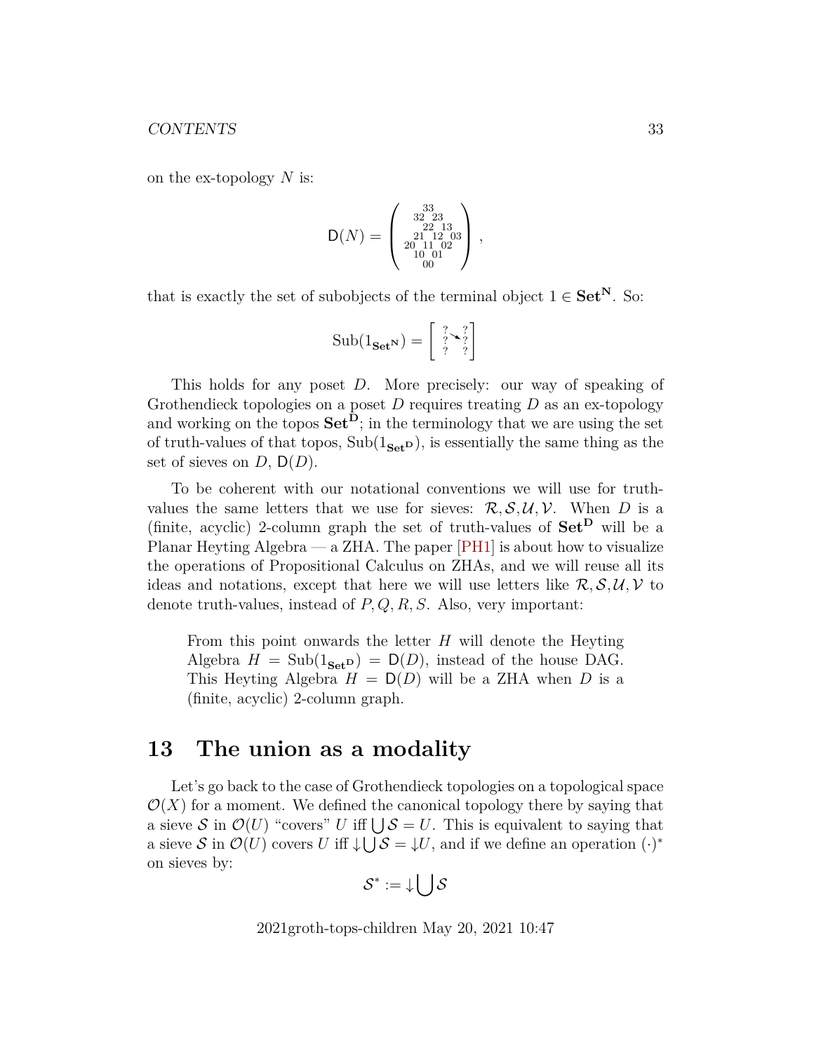on the ex-topology $N$ is:

$$\mathsf{D}(N) = \begin{pmatrix} & & 33 & & \\ & 32 & & 23 & \\ & & 22 & & 13 \\ & 21 & & 12 & & 03 \\ 20 & & 11 & & 02 & \\ & 10 & & 01 & \\ & & 00 & & \end{pmatrix},$$

that is exactly the set of subobjects of the terminal object $1 \in \mathbf{Set}^{\mathbf{N}}$. So:

$$\mathrm{Sub}(1_{\mathbf{Set}^{\mathbf{N}}}) = \left[ \begin{smallmatrix} ? & & ? \\ ? & \searrow & ? \\ ? & & ? \end{smallmatrix} \right]$$

This holds for any poset $D$. More precisely: our way of speaking of Grothendieck topologies on a poset $D$ requires treating $D$ as an ex-topology and working on the topos $\mathbf{Set}^{\mathbf{D}}$; in the terminology that we are using the set of truth-values of that topos, $\mathrm{Sub}(1_{\mathbf{Set}^{\mathbf{D}}})$, is essentially the same thing as the set of sieves on $D$, $\mathsf{D}(D)$.

To be coherent with our notational conventions we will use for truth-values the same letters that we use for sieves: $\mathcal{R}, \mathcal{S}, \mathcal{U}, \mathcal{V}$. When $D$ is a (finite, acyclic) 2-column graph the set of truth-values of $\mathbf{Set}^{\mathbf{D}}$ will be a Planar Heyting Algebra — a ZHA. The paper [PH1] is about how to visualize the operations of Propositional Calculus on ZHAs, and we will reuse all its ideas and notations, except that here we will use letters like $\mathcal{R}, \mathcal{S}, \mathcal{U}, \mathcal{V}$ to denote truth-values, instead of $P, Q, R, S$. Also, very important:

> From this point onwards the letter $H$ will denote the Heyting Algebra $H = \mathrm{Sub}(1_{\mathbf{Set}^{\mathbf{D}}}) = \mathsf{D}(D)$, instead of the house DAG. This Heyting Algebra $H = \mathsf{D}(D)$ will be a ZHA when $D$ is a (finite, acyclic) 2-column graph.

## 13 The union as a modality

Let's go back to the case of Grothendieck topologies on a topological space $\mathcal{O}(X)$ for a moment. We defined the canonical topology there by saying that a sieve $\mathcal{S}$ in $\mathcal{O}(U)$ "covers" $U$ iff $\bigcup \mathcal{S} = U$. This is equivalent to saying that a sieve $\mathcal{S}$ in $\mathcal{O}(U)$ covers $U$ iff $\downarrow\bigcup \mathcal{S} = \downarrow U$, and if we define an operation $(\cdot)^*$ on sieves by:

$$\mathcal{S}^* := \downarrow\bigcup \mathcal{S}$$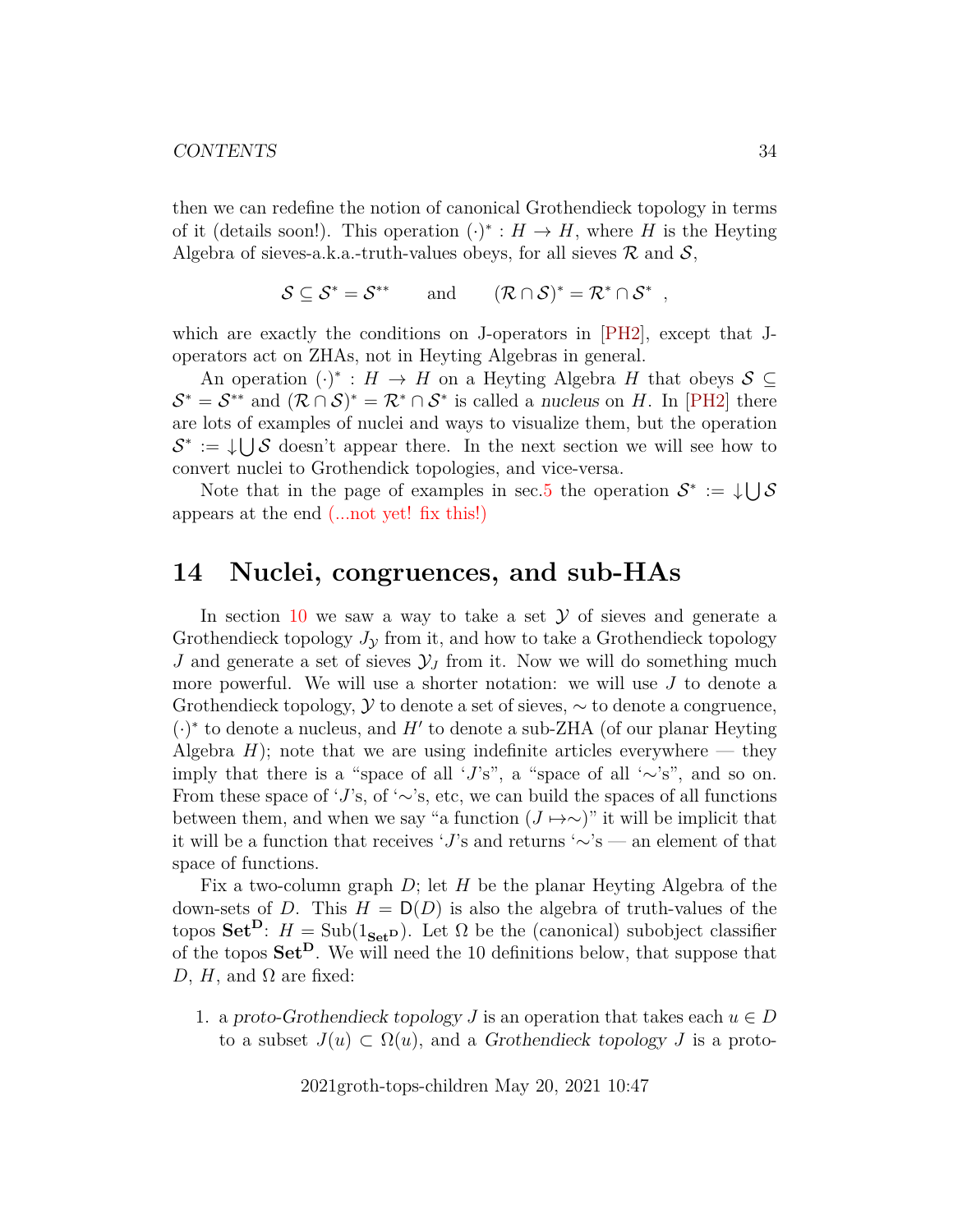then we can redefine the notion of canonical Grothendieck topology in terms of it (details soon!). This operation $(\cdot)^* : H \to H$, where $H$ is the Heyting Algebra of sieves-a.k.a.-truth-values obeys, for all sieves $\mathcal{R}$ and $\mathcal{S}$,

$$\mathcal{S} \subseteq \mathcal{S}^* = \mathcal{S}^{**} \qquad \text{and} \qquad (\mathcal{R} \cap \mathcal{S})^* = \mathcal{R}^* \cap \mathcal{S}^* \ ,$$

which are exactly the conditions on J-operators in [PH2], except that J-operators act on ZHAs, not in Heyting Algebras in general.

An operation $(\cdot)^* : H \to H$ on a Heyting Algebra $H$ that obeys $\mathcal{S} \subseteq \mathcal{S}^* = \mathcal{S}^{**}$ and $(\mathcal{R} \cap \mathcal{S})^* = \mathcal{R}^* \cap \mathcal{S}^*$ is called a *nucleus* on $H$. In [PH2] there are lots of examples of nuclei and ways to visualize them, but the operation $\mathcal{S}^* := {\downarrow}\bigcup \mathcal{S}$ doesn't appear there. In the next section we will see how to convert nuclei to Grothendick topologies, and vice-versa.

Note that in the page of examples in sec.5 the operation $\mathcal{S}^* := {\downarrow}\bigcup \mathcal{S}$ appears at the end (...not yet! fix this!)

## 14 Nuclei, congruences, and sub-HAs

In section 10 we saw a way to take a set $\mathcal{Y}$ of sieves and generate a Grothendieck topology $J_{\mathcal{Y}}$ from it, and how to take a Grothendieck topology $J$ and generate a set of sieves $\mathcal{Y}_J$ from it. Now we will do something much more powerful. We will use a shorter notation: we will use $J$ to denote a Grothendieck topology, $\mathcal{Y}$ to denote a set of sieves, $\sim$ to denote a congruence, $(\cdot)^*$ to denote a nucleus, and $H'$ to denote a sub-ZHA (of our planar Heyting Algebra $H$); note that we are using indefinite articles everywhere — they imply that there is a "space of all '$J$'s", a "space of all '$\sim$'s", and so on. From these space of '$J$'s, of '$\sim$'s, etc, we can build the spaces of all functions between them, and when we say "a function $(J \mapsto \sim)$" it will be implicit that it will be a function that receives '$J$'s and returns '$\sim$'s — an element of that space of functions.

Fix a two-column graph $D$; let $H$ be the planar Heyting Algebra of the down-sets of $D$. This $H = \mathsf{D}(D)$ is also the algebra of truth-values of the topos $\mathbf{Set}^{\mathbf{D}}$: $H = \mathrm{Sub}(1_{\mathbf{Set}^{\mathbf{D}}})$. Let $\Omega$ be the (canonical) subobject classifier of the topos $\mathbf{Set}^{\mathbf{D}}$. We will need the 10 definitions below, that suppose that $D$, $H$, and $\Omega$ are fixed:

1. a *proto-Grothendieck topology* $J$ is an operation that takes each $u \in D$ to a subset $J(u) \subset \Omega(u)$, and a *Grothendieck topology* $J$ is a proto-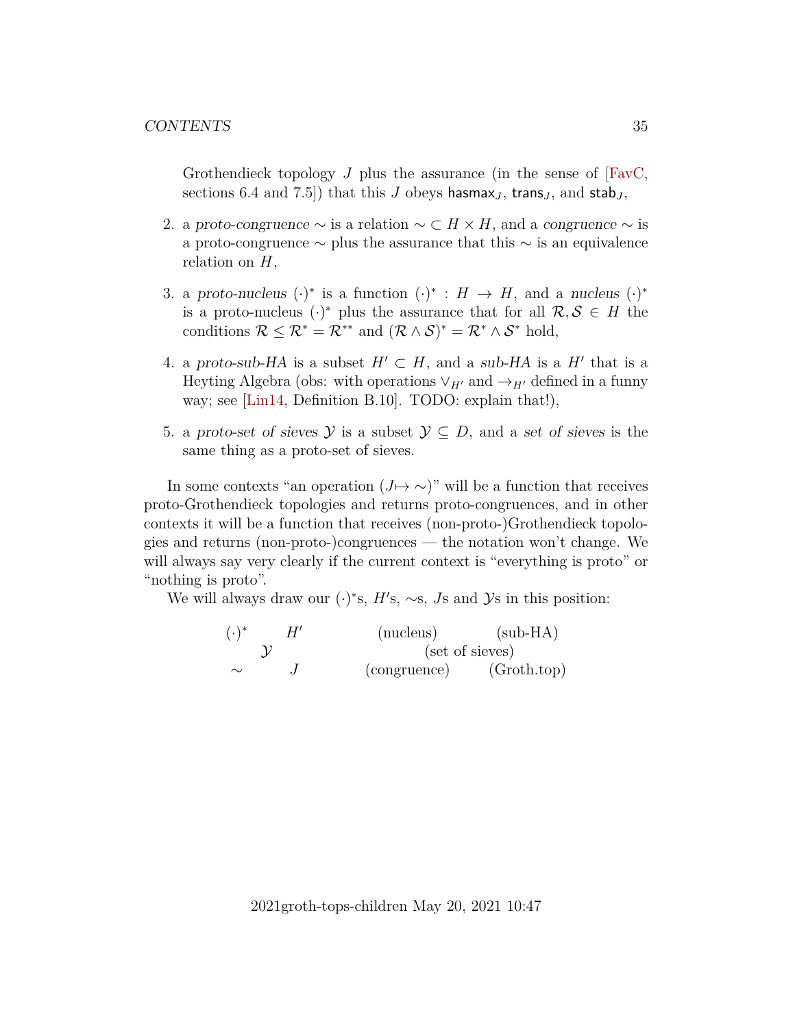Grothendieck topology $J$ plus the assurance (in the sense of [FavC, sections 6.4 and 7.5]) that this $J$ obeys $\mathsf{hasmax}_J$, $\mathsf{trans}_J$, and $\mathsf{stab}_J$,

2. a *proto-congruence* $\sim$ is a relation $\sim \subset H \times H$, and a *congruence* $\sim$ is a proto-congruence $\sim$ plus the assurance that this $\sim$ is an equivalence relation on $H$,

3. a *proto-nucleus* $(\cdot)^*$ is a function $(\cdot)^* : H \to H$, and a *nucleus* $(\cdot)^*$ is a proto-nucleus $(\cdot)^*$ plus the assurance that for all $\mathcal{R}, \mathcal{S} \in H$ the conditions $\mathcal{R} \leq \mathcal{R}^* = \mathcal{R}^{**}$ and $(\mathcal{R} \wedge \mathcal{S})^* = \mathcal{R}^* \wedge \mathcal{S}^*$ hold,

4. a *proto-sub-HA* is a subset $H' \subset H$, and a *sub-HA* is a $H'$ that is a Heyting Algebra (obs: with operations $\vee_{H'}$ and $\to_{H'}$ defined in a funny way; see [Lin14, Definition B.10]. TODO: explain that!),

5. a *proto-set of sieves* $\mathcal{Y}$ is a subset $\mathcal{Y} \subseteq D$, and a *set of sieves* is the same thing as a proto-set of sieves.

In some contexts "an operation $(J \mapsto \sim)$" will be a function that receives proto-Grothendieck topologies and returns proto-congruences, and in other contexts it will be a function that receives (non-proto-)Grothendieck topologies and returns (non-proto-)congruences — the notation won't change. We will always say very clearly if the current context is "everything is proto" or "nothing is proto".

We will always draw our $(\cdot)^*$s, $H'$s, $\sim$s, $J$s and $\mathcal{Y}$s in this position:

$$\begin{array}{ccc} (\cdot)^* & & H' \\ & \mathcal{Y} & \\ \sim & & J \end{array} \qquad\qquad \begin{array}{ccc} \text{(nucleus)} & & \text{(sub-HA)} \\ & \text{(set of sieves)} & \\ \text{(congruence)} & & \text{(Groth.top)} \end{array}$$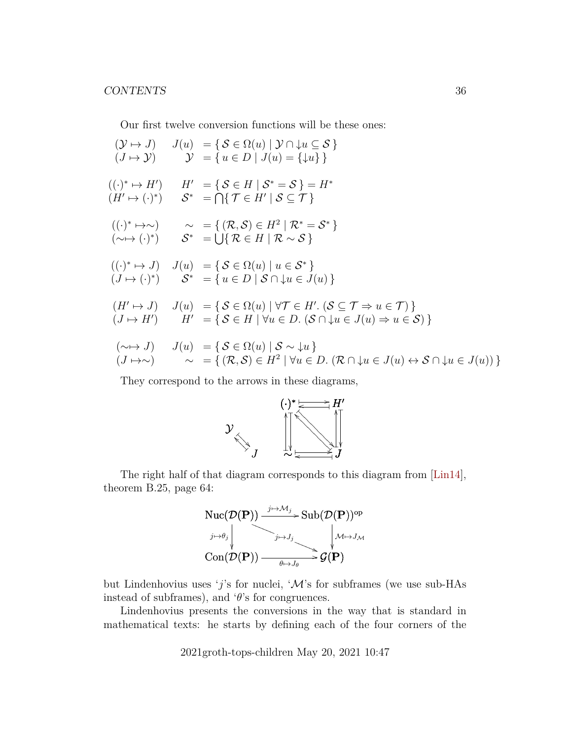Our first twelve conversion functions will be these ones:

$$
\begin{array}{lrl}
(\mathcal{Y} \mapsto J) & J(u) & = \{ \mathcal{S} \in \Omega(u) \mid \mathcal{Y} \cap {\downarrow} u \subseteq \mathcal{S} \} \\
(J \mapsto \mathcal{Y}) & \mathcal{Y} & = \{ u \in D \mid J(u) = \{ {\downarrow} u \} \} \\
\\
((\cdot)^* \mapsto H') & H' & = \{ \mathcal{S} \in H \mid \mathcal{S}^* = \mathcal{S} \} = H^* \\
(H' \mapsto (\cdot)^*) & \mathcal{S}^* & = \bigcap \{ \mathcal{T} \in H' \mid \mathcal{S} \subseteq \mathcal{T} \} \\
\\
((\cdot)^* \mapsto \sim) & \sim & = \{ (\mathcal{R}, \mathcal{S}) \in H^2 \mid \mathcal{R}^* = \mathcal{S}^* \} \\
(\sim \mapsto (\cdot)^*) & \mathcal{S}^* & = \bigcup \{ \mathcal{R} \in H \mid \mathcal{R} \sim \mathcal{S} \} \\
\\
((\cdot)^* \mapsto J) & J(u) & = \{ \mathcal{S} \in \Omega(u) \mid u \in \mathcal{S}^* \} \\
(J \mapsto (\cdot)^*) & \mathcal{S}^* & = \{ u \in D \mid \mathcal{S} \cap {\downarrow} u \in J(u) \} \\
\\
(H' \mapsto J) & J(u) & = \{ \mathcal{S} \in \Omega(u) \mid \forall \mathcal{T} \in H'. \, (\mathcal{S} \subseteq \mathcal{T} \Rightarrow u \in \mathcal{T}) \} \\
(J \mapsto H') & H' & = \{ \mathcal{S} \in H \mid \forall u \in D. \, (\mathcal{S} \cap {\downarrow} u \in J(u) \Rightarrow u \in \mathcal{S}) \} \\
\\
(\sim \mapsto J) & J(u) & = \{ \mathcal{S} \in \Omega(u) \mid \mathcal{S} \sim {\downarrow} u \} \\
(J \mapsto \sim) & \sim & = \{ (\mathcal{R}, \mathcal{S}) \in H^2 \mid \forall u \in D. \, (\mathcal{R} \cap {\downarrow} u \in J(u) \leftrightarrow \mathcal{S} \cap {\downarrow} u \in J(u)) \}
\end{array}
$$

They correspond to the arrows in these diagrams,

$$
\begin{array}{ccc}
\mathcal{Y} & & (\cdot)^* \rightleftarrows H' \\
\searrow\nwarrow & & \updownarrow \quad \nwarrow\searrow \quad \updownarrow \\
J & & \sim \rightleftarrows J
\end{array}
$$

The right half of that diagram corresponds to this diagram from [Lin14], theorem B.25, page 64:

$$
\begin{array}{ccc}
\mathrm{Nuc}(\mathcal{D}(\mathbf{P})) & \xrightarrow{j \mapsto \mathcal{M}_j} & \mathrm{Sub}(\mathcal{D}(\mathbf{P}))^{\mathrm{op}} \\
{\scriptstyle j \mapsto \theta_j} \downarrow & \searrow^{j \mapsto J_j} & \downarrow {\scriptstyle \mathcal{M} \mapsto J_{\mathcal{M}}} \\
\mathrm{Con}(\mathcal{D}(\mathbf{P})) & \xrightarrow[\theta \mapsto J_\theta]{} & \mathcal{G}(\mathbf{P})
\end{array}
$$

but Lindenhovius uses '$j$'s for nuclei, '$\mathcal{M}$'s for subframes (we use sub-HAs instead of subframes), and '$\theta$'s for congruences.

Lindenhovius presents the conversions in the way that is standard in mathematical texts: he starts by defining each of the four corners of the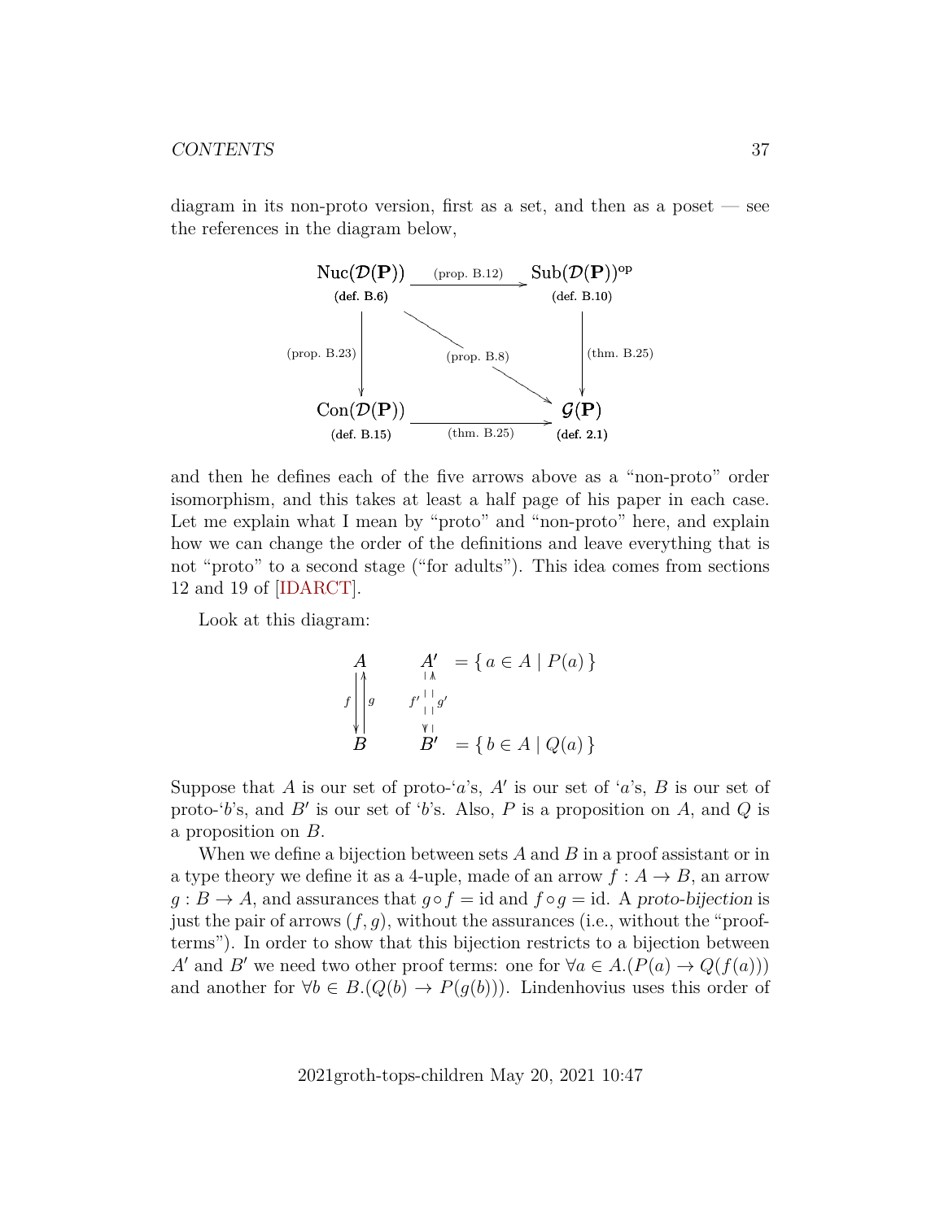diagram in its non-proto version, first as a set, and then as a poset — see the references in the diagram below,

$$
\begin{array}{ccc}
\underset{\text{(def. B.6)}}{\mathrm{Nuc}(\mathcal{D}(\mathbf{P}))} & \xrightarrow{\text{(prop. B.12)}} & \underset{\text{(def. B.10)}}{\mathrm{Sub}(\mathcal{D}(\mathbf{P}))^{\mathrm{op}}} \\
\big\downarrow{\scriptstyle\text{(prop. B.23)}} & \searrow{\scriptstyle\text{(prop. B.8)}} & \big\downarrow{\scriptstyle\text{(thm. B.25)}} \\
\underset{\text{(def. B.15)}}{\mathrm{Con}(\mathcal{D}(\mathbf{P}))} & \xrightarrow[\text{(thm. B.25)}]{} & \underset{\text{(def. 2.1)}}{\mathcal{G}(\mathbf{P})}
\end{array}
$$

and then he defines each of the five arrows above as a "non-proto" order isomorphism, and this takes at least a half page of his paper in each case. Let me explain what I mean by "proto" and "non-proto" here, and explain how we can change the order of the definitions and leave everything that is not "proto" to a second stage ("for adults"). This idea comes from sections 12 and 19 of [IDARCT].

Look at this diagram:

$$
\begin{array}{ccl}
A & \qquad A' & = \{\, a \in A \mid P(a) \,\} \\
{\scriptstyle f}\big\downarrow\big\uparrow{\scriptstyle g} & \qquad {\scriptstyle f'}\,\vdots\,{\scriptstyle g'} & \\
B & \qquad B' & = \{\, b \in A \mid Q(a) \,\}
\end{array}
$$

Suppose that $A$ is our set of proto-'$a$'s, $A'$ is our set of '$a$'s, $B$ is our set of proto-'$b$'s, and $B'$ is our set of '$b$'s. Also, $P$ is a proposition on $A$, and $Q$ is a proposition on $B$.

When we define a bijection between sets $A$ and $B$ in a proof assistant or in a type theory we define it as a 4-uple, made of an arrow $f : A \to B$, an arrow $g : B \to A$, and assurances that $g \circ f = \mathrm{id}$ and $f \circ g = \mathrm{id}$. A *proto-bijection* is just the pair of arrows $(f, g)$, without the assurances (i.e., without the "proof-terms"). In order to show that this bijection restricts to a bijection between $A'$ and $B'$ we need two other proof terms: one for $\forall a \in A.(P(a) \to Q(f(a)))$ and another for $\forall b \in B.(Q(b) \to P(g(b)))$. Lindenhovius uses this order of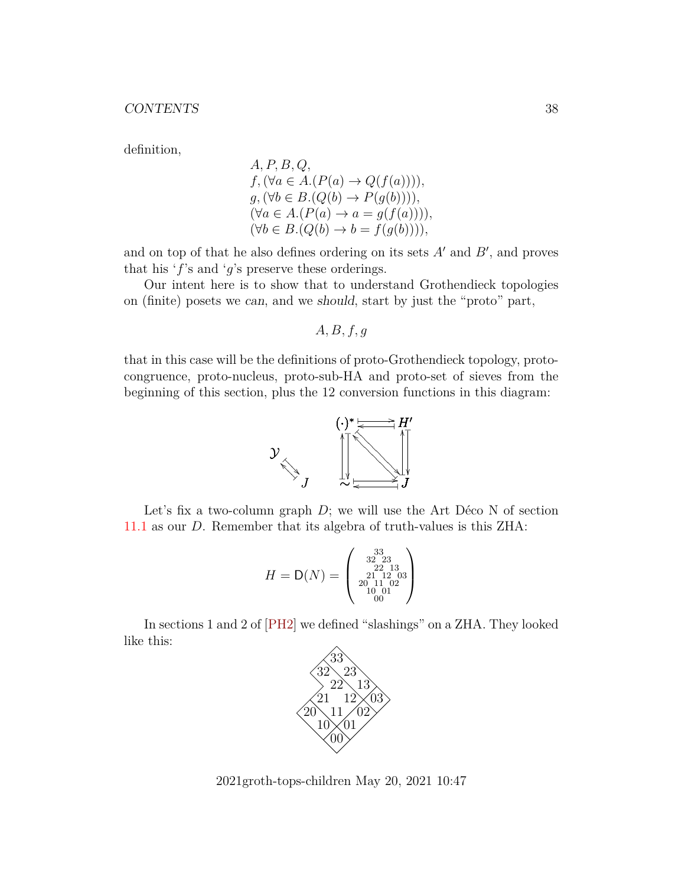definition,

$$
\begin{array}{l}
A, P, B, Q, \\
f, (\forall a \in A.(P(a) \to Q(f(a)))), \\
g, (\forall b \in B.(Q(b) \to P(g(b)))), \\
(\forall a \in A.(P(a) \to a = g(f(a)))), \\
(\forall b \in B.(Q(b) \to b = f(g(b)))),
\end{array}
$$

and on top of that he also defines ordering on its sets $A'$ and $B'$, and proves that his '$f$'s and '$g$'s preserve these orderings.

Our intent here is to show that to understand Grothendieck topologies on (finite) posets we *can*, and we *should*, start by just the "proto" part,

$$A, B, f, g$$

that in this case will be the definitions of proto-Grothendieck topology, proto-congruence, proto-nucleus, proto-sub-HA and proto-set of sieves from the beginning of this section, plus the 12 conversion functions in this diagram:

$$
\begin{array}{ccc}
 & (\cdot)^* & \leftrightarrows & H' \\
\mathcal{Y} & \updownarrows & \nwarrow\!\searrow & \updownarrows \\
\searrow\!\nwarrow\ J & \sim & \leftrightarrows & J
\end{array}
$$

Let's fix a two-column graph $D$; we will use the Art Déco N of section 11.1 as our $D$. Remember that its algebra of truth-values is this ZHA:

$$
H = \mathsf{D}(N) = \begin{pmatrix}
 & & 33 & & \\
 & 32 & & 23 & \\
 & & 22 & & 13 \\
 & 21 & & 12 & & 03 \\
20 & & 11 & & 02 & \\
 & 10 & & 01 & \\
 & & 00 & &
\end{pmatrix}
$$

In sections 1 and 2 of [PH2] we defined "slashings" on a ZHA. They looked like this:

$$
\begin{array}{ccccccc}
 & & 33 & & \\
 & 32 & & 23 & \\
 & & 22 & & 13 \\
 & 21 & & 12 & & 03 \\
20 & & 11 & & 02 & \\
 & 10 & & 01 & \\
 & & 00 & &
\end{array}
$$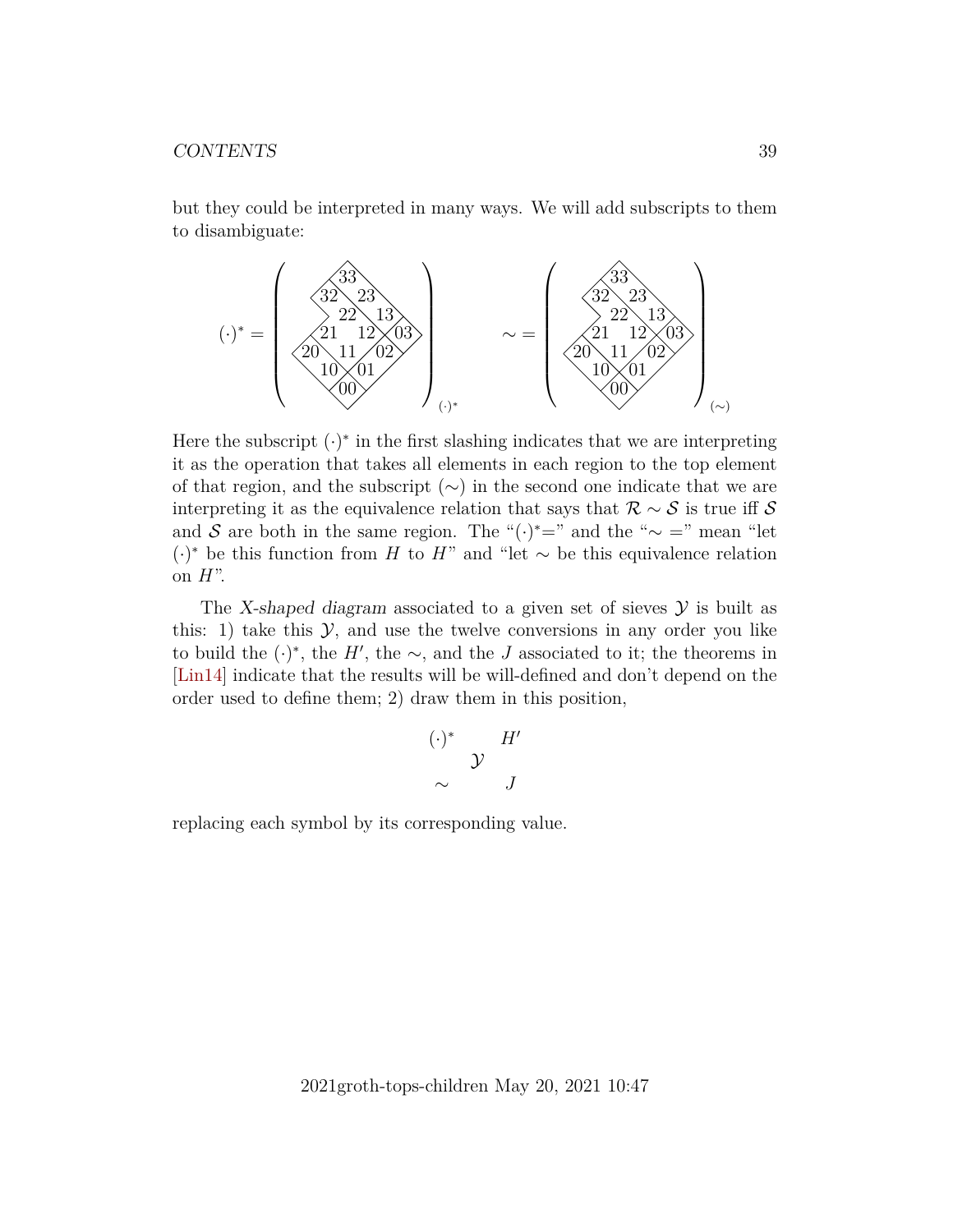but they could be interpreted in many ways. We will add subscripts to them to disambiguate:

$$(\cdot)^* = \left( \begin{array}{c} 33 \\ 32 \quad 23 \\ 22 \quad 13 \\ 21 \quad 12 \quad 03 \\ 20 \quad 11 \quad 02 \\ 10 \quad 01 \\ 00 \end{array} \right)_{(\cdot)^*} \qquad \sim = \left( \begin{array}{c} 33 \\ 32 \quad 23 \\ 22 \quad 13 \\ 21 \quad 12 \quad 03 \\ 20 \quad 11 \quad 02 \\ 10 \quad 01 \\ 00 \end{array} \right)_{(\sim)}$$

Here the subscript $(\cdot)^*$ in the first slashing indicates that we are interpreting it as the operation that takes all elements in each region to the top element of that region, and the subscript $(\sim)$ in the second one indicate that we are interpreting it as the equivalence relation that says that $\mathcal{R} \sim \mathcal{S}$ is true iff $\mathcal{S}$ and $\mathcal{S}$ are both in the same region. The "$(\cdot)^*$=" and the "$\sim$ =" mean "let $(\cdot)^*$ be this function from $H$ to $H$" and "let $\sim$ be this equivalence relation on $H$".

The *X-shaped diagram* associated to a given set of sieves $\mathcal{Y}$ is built as this: 1) take this $\mathcal{Y}$, and use the twelve conversions in any order you like to build the $(\cdot)^*$, the $H'$, the $\sim$, and the $J$ associated to it; the theorems in [Lin14] indicate that the results will be will-defined and don't depend on the order used to define them; 2) draw them in this position,

$$\begin{array}{ccc} (\cdot)^* & & H' \\ & \mathcal{Y} & \\ \sim & & J \end{array}$$

replacing each symbol by its corresponding value.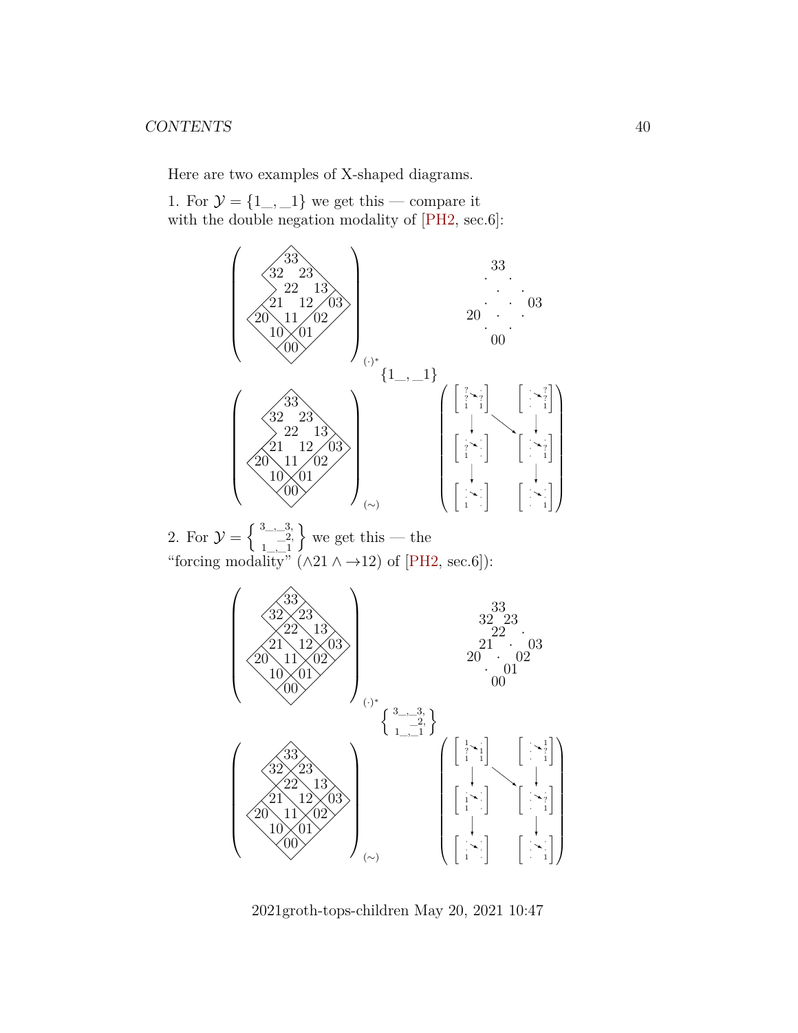Here are two examples of X-shaped diagrams.

1. For $\mathcal{Y} = \{1\_\_, \_\_1\}$ we get this — compare it with the double negation modality of [PH2, sec.6]:

$$
\begin{array}{ccc}
(\cdots)_{(\cdot)^*} & & 
\begin{matrix} & 33 & \\ \cdot & & \cdot \\ & \cdot & \cdot \\ \cdot & \cdot & 03 \\ 20 & \cdot & \cdot \\ \cdot & & \cdot \\ & 00 & \end{matrix} \\
& \{1\_\_, \_\_1\} & \\
(\cdots)_{(\sim)} & &
\end{array}
$$

2. For $\mathcal{Y} = \left\{ \begin{smallmatrix} 3\_\_,\_\_3, \\ \_\_2, \\ 1\_\_,\_\_1 \end{smallmatrix} \right\}$ we get this — the "forcing modality" ($\wedge 21 \wedge \rightarrow 12$) of [PH2, sec.6]):

$$
\begin{array}{ccc}
(\cdots)_{(\cdot)^*} & & 
\begin{matrix} & 33 & \\ 32 & & 23 \\ & 22 & \cdot \\ 21 & \cdot & 03 \\ 20 & \cdot & 02 \\ \cdot & & 01 \\ & 00 & \end{matrix} \\
& \left\{ \begin{smallmatrix} 3\_\_,\_\_3, \\ \_\_2, \\ 1\_\_,\_\_1 \end{smallmatrix} \right\} & \\
(\cdots)_{(\sim)} & &
\end{array}
$$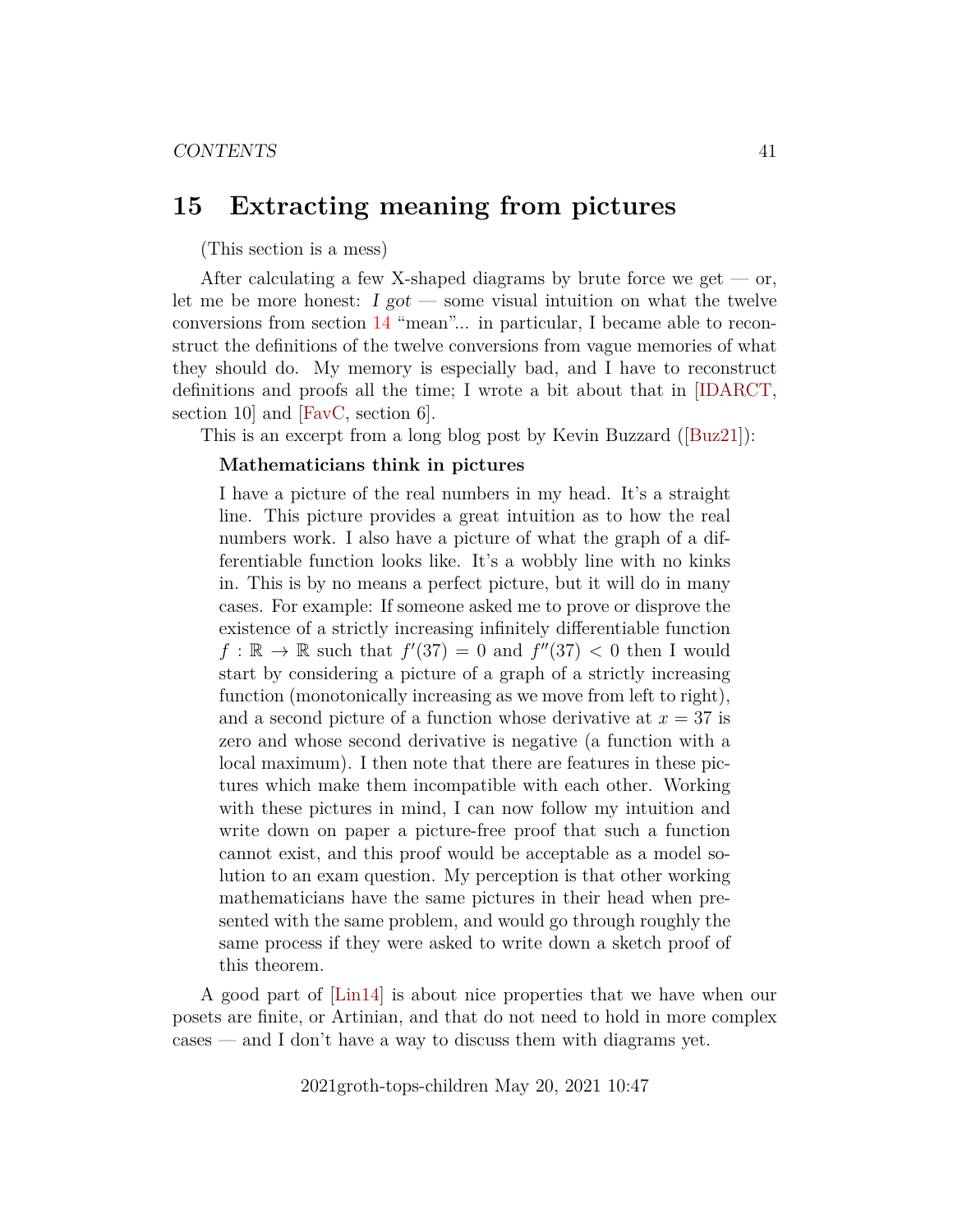# 15 Extracting meaning from pictures

(This section is a mess)

After calculating a few X-shaped diagrams by brute force we get — or, let me be more honest: *I got* — some visual intuition on what the twelve conversions from section 14 "mean"... in particular, I became able to reconstruct the definitions of the twelve conversions from vague memories of what they should do. My memory is especially bad, and I have to reconstruct definitions and proofs all the time; I wrote a bit about that in [IDARCT, section 10] and [FavC, section 6].

This is an excerpt from a long blog post by Kevin Buzzard ([Buz21]):

> **Mathematicians think in pictures**
>
> I have a picture of the real numbers in my head. It's a straight line. This picture provides a great intuition as to how the real numbers work. I also have a picture of what the graph of a differentiable function looks like. It's a wobbly line with no kinks in. This is by no means a perfect picture, but it will do in many cases. For example: If someone asked me to prove or disprove the existence of a strictly increasing infinitely differentiable function $f : \mathbb{R} \to \mathbb{R}$ such that $f'(37) = 0$ and $f''(37) < 0$ then I would start by considering a picture of a graph of a strictly increasing function (monotonically increasing as we move from left to right), and a second picture of a function whose derivative at $x = 37$ is zero and whose second derivative is negative (a function with a local maximum). I then note that there are features in these pictures which make them incompatible with each other. Working with these pictures in mind, I can now follow my intuition and write down on paper a picture-free proof that such a function cannot exist, and this proof would be acceptable as a model solution to an exam question. My perception is that other working mathematicians have the same pictures in their head when presented with the same problem, and would go through roughly the same process if they were asked to write down a sketch proof of this theorem.

A good part of [Lin14] is about nice properties that we have when our posets are finite, or Artinian, and that do not need to hold in more complex cases — and I don't have a way to discuss them with diagrams yet.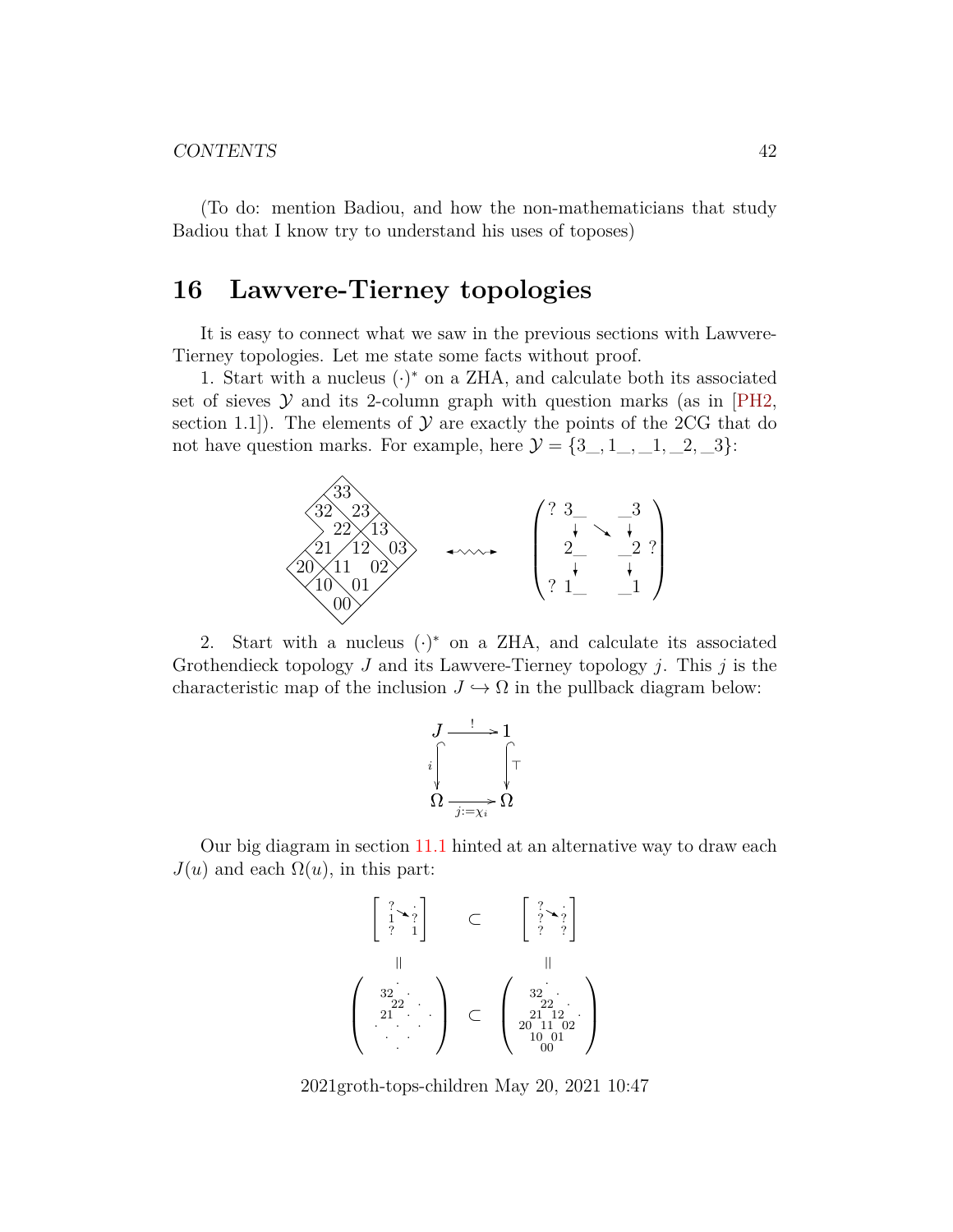(To do: mention Badiou, and how the non-mathematicians that study Badiou that I know try to understand his uses of toposes)

# 16 Lawvere-Tierney topologies

It is easy to connect what we saw in the previous sections with Lawvere-Tierney topologies. Let me state some facts without proof.

1. Start with a nucleus $(\cdot)^*$ on a ZHA, and calculate both its associated set of sieves $\mathcal{Y}$ and its 2-column graph with question marks (as in [PH2, section 1.1]). The elements of $\mathcal{Y}$ are exactly the points of the 2CG that do not have question marks. For example, here $\mathcal{Y} = \{3\_, 1\_, \_1, \_2, \_3\}$:

$$
\begin{array}{ccccccc}
 & & & 33 & & & \\
 & & 32 & & 23 & & \\
 & & & 22 & & 13 & \\
 & & 21 & & 12 & & 03 \\
 & 20 & & 11 & & 02 & \\
 & & 10 & & 01 & & \\
 & & & 00 & & &
\end{array}
\quad \rightsquigarrow \quad
\begin{pmatrix}
? \; 3\_ & & \_3 & \\
\downarrow & \searrow & \downarrow & \\
2\_ & & \_2 & ? \\
\downarrow & & \downarrow & \\
? \; 1\_ & & \_1 &
\end{pmatrix}
$$

2. Start with a nucleus $(\cdot)^*$ on a ZHA, and calculate its associated Grothendieck topology $J$ and its Lawvere-Tierney topology $j$. This $j$ is the characteristic map of the inclusion $J \hookrightarrow \Omega$ in the pullback diagram below:

$$
\begin{array}{ccc}
J & \xrightarrow{\;!\;} & 1 \\
{\scriptstyle i}\big\downarrow & & \big\downarrow{\scriptstyle \top} \\
\Omega & \xrightarrow[j:=\chi_i]{} & \Omega
\end{array}
$$

Our big diagram in section 11.1 hinted at an alternative way to draw each $J(u)$ and each $\Omega(u)$, in this part:

$$
\begin{array}{ccc}
\begin{bmatrix}
? & & \cdot \\
1 & \searrow & ? \\
? & & 1
\end{bmatrix}
& \subset &
\begin{bmatrix}
? & & \cdot \\
? & \searrow & ? \\
? & & ?
\end{bmatrix}
\\
\| & & \| \\
\begin{pmatrix}
 & & \cdot & & \\
 & 32 & & \cdot & \\
 & & 22 & & \cdot \\
 & 21 & & \cdot & & \cdot \\
\cdot & & \cdot & & \cdot & \\
 & \cdot & & \cdot & & \\
 & & \cdot & & &
\end{pmatrix}
& \subset &
\begin{pmatrix}
 & & \cdot & & \\
 & 32 & & \cdot & \\
 & & 22 & & \cdot \\
 & 21 & & 12 & & \cdot \\
20 & & 11 & & 02 & \\
 & 10 & & 01 & & \\
 & & 00 & & &
\end{pmatrix}
\end{array}
$$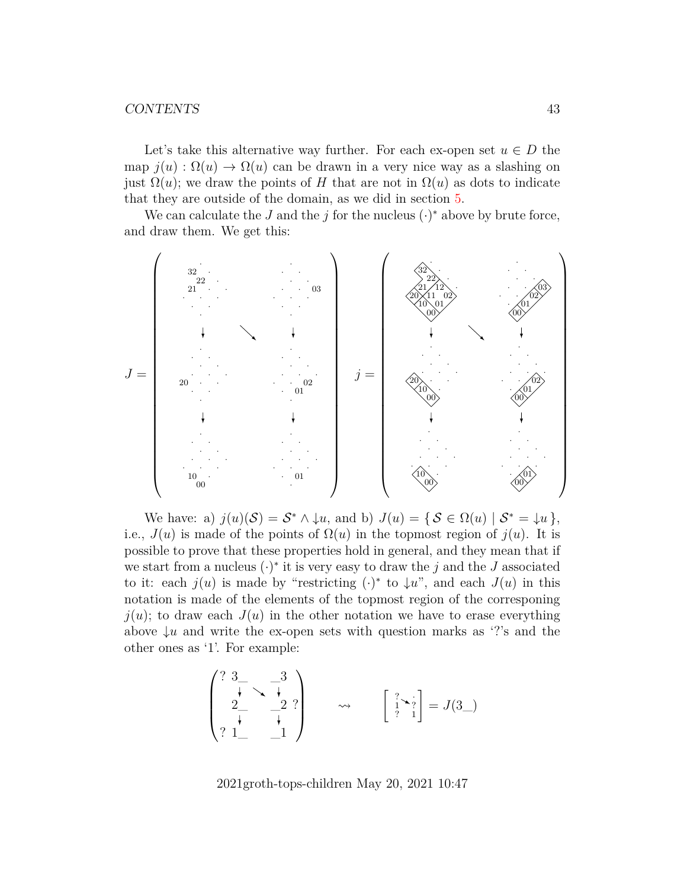Let's take this alternative way further. For each ex-open set $u \in D$ the map $j(u) : \Omega(u) \to \Omega(u)$ can be drawn in a very nice way as a slashing on just $\Omega(u)$; we draw the points of $H$ that are not in $\Omega(u)$ as dots to indicate that they are outside of the domain, as we did in section 5.

We can calculate the $J$ and the $j$ for the nucleus $(\cdot)^*$ above by brute force, and draw them. We get this:

$$J = \begin{pmatrix} \{32, 22, 21\} & & \{03\} \\ \downarrow & \searrow & \downarrow \\ \{20\} & & \{02, 01\} \\ \downarrow & & \downarrow \\ \{10, 00\} & & \{01\} \end{pmatrix} \qquad j = \begin{pmatrix} \text{slashing of } \{32,22,21,12,20,11,02,10,01,00\} & & \text{slashing of } \{03,02,01,00\} \\ \downarrow & \searrow & \downarrow \\ \text{slashing of } \{20,10,00\} & & \text{slashing of } \{02,01,00\} \\ \downarrow & & \downarrow \\ \text{slashing of } \{10,00\} & & \text{slashing of } \{01,00\} \end{pmatrix}$$

We have: a) $j(u)(\mathcal{S}) = \mathcal{S}^* \wedge {\downarrow}u$, and b) $J(u) = \{\, \mathcal{S} \in \Omega(u) \mid \mathcal{S}^* = {\downarrow}u \,\}$, i.e., $J(u)$ is made of the points of $\Omega(u)$ in the topmost region of $j(u)$. It is possible to prove that these properties hold in general, and they mean that if we start from a nucleus $(\cdot)^*$ it is very easy to draw the $j$ and the $J$ associated to it: each $j(u)$ is made by "restricting $(\cdot)^*$ to ${\downarrow}u$", and each $J(u)$ in this notation is made of the elements of the topmost region of the corresponing $j(u)$; to draw each $J(u)$ in the other notation we have to erase everything above ${\downarrow}u$ and write the ex-open sets with question marks as '?'s and the other ones as '1'. For example:

$$\begin{pmatrix} ?\ 3\_ & & \_3 \\ \downarrow & \searrow & \downarrow \\ 2\_ & & \_2\ ? \\ \downarrow & & \downarrow \\ ?\ 1\_ & & \_1 \end{pmatrix} \quad \rightsquigarrow \quad \left[ \begin{smallmatrix} ? & \searrow & \cdot \\ 1 & & ? \\ ? & & 1 \end{smallmatrix} \right] = J(3\_)$$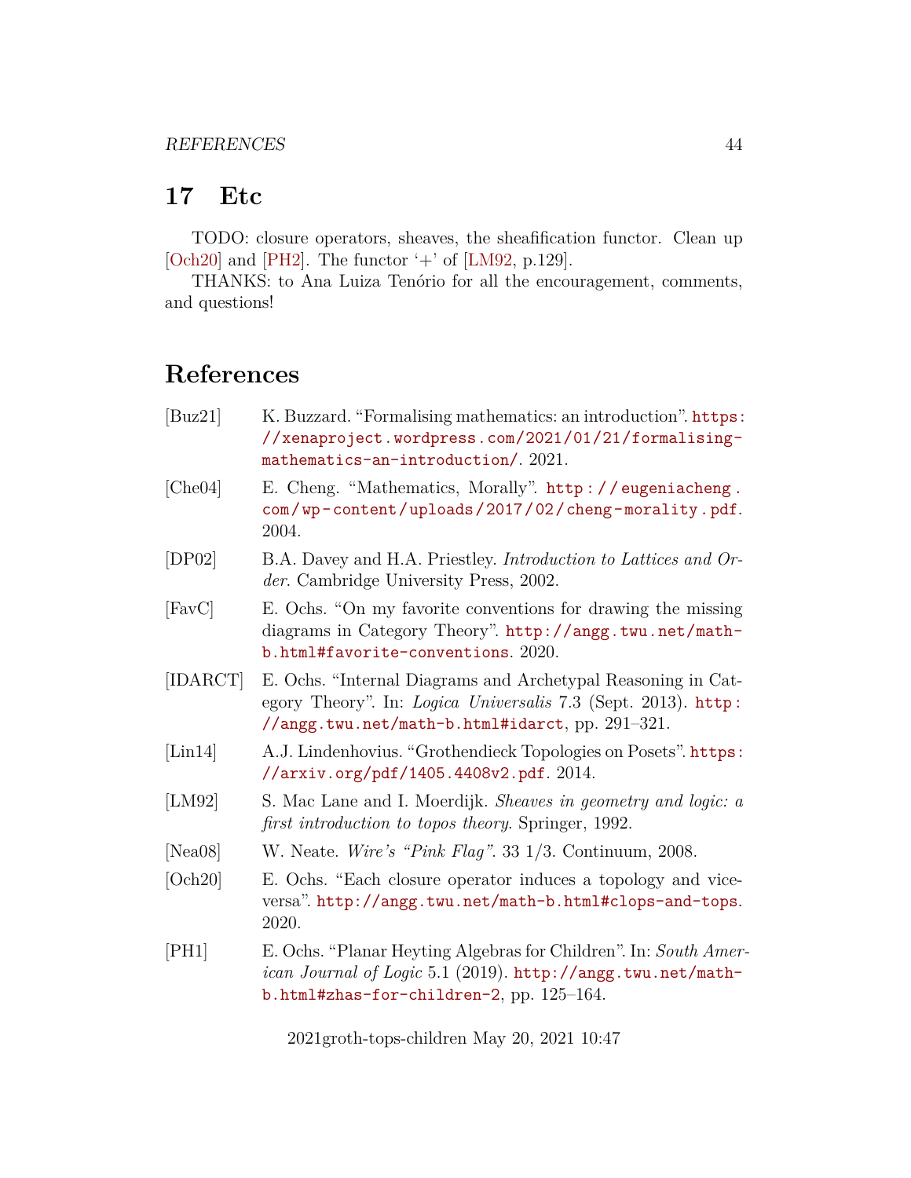## 17 Etc

TODO: closure operators, sheaves, the sheafification functor. Clean up [Och20] and [PH2]. The functor '+' of [LM92, p.129].

THANKS: to Ana Luiza Tenório for all the encouragement, comments, and questions!

## References

[Buz21] K. Buzzard. "Formalising mathematics: an introduction". `https://xenaproject.wordpress.com/2021/01/21/formalising-mathematics-an-introduction/`. 2021.

[Che04] E. Cheng. "Mathematics, Morally". `http://eugeniacheng.com/wp-content/uploads/2017/02/cheng-morality.pdf`. 2004.

[DP02] B.A. Davey and H.A. Priestley. *Introduction to Lattices and Order*. Cambridge University Press, 2002.

[FavC] E. Ochs. "On my favorite conventions for drawing the missing diagrams in Category Theory". `http://angg.twu.net/math-b.html#favorite-conventions`. 2020.

[IDARCT] E. Ochs. "Internal Diagrams and Archetypal Reasoning in Category Theory". In: *Logica Universalis* 7.3 (Sept. 2013). `http://angg.twu.net/math-b.html#idarct`, pp. 291–321.

[Lin14] A.J. Lindenhovius. "Grothendieck Topologies on Posets". `https://arxiv.org/pdf/1405.4408v2.pdf`. 2014.

[LM92] S. Mac Lane and I. Moerdijk. *Sheaves in geometry and logic: a first introduction to topos theory*. Springer, 1992.

[Nea08] W. Neate. *Wire's "Pink Flag"*. 33 1/3. Continuum, 2008.

[Och20] E. Ochs. "Each closure operator induces a topology and vice-versa". `http://angg.twu.net/math-b.html#clops-and-tops`. 2020.

[PH1] E. Ochs. "Planar Heyting Algebras for Children". In: *South American Journal of Logic* 5.1 (2019). `http://angg.twu.net/math-b.html#zhas-for-children-2`, pp. 125–164.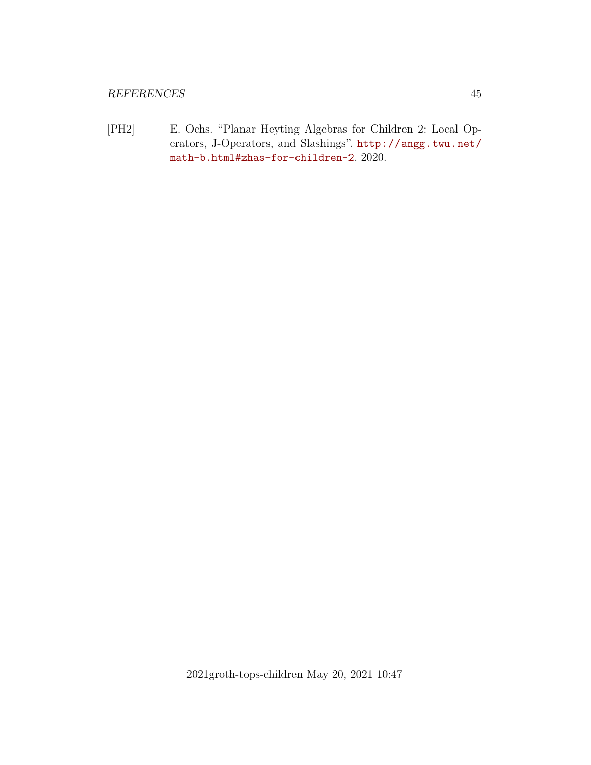[PH2] E. Ochs. “Planar Heyting Algebras for Children 2: Local Operators, J-Operators, and Slashings”. http://angg.twu.net/math-b.html#zhas-for-children-2. 2020.